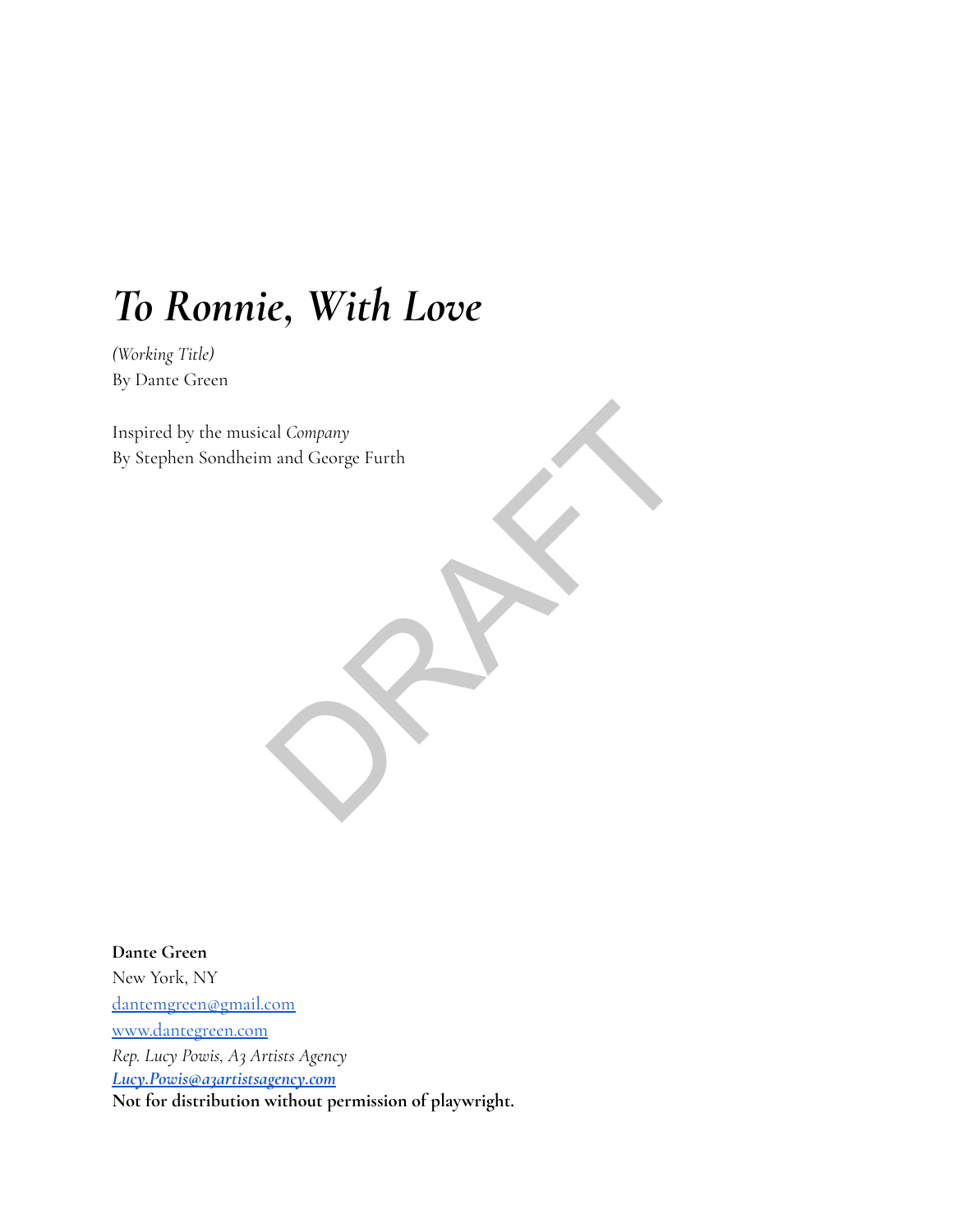# *To Ronnie, With Love*

*(Working Title)*
By Dante Green

Inspired by the musical *Company*
By Stephen Sondheim and George Furth

DRAFT

**Dante Green**
New York, NY
dantemgreen@gmail.com
www.dantegreen.com
*Rep. Lucy Powis, A3 Artists Agency*
***Lucy.Powis@a3artistsagency.com***
**Not for distribution without permission of playwright.**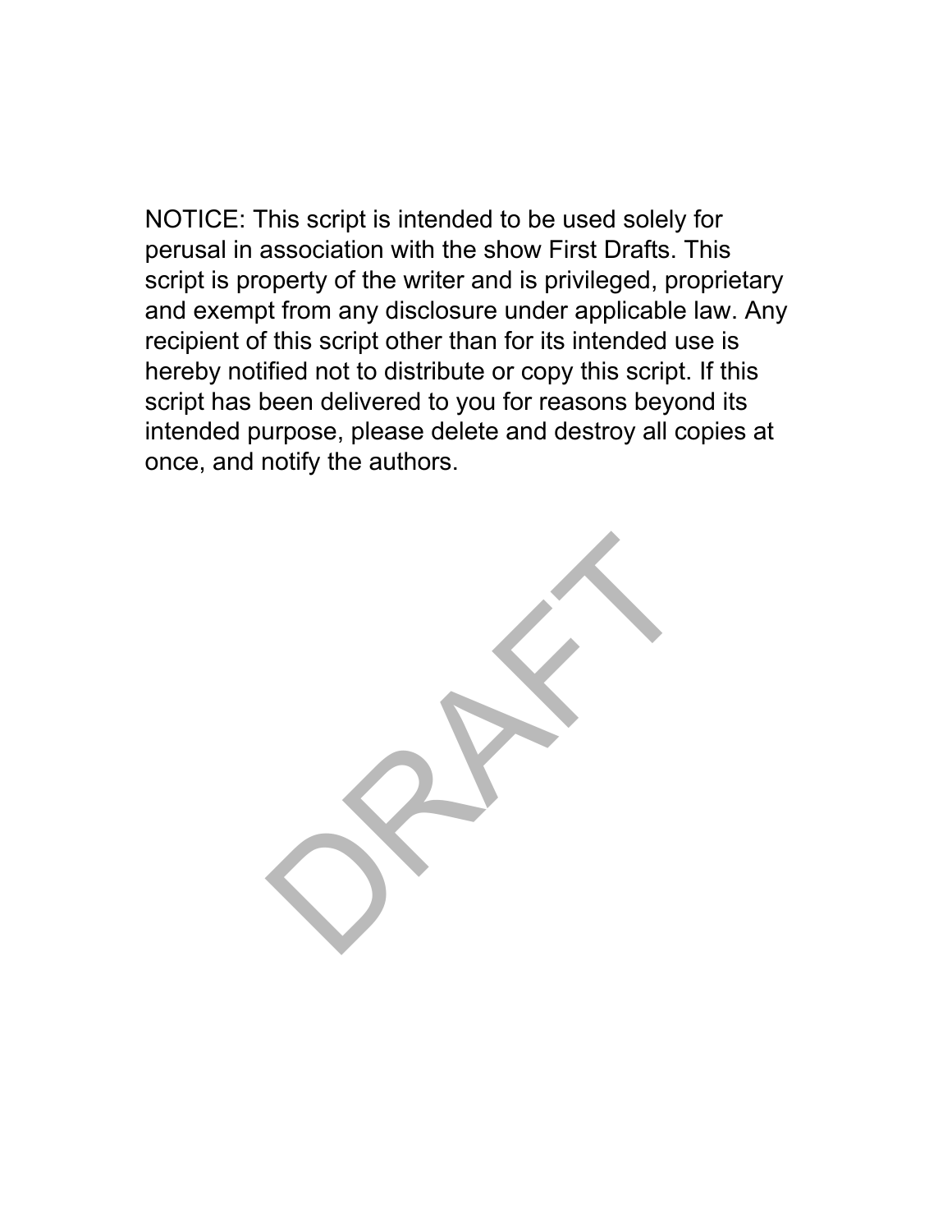NOTICE: This script is intended to be used solely for perusal in association with the show First Drafts. This script is property of the writer and is privileged, proprietary and exempt from any disclosure under applicable law. Any recipient of this script other than for its intended use is hereby notified not to distribute or copy this script. If this script has been delivered to you for reasons beyond its intended purpose, please delete and destroy all copies at once, and notify the authors.

DRAFT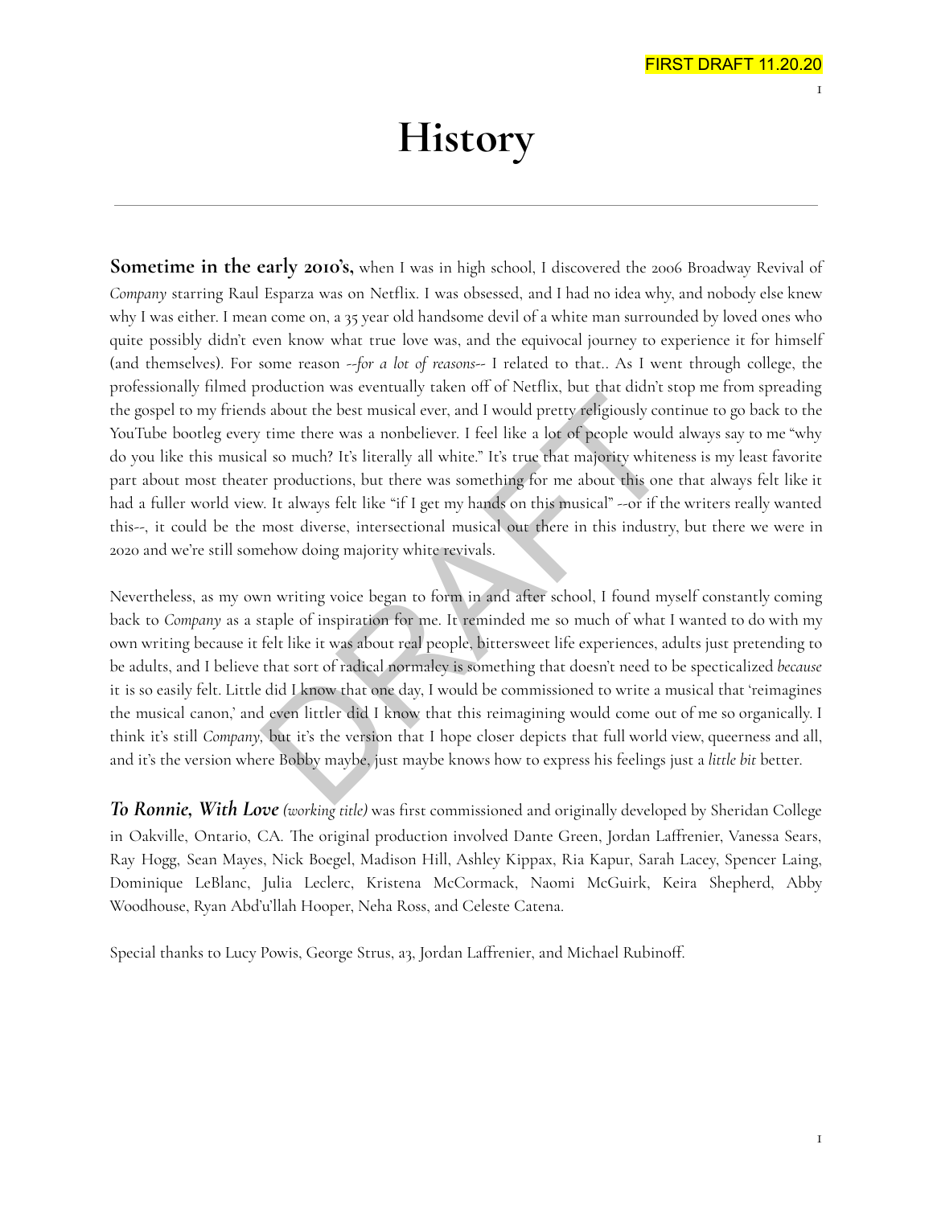# History

**Sometime in the early 2010's,** when I was in high school, I discovered the 2006 Broadway Revival of *Company* starring Raul Esparza was on Netflix. I was obsessed, and I had no idea why, and nobody else knew why I was either. I mean come on, a 35 year old handsome devil of a white man surrounded by loved ones who quite possibly didn't even know what true love was, and the equivocal journey to experience it for himself (and themselves). For some reason *--for a lot of reasons--* I related to that.. As I went through college, the professionally filmed production was eventually taken off of Netflix, but that didn't stop me from spreading the gospel to my friends about the best musical ever, and I would pretty religiously continue to go back to the YouTube bootleg every time there was a nonbeliever. I feel like a lot of people would always say to me "why do you like this musical so much? It's literally all white." It's true that majority whiteness is my least favorite part about most theater productions, but there was something for me about this one that always felt like it had a fuller world view. It always felt like "if I get my hands on this musical" --or if the writers really wanted this--, it could be the most diverse, intersectional musical out there in this industry, but there we were in 2020 and we're still somehow doing majority white revivals.

Nevertheless, as my own writing voice began to form in and after school, I found myself constantly coming back to *Company* as a staple of inspiration for me. It reminded me so much of what I wanted to do with my own writing because it felt like it was about real people, bittersweet life experiences, adults just pretending to be adults, and I believe that sort of radical normalcy is something that doesn't need to be specticalized *because* it is so easily felt. Little did I know that one day, I would be commissioned to write a musical that 'reimagines the musical canon,' and even littler did I know that this reimagining would come out of me so organically. I think it's still *Company*, but it's the version that I hope closer depicts that full world view, queerness and all, and it's the version where Bobby maybe, just maybe knows how to express his feelings just a *little bit* better.

***To Ronnie, With Love*** *(working title)* was first commissioned and originally developed by Sheridan College in Oakville, Ontario, CA. The original production involved Dante Green, Jordan Laffrenier, Vanessa Sears, Ray Hogg, Sean Mayes, Nick Boegel, Madison Hill, Ashley Kippax, Ria Kapur, Sarah Lacey, Spencer Laing, Dominique LeBlanc, Julia Leclerc, Kristena McCormack, Naomi McGuirk, Keira Shepherd, Abby Woodhouse, Ryan Abd'u'llah Hooper, Neha Ross, and Celeste Catena.

Special thanks to Lucy Powis, George Strus, a3, Jordan Laffrenier, and Michael Rubinoff.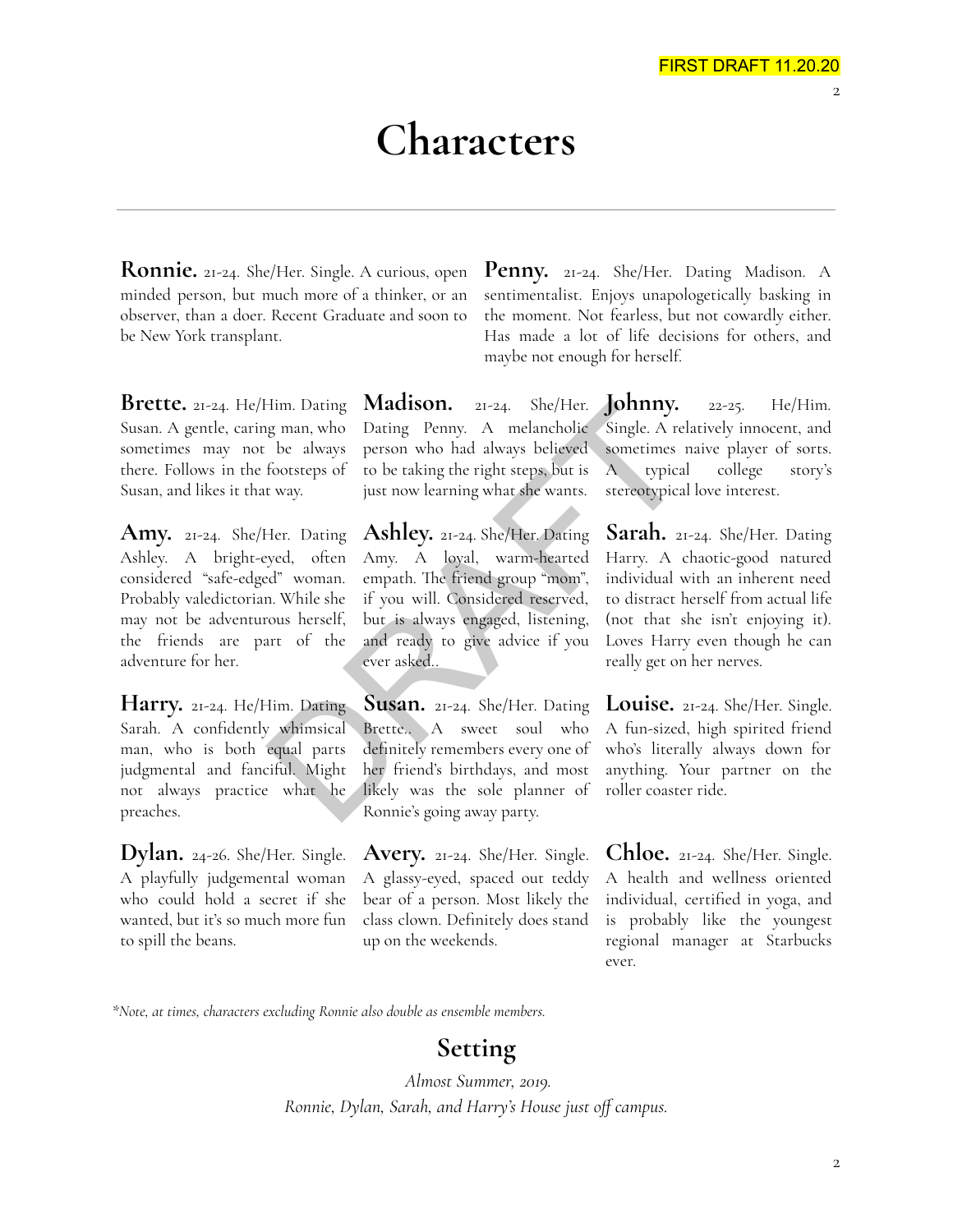FIRST DRAFT 11.20.20

# Characters

---

**Ronnie.** 21-24. She/Her. Single. A curious, open minded person, but much more of a thinker, or an observer, than a doer. Recent Graduate and soon to be New York transplant.

**Penny.** 21-24. She/Her. Dating Madison. A sentimentalist. Enjoys unapologetically basking in the moment. Not fearless, but not cowardly either. Has made a lot of life decisions for others, and maybe not enough for herself.

**Brette.** 21-24. He/Him. Dating Susan. A gentle, caring man, who sometimes may not be always there. Follows in the footsteps of Susan, and likes it that way.

**Madison.** 21-24. She/Her. Dating Penny. A melancholic person who had always believed to be taking the right steps, but is just now learning what she wants.

**Johnny.** 22-25. He/Him. Single. A relatively innocent, and sometimes naive player of sorts. A typical college story's stereotypical love interest.

**Amy.** 21-24. She/Her. Dating Ashley. A bright-eyed, often considered "safe-edged" woman. Probably valedictorian. While she may not be adventurous herself, the friends are part of the adventure for her.

**Ashley.** 21-24. She/Her. Dating Amy. A loyal, warm-hearted empath. The friend group "mom", if you will. Considered reserved, but is always engaged, listening, and ready to give advice if you ever asked..

**Sarah.** 21-24. She/Her. Dating Harry. A chaotic-good natured individual with an inherent need to distract herself from actual life (not that she isn't enjoying it). Loves Harry even though he can really get on her nerves.

**Harry.** 21-24. He/Him. Dating Sarah. A confidently whimsical man, who is both equal parts judgmental and fanciful. Might not always practice what he preaches.

**Susan.** 21-24. She/Her. Dating Brette.. A sweet soul who definitely remembers every one of her friend's birthdays, and most likely was the sole planner of Ronnie's going away party.

**Louise.** 21-24. She/Her. Single. A fun-sized, high spirited friend who's literally always down for anything. Your partner on the roller coaster ride.

**Dylan.** 24-26. She/Her. Single. A playfully judgemental woman who could hold a secret if she wanted, but it's so much more fun to spill the beans.

**Avery.** 21-24. She/Her. Single. A glassy-eyed, spaced out teddy bear of a person. Most likely the class clown. Definitely does stand up on the weekends.

**Chloe.** 21-24. She/Her. Single. A health and wellness oriented individual, certified in yoga, and is probably like the youngest regional manager at Starbucks ever.

*\*Note, at times, characters excluding Ronnie also double as ensemble members.*

## Setting

*Almost Summer, 2019.*

*Ronnie, Dylan, Sarah, and Harry's House just off campus.*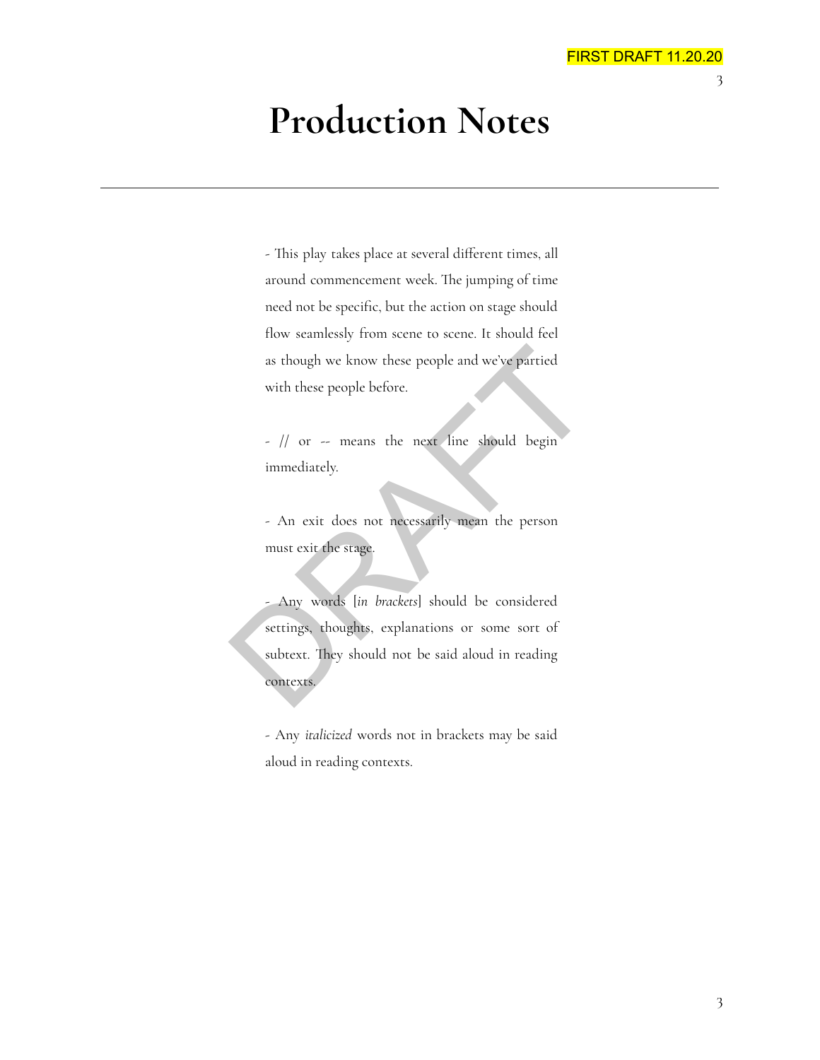# Production Notes

---

- This play takes place at several different times, all around commencement week. The jumping of time need not be specific, but the action on stage should flow seamlessly from scene to scene. It should feel as though we know these people and we've partied with these people before.

- // or -- means the next line should begin immediately.

- An exit does not necessarily mean the person must exit the stage.

- Any words [*in brackets*] should be considered settings, thoughts, explanations or some sort of subtext. They should not be said aloud in reading contexts.

- Any *italicized* words not in brackets may be said aloud in reading contexts.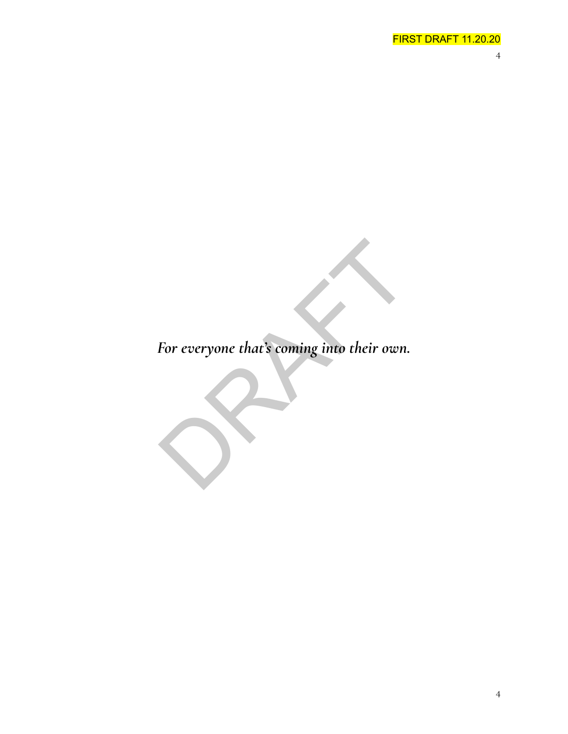*For everyone that's coming into their own.*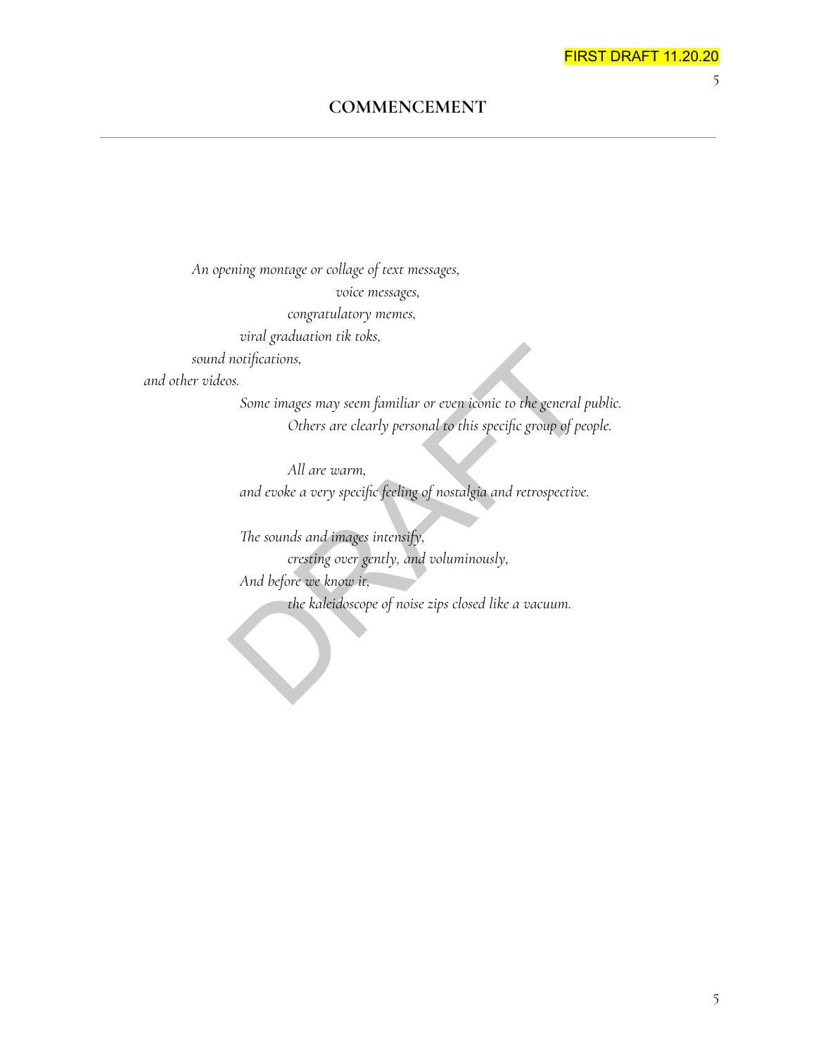## COMMENCEMENT

*An opening montage or collage of text messages,*
*voice messages,*
*congratulatory memes,*
*viral graduation tik toks,*
*sound notifications,*
*and other videos.*
*Some images may seem familiar or even iconic to the general public.*
*Others are clearly personal to this specific group of people.*

*All are warm,*
*and evoke a very specific feeling of nostalgia and retrospective.*

*The sounds and images intensify,*
*cresting over gently, and voluminously,*
*And before we know it,*
*the kaleidoscope of noise zips closed like a vacuum.*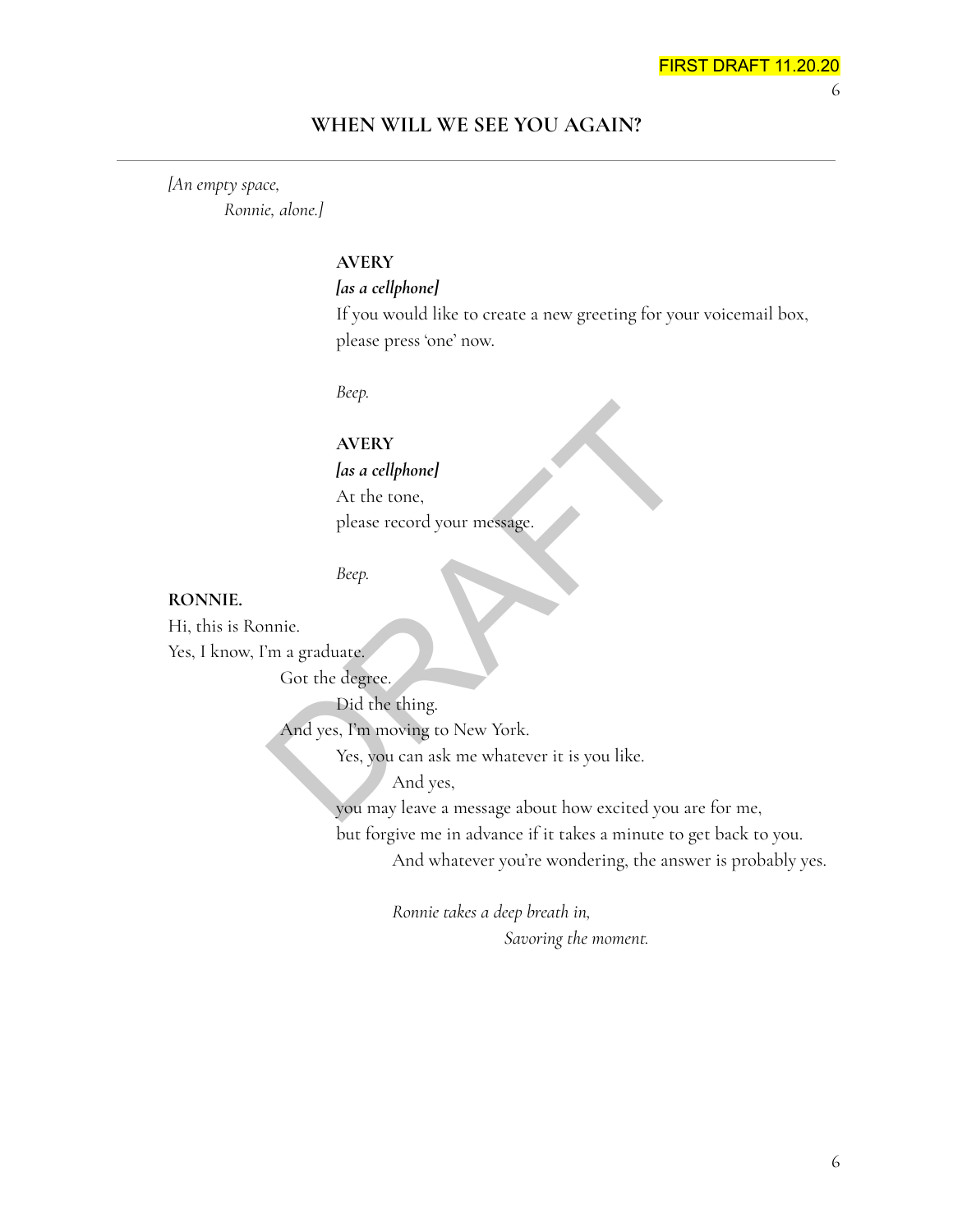## WHEN WILL WE SEE YOU AGAIN?

*[An empty space,*
*Ronnie, alone.]*

**AVERY**
***[as a cellphone]***
If you would like to create a new greeting for your voicemail box,
please press 'one' now.

*Beep.*

**AVERY**
***[as a cellphone]***
At the tone,
please record your message.

*Beep.*

**RONNIE.**
Hi, this is Ronnie.
Yes, I know, I'm a graduate.
Got the degree.
Did the thing.
And yes, I'm moving to New York.
Yes, you can ask me whatever it is you like.
And yes,
you may leave a message about how excited you are for me,
but forgive me in advance if it takes a minute to get back to you.
And whatever you're wondering, the answer is probably yes.

*Ronnie takes a deep breath in,*
*Savoring the moment.*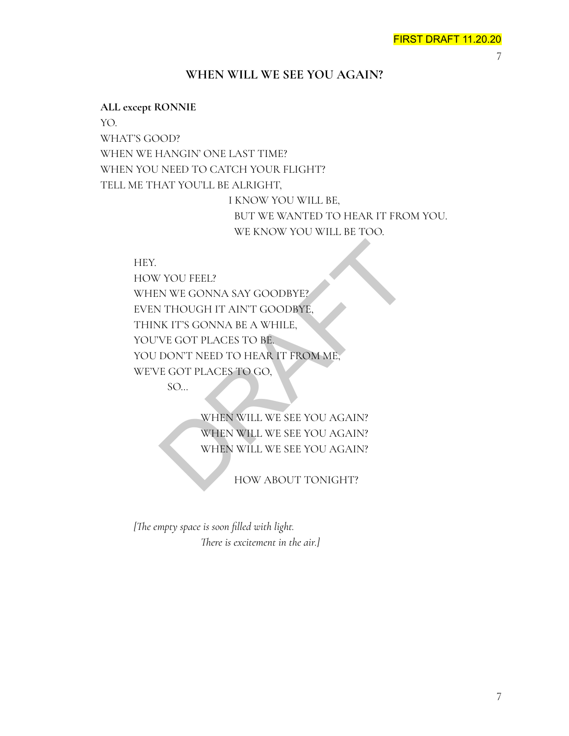## WHEN WILL WE SEE YOU AGAIN?

**ALL except RONNIE**

YO.
WHAT'S GOOD?
WHEN WE HANGIN' ONE LAST TIME?
WHEN YOU NEED TO CATCH YOUR FLIGHT?
TELL ME THAT YOU'LL BE ALRIGHT,
I KNOW YOU WILL BE,
BUT WE WANTED TO HEAR IT FROM YOU.
WE KNOW YOU WILL BE TOO.

HEY.
HOW YOU FEEL?
WHEN WE GONNA SAY GOODBYE?
EVEN THOUGH IT AIN'T GOODBYE,
THINK IT'S GONNA BE A WHILE,
YOU'VE GOT PLACES TO BE.
YOU DON'T NEED TO HEAR IT FROM ME,
WE'VE GOT PLACES TO GO,
SO...

WHEN WILL WE SEE YOU AGAIN?
WHEN WILL WE SEE YOU AGAIN?
WHEN WILL WE SEE YOU AGAIN?

HOW ABOUT TONIGHT?

*[The empty space is soon filled with light.*
*There is excitement in the air.]*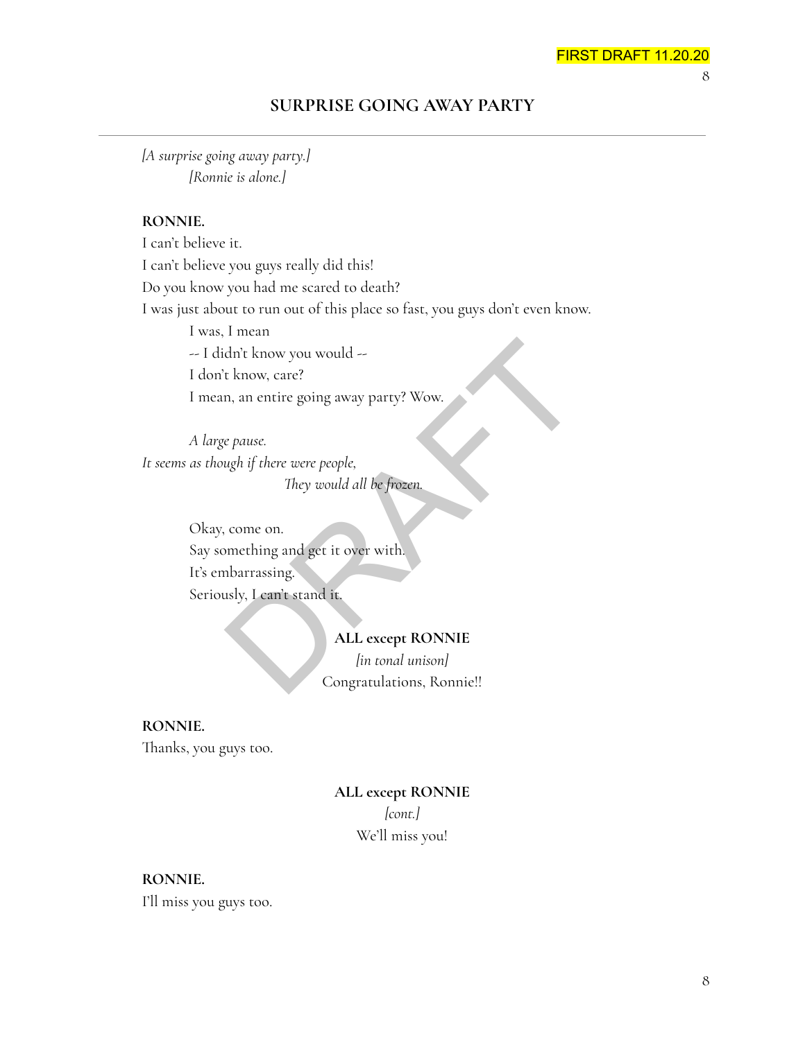## SURPRISE GOING AWAY PARTY

*[A surprise going away party.]*
*[Ronnie is alone.]*

**RONNIE.**
I can't believe it.
I can't believe you guys really did this!
Do you know you had me scared to death?
I was just about to run out of this place so fast, you guys don't even know.
I was, I mean
-- I didn't know you would --
I don't know, care?
I mean, an entire going away party? Wow.

*A large pause.*
*It seems as though if there were people,*
*They would all be frozen.*

Okay, come on.
Say something and get it over with.
It's embarrassing.
Seriously, I can't stand it.

**ALL except RONNIE**
*[in tonal unison]*
Congratulations, Ronnie!!

**RONNIE.**
Thanks, you guys too.

**ALL except RONNIE**
*[cont.]*
We'll miss you!

**RONNIE.**
I'll miss you guys too.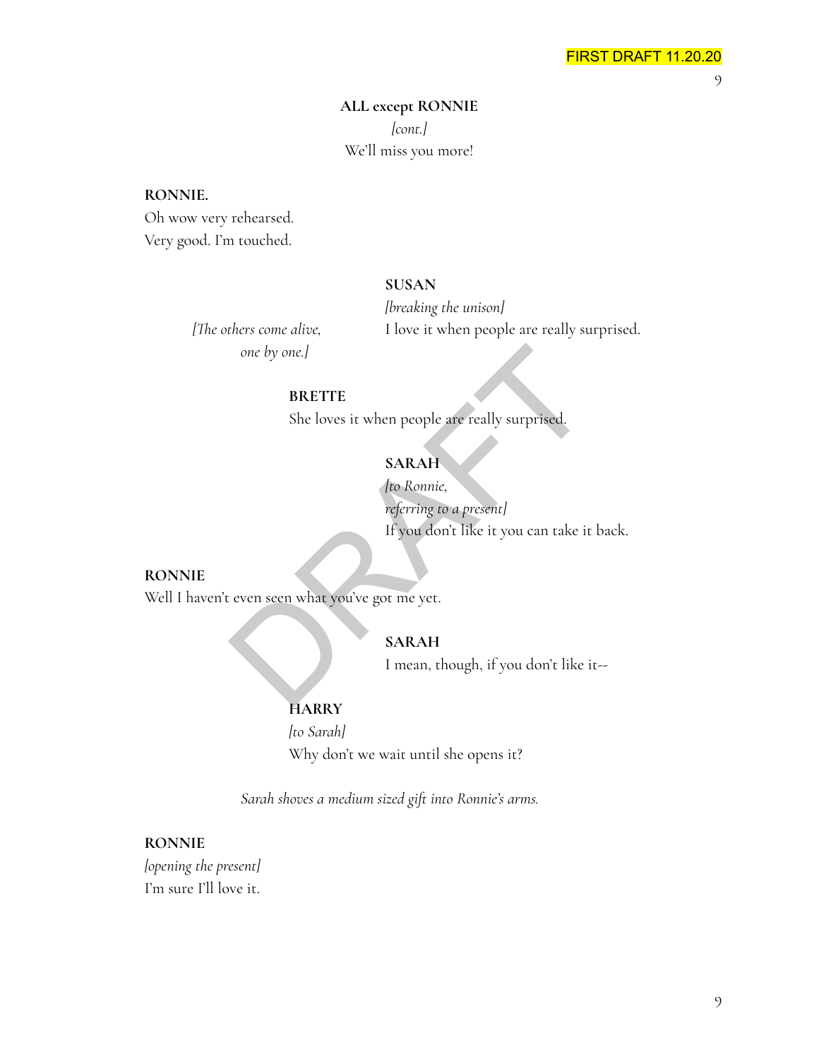**ALL except RONNIE**
*[cont.]*
We'll miss you more!

**RONNIE.**
Oh wow very rehearsed.
Very good. I'm touched.

**SUSAN**
*[breaking the unison]*
I love it when people are really surprised.

*[The others come alive, one by one.]*

**BRETTE**
She loves it when people are really surprised.

**SARAH**
*[to Ronnie, referring to a present]*
If you don't like it you can take it back.

**RONNIE**
Well I haven't even seen what you've got me yet.

**SARAH**
I mean, though, if you don't like it--

**HARRY**
*[to Sarah]*
Why don't we wait until she opens it?

*Sarah shoves a medium sized gift into Ronnie's arms.*

**RONNIE**
*[opening the present]*
I'm sure I'll love it.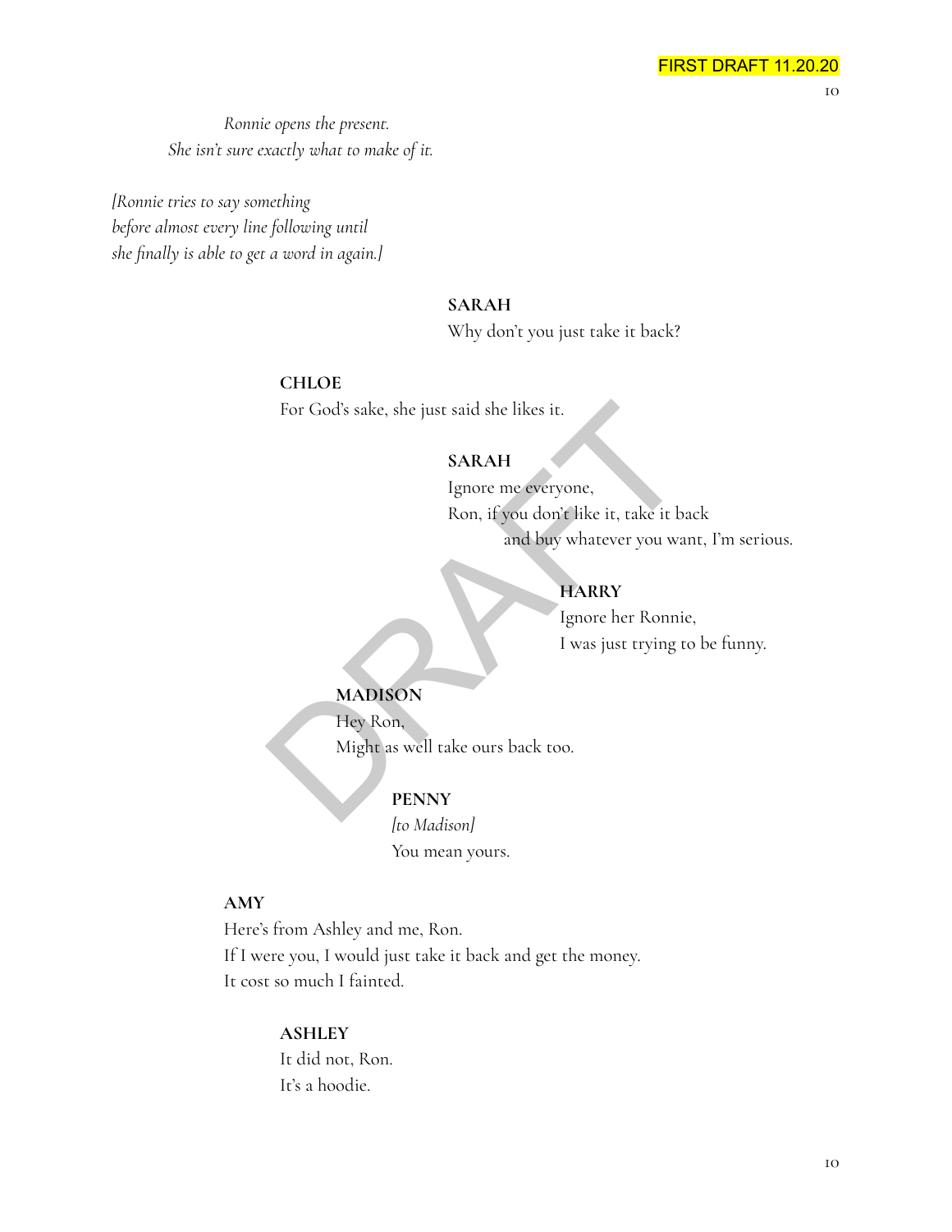*Ronnie opens the present.*
*She isn't sure exactly what to make of it.*

*[Ronnie tries to say something before almost every line following until she finally is able to get a word in again.]*

**SARAH**
Why don't you just take it back?

**CHLOE**
For God's sake, she just said she likes it.

**SARAH**
Ignore me everyone,
Ron, if you don't like it, take it back
and buy whatever you want, I'm serious.

**HARRY**
Ignore her Ronnie,
I was just trying to be funny.

**MADISON**
Hey Ron,
Might as well take ours back too.

**PENNY**
*[to Madison]*
You mean yours.

**AMY**
Here's from Ashley and me, Ron.
If I were you, I would just take it back and get the money.
It cost so much I fainted.

**ASHLEY**
It did not, Ron.
It's a hoodie.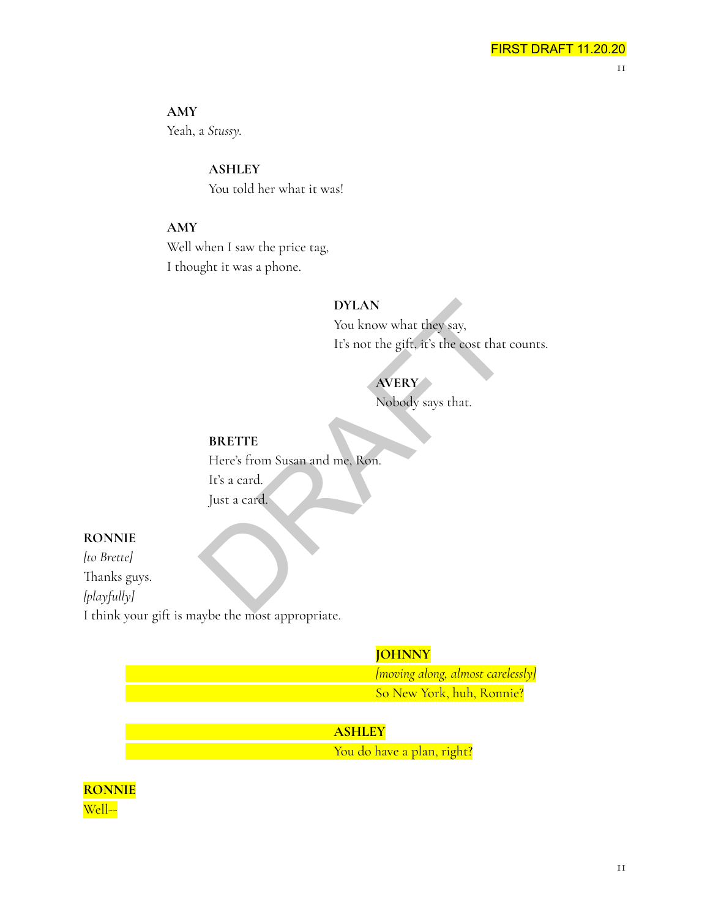**AMY**
Yeah, a *Stussy.*

**ASHLEY**
You told her what it was!

**AMY**
Well when I saw the price tag,
I thought it was a phone.

**DYLAN**
You know what they say,
It's not the gift, it's the cost that counts.

**AVERY**
Nobody says that.

**BRETTE**
Here's from Susan and me, Ron.
It's a card.
Just a card.

**RONNIE**
*[to Brette]*
Thanks guys.
*[playfully]*
I think your gift is maybe the most appropriate.

**JOHNNY**
*[moving along, almost carelessly]*
So New York, huh, Ronnie?

**ASHLEY**
You do have a plan, right?

**RONNIE**
Well--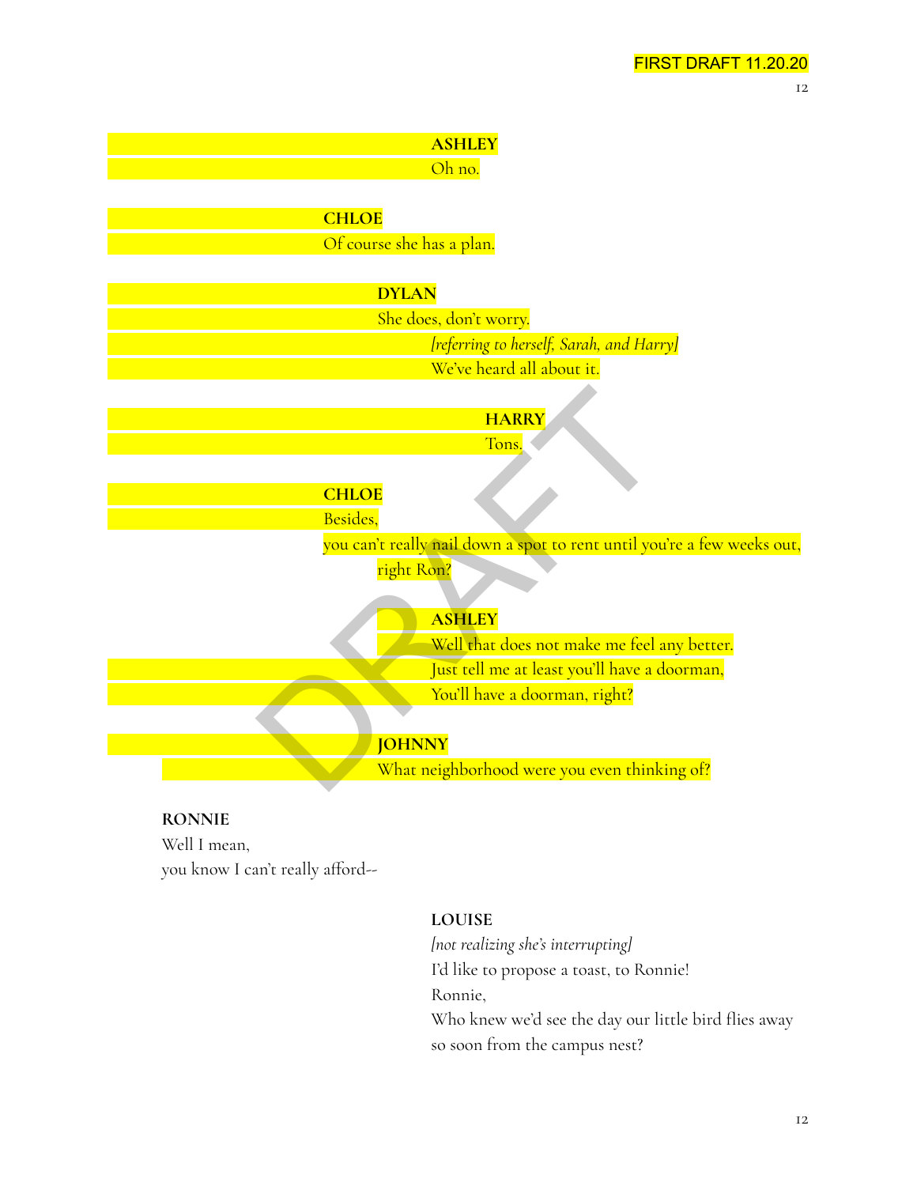**ASHLEY**
Oh no.

**CHLOE**
Of course she has a plan.

**DYLAN**
She does, don't worry.
*[referring to herself, Sarah, and Harry]*
We've heard all about it.

**HARRY**
Tons.

**CHLOE**
Besides,
you can't really nail down a spot to rent until you're a few weeks out,
right Ron?

**ASHLEY**
Well that does not make me feel any better.
Just tell me at least you'll have a doorman,
You'll have a doorman, right?

**JOHNNY**
What neighborhood were you even thinking of?

**RONNIE**
Well I mean,
you know I can't really afford--

**LOUISE**
*[not realizing she's interrupting]*
I'd like to propose a toast, to Ronnie!
Ronnie,
Who knew we'd see the day our little bird flies away
so soon from the campus nest?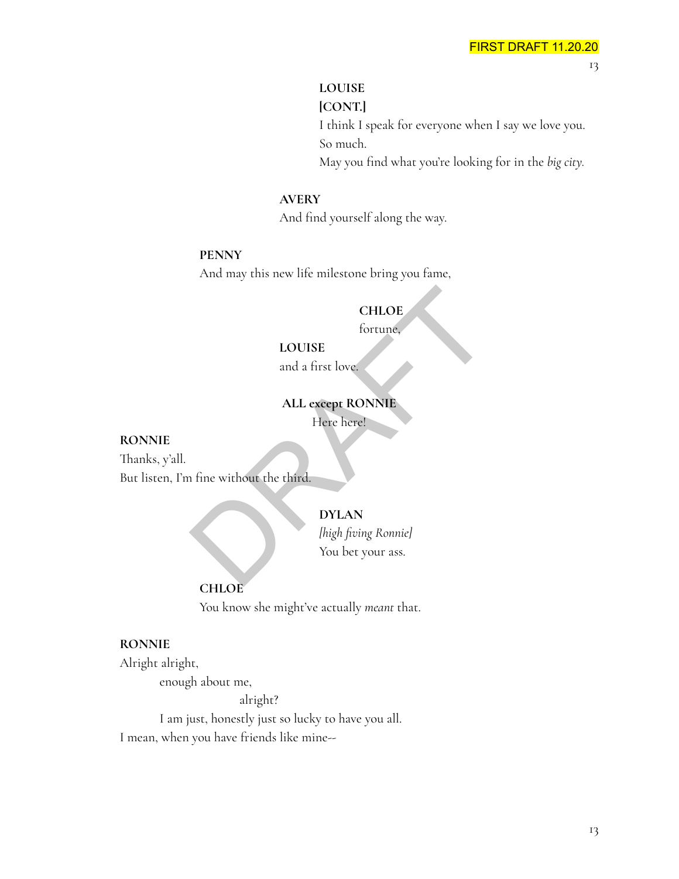**LOUISE**
**[CONT.]**
I think I speak for everyone when I say we love you.
So much.
May you find what you're looking for in the *big city.*

**AVERY**
And find yourself along the way.

**PENNY**
And may this new life milestone bring you fame,

**CHLOE**
fortune,

**LOUISE**
and a first love.

**ALL except RONNIE**
Here here!

**RONNIE**
Thanks, y'all.
But listen, I'm fine without the third.

**DYLAN**
*[high fiving Ronnie]*
You bet your ass.

**CHLOE**
You know she might've actually *meant* that.

**RONNIE**
Alright alright,
enough about me,
alright?
I am just, honestly just so lucky to have you all.
I mean, when you have friends like mine--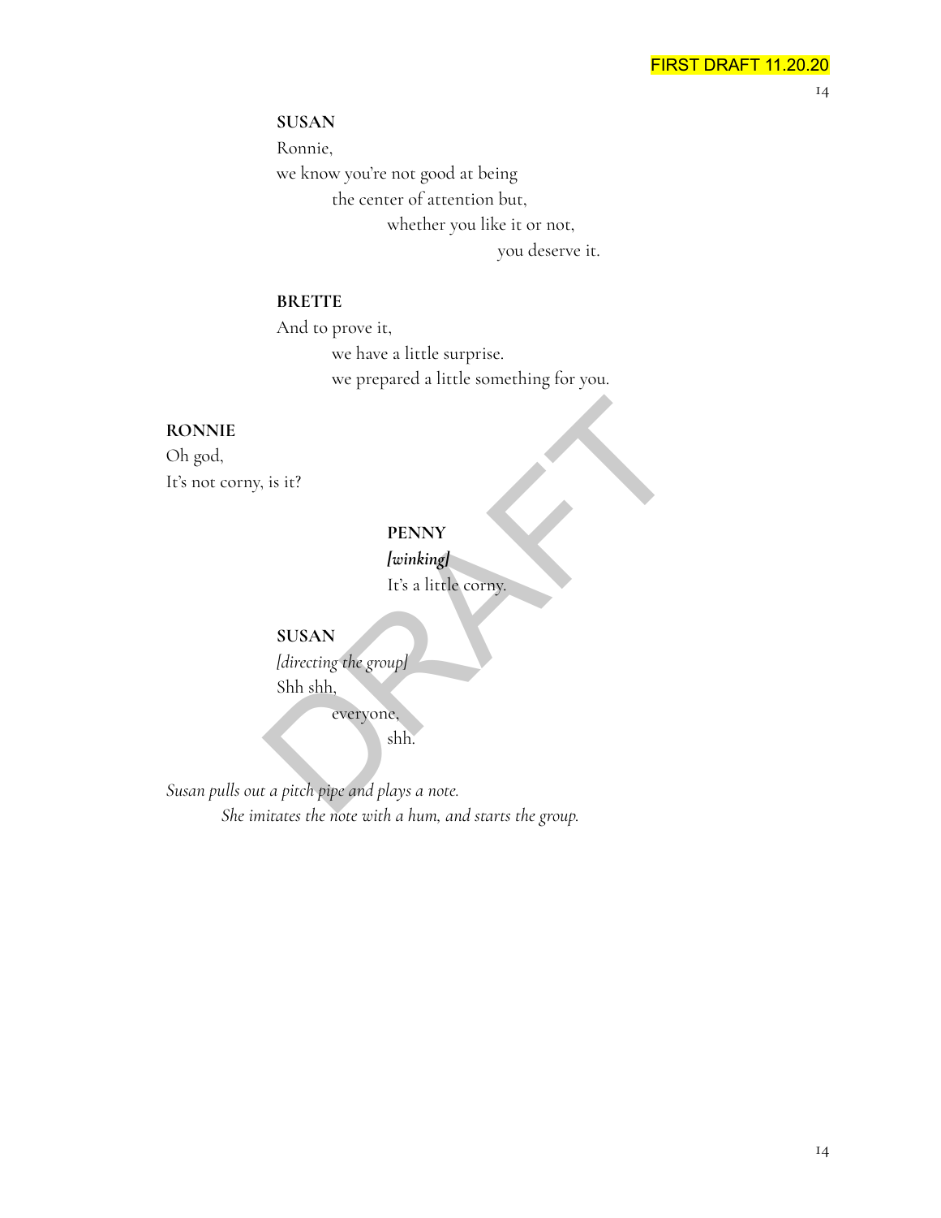**SUSAN**

Ronnie,
we know you're not good at being
the center of attention but,
whether you like it or not,
you deserve it.

**BRETTE**

And to prove it,
we have a little surprise.
we prepared a little something for you.

**RONNIE**

Oh god,
It's not corny, is it?

**PENNY**

*[winking]*
It's a little corny.

**SUSAN**

*[directing the group]*
Shh shh,
everyone,
shh.

*Susan pulls out a pitch pipe and plays a note.*
*She imitates the note with a hum, and starts the group.*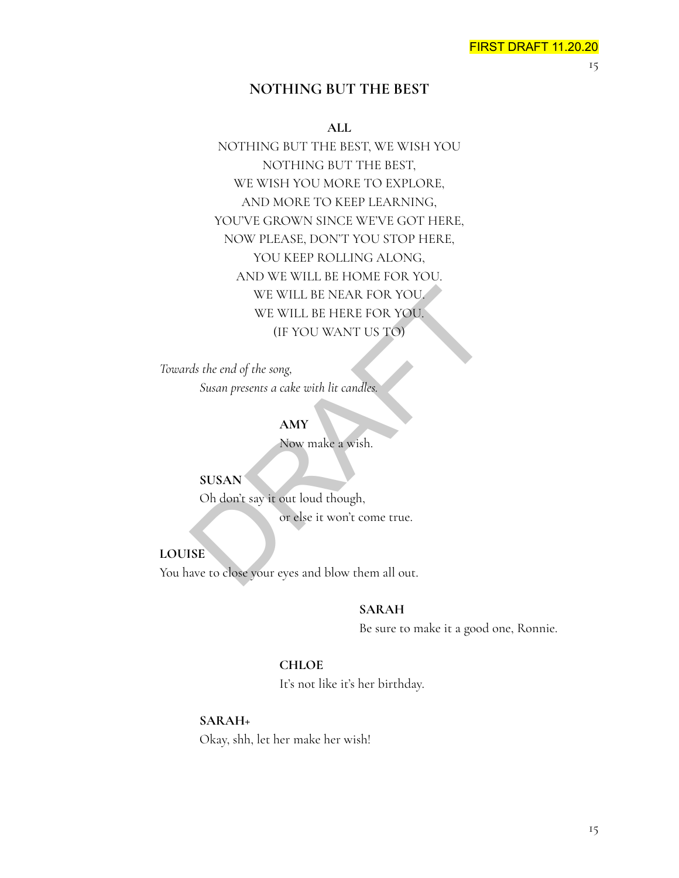## NOTHING BUT THE BEST

**ALL**

NOTHING BUT THE BEST, WE WISH YOU
NOTHING BUT THE BEST,
WE WISH YOU MORE TO EXPLORE,
AND MORE TO KEEP LEARNING,
YOU'VE GROWN SINCE WE'VE GOT HERE,
NOW PLEASE, DON'T YOU STOP HERE,
YOU KEEP ROLLING ALONG,
AND WE WILL BE HOME FOR YOU.
WE WILL BE NEAR FOR YOU.
WE WILL BE HERE FOR YOU.
(IF YOU WANT US TO)

*Towards the end of the song,*
*Susan presents a cake with lit candles.*

**AMY**
Now make a wish.

**SUSAN**
Oh don't say it out loud though,
or else it won't come true.

**LOUISE**
You have to close your eyes and blow them all out.

**SARAH**
Be sure to make it a good one, Ronnie.

**CHLOE**
It's not like it's her birthday.

**SARAH+**
Okay, shh, let her make her wish!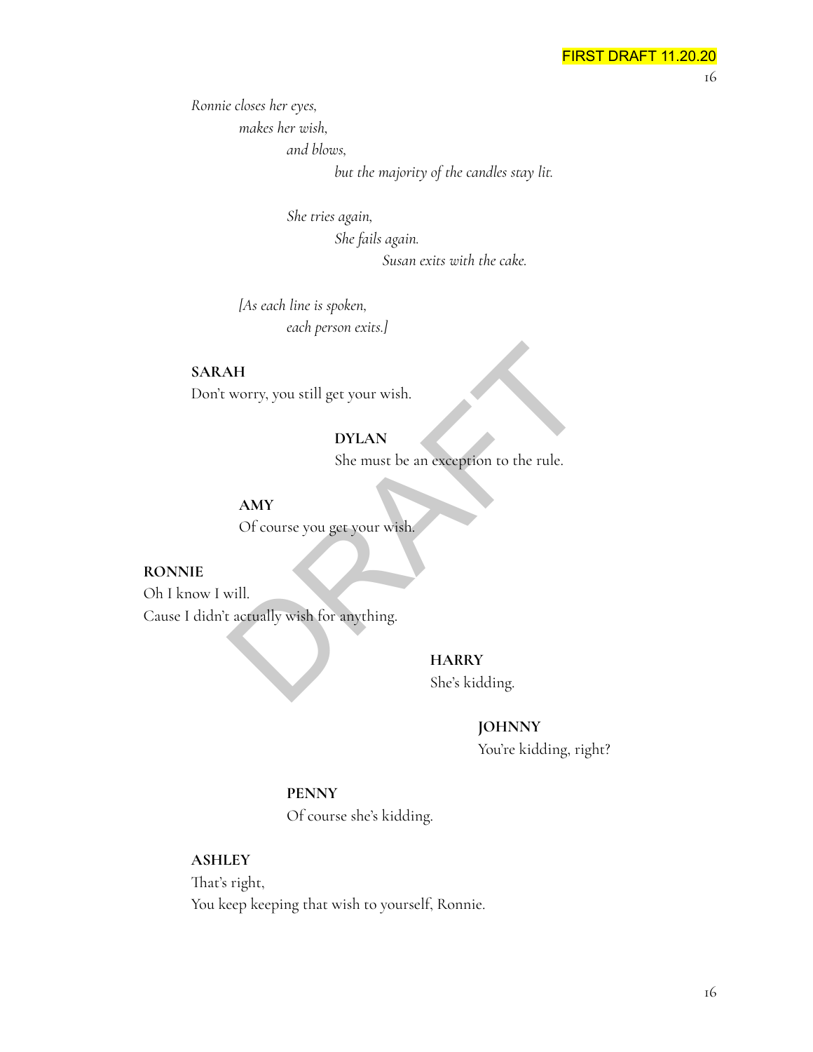*Ronnie closes her eyes,*
*makes her wish,*
*and blows,*
*but the majority of the candles stay lit.*

*She tries again,*
*She fails again.*
*Susan exits with the cake.*

*[As each line is spoken,*
*each person exits.]*

**SARAH**
Don't worry, you still get your wish.

**DYLAN**
She must be an exception to the rule.

**AMY**
Of course you get your wish.

**RONNIE**
Oh I know I will.
Cause I didn't actually wish for anything.

**HARRY**
She's kidding.

**JOHNNY**
You're kidding, right?

**PENNY**
Of course she's kidding.

**ASHLEY**
That's right,
You keep keeping that wish to yourself, Ronnie.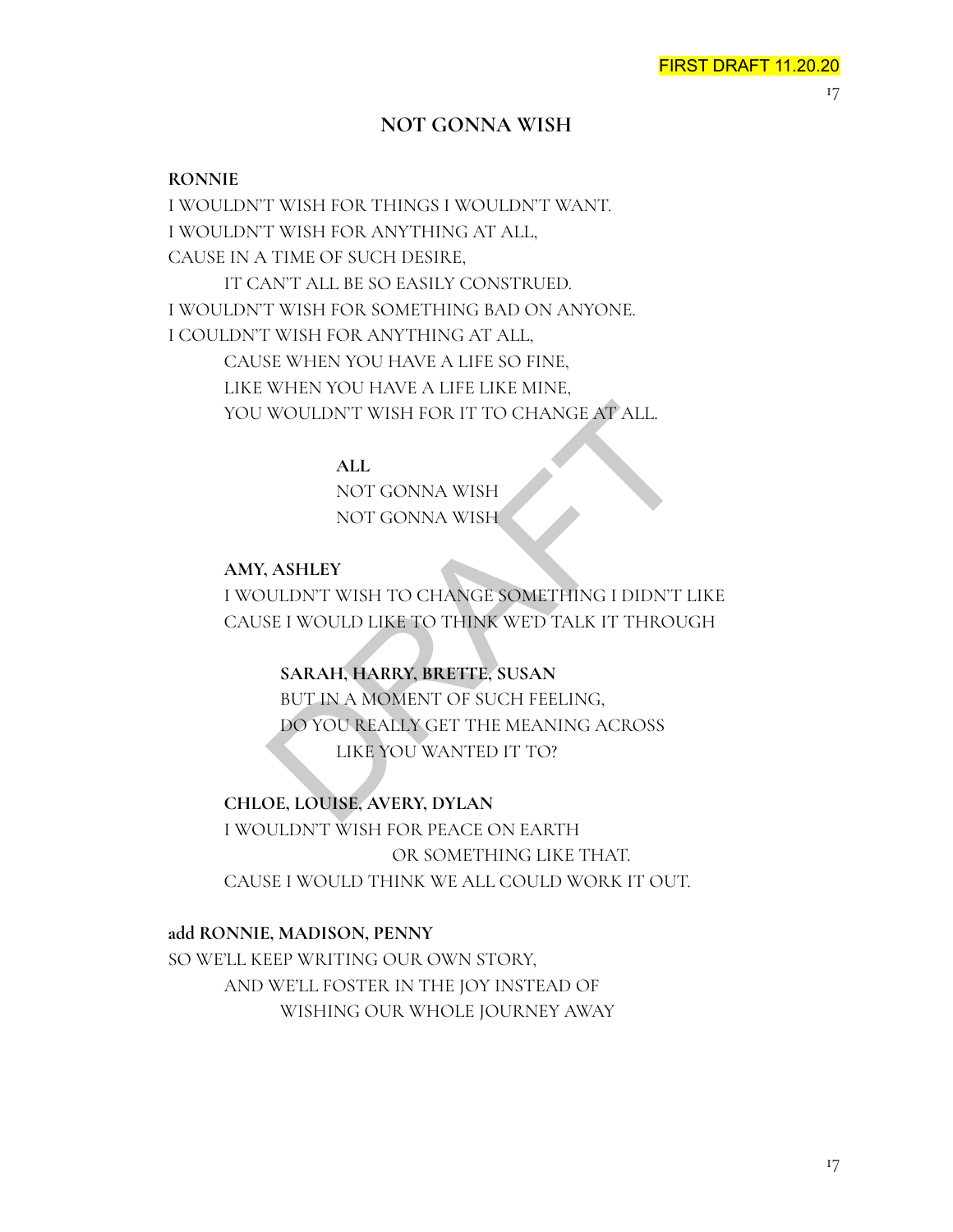## NOT GONNA WISH

**RONNIE**

I WOULDN'T WISH FOR THINGS I WOULDN'T WANT.
I WOULDN'T WISH FOR ANYTHING AT ALL,
CAUSE IN A TIME OF SUCH DESIRE,
IT CAN'T ALL BE SO EASILY CONSTRUED.
I WOULDN'T WISH FOR SOMETHING BAD ON ANYONE.
I COULDN'T WISH FOR ANYTHING AT ALL,
CAUSE WHEN YOU HAVE A LIFE SO FINE,
LIKE WHEN YOU HAVE A LIFE LIKE MINE,
YOU WOULDN'T WISH FOR IT TO CHANGE AT ALL.

**ALL**

NOT GONNA WISH
NOT GONNA WISH

**AMY, ASHLEY**

I WOULDN'T WISH TO CHANGE SOMETHING I DIDN'T LIKE
CAUSE I WOULD LIKE TO THINK WE'D TALK IT THROUGH

**SARAH, HARRY, BRETTE, SUSAN**

BUT IN A MOMENT OF SUCH FEELING,
DO YOU REALLY GET THE MEANING ACROSS
LIKE YOU WANTED IT TO?

**CHLOE, LOUISE, AVERY, DYLAN**

I WOULDN'T WISH FOR PEACE ON EARTH
OR SOMETHING LIKE THAT.
CAUSE I WOULD THINK WE ALL COULD WORK IT OUT.

**add RONNIE, MADISON, PENNY**

SO WE'LL KEEP WRITING OUR OWN STORY,
AND WE'LL FOSTER IN THE JOY INSTEAD OF
WISHING OUR WHOLE JOURNEY AWAY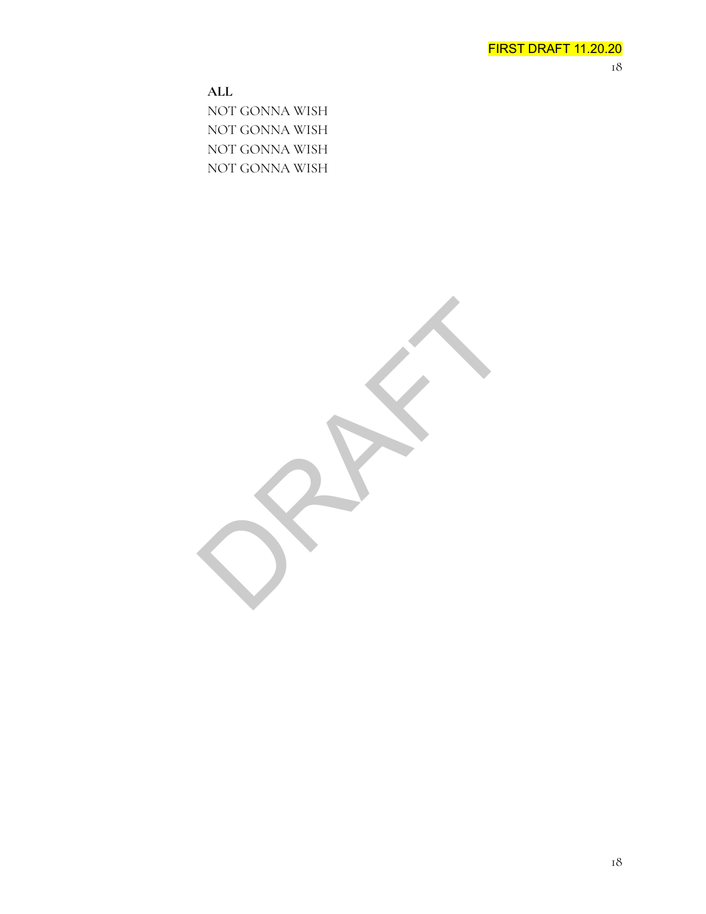**ALL**
NOT GONNA WISH
NOT GONNA WISH
NOT GONNA WISH
NOT GONNA WISH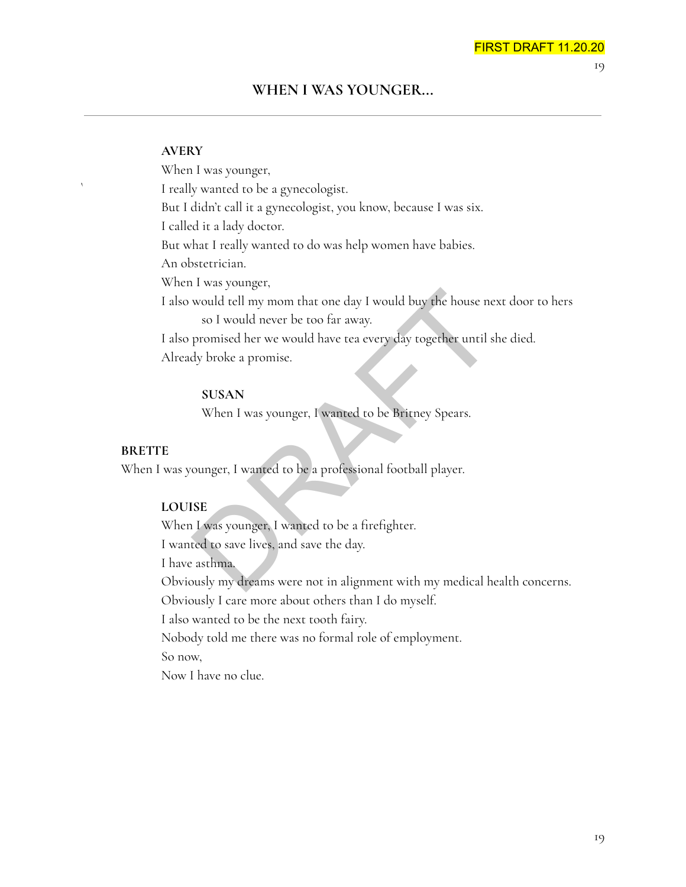FIRST DRAFT 11.20.20

## WHEN I WAS YOUNGER...

---

**AVERY**

When I was younger,
I really wanted to be a gynecologist.
But I didn't call it a gynecologist, you know, because I was six.
I called it a lady doctor.
But what I really wanted to do was help women have babies.
An obstetrician.
When I was younger,
I also would tell my mom that one day I would buy the house next door to hers
so I would never be too far away.
I also promised her we would have tea every day together until she died.
Already broke a promise.

**SUSAN**

When I was younger, I wanted to be Britney Spears.

**BRETTE**

When I was younger, I wanted to be a professional football player.

**LOUISE**

When I was younger, I wanted to be a firefighter.
I wanted to save lives, and save the day.
I have asthma.
Obviously my dreams were not in alignment with my medical health concerns.
Obviously I care more about others than I do myself.
I also wanted to be the next tooth fairy.
Nobody told me there was no formal role of employment.
So now,
Now I have no clue.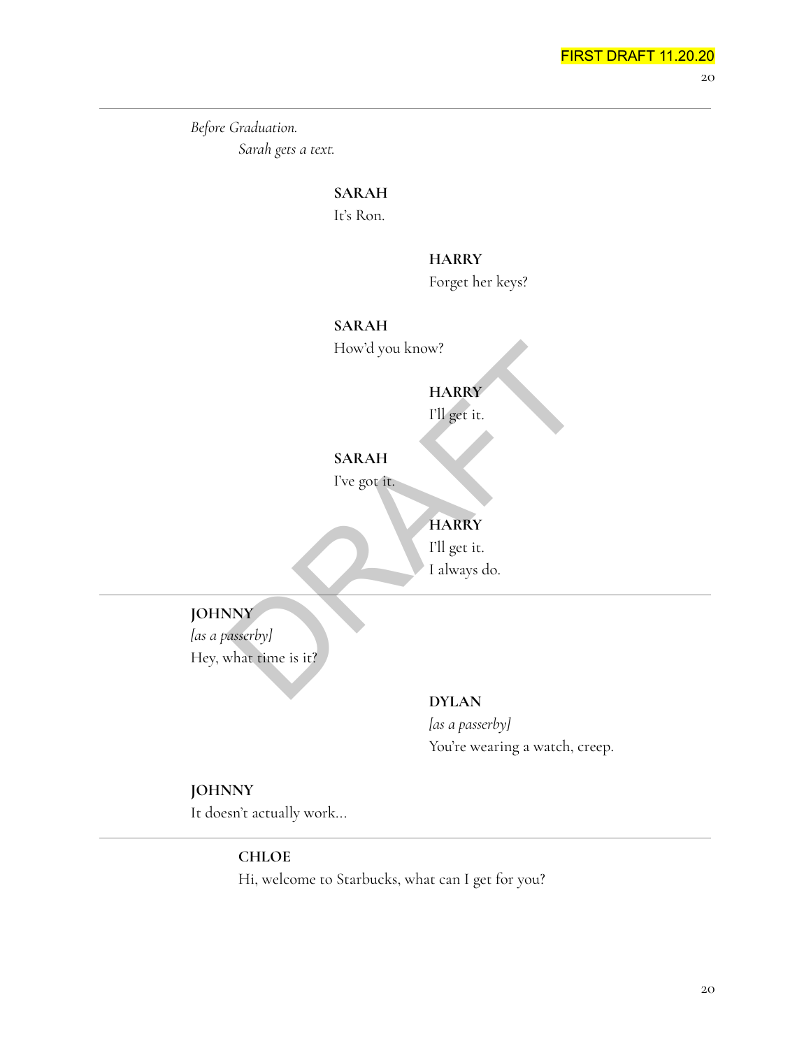*Before Graduation.*

*Sarah gets a text.*

**SARAH**
It's Ron.

**HARRY**
Forget her keys?

**SARAH**
How'd you know?

**HARRY**
I'll get it.

**SARAH**
I've got it.

**HARRY**
I'll get it.
I always do.

---

**JOHNNY**
*[as a passerby]*
Hey, what time is it?

**DYLAN**
*[as a passerby]*
You're wearing a watch, creep.

**JOHNNY**
It doesn't actually work...

---

**CHLOE**
Hi, welcome to Starbucks, what can I get for you?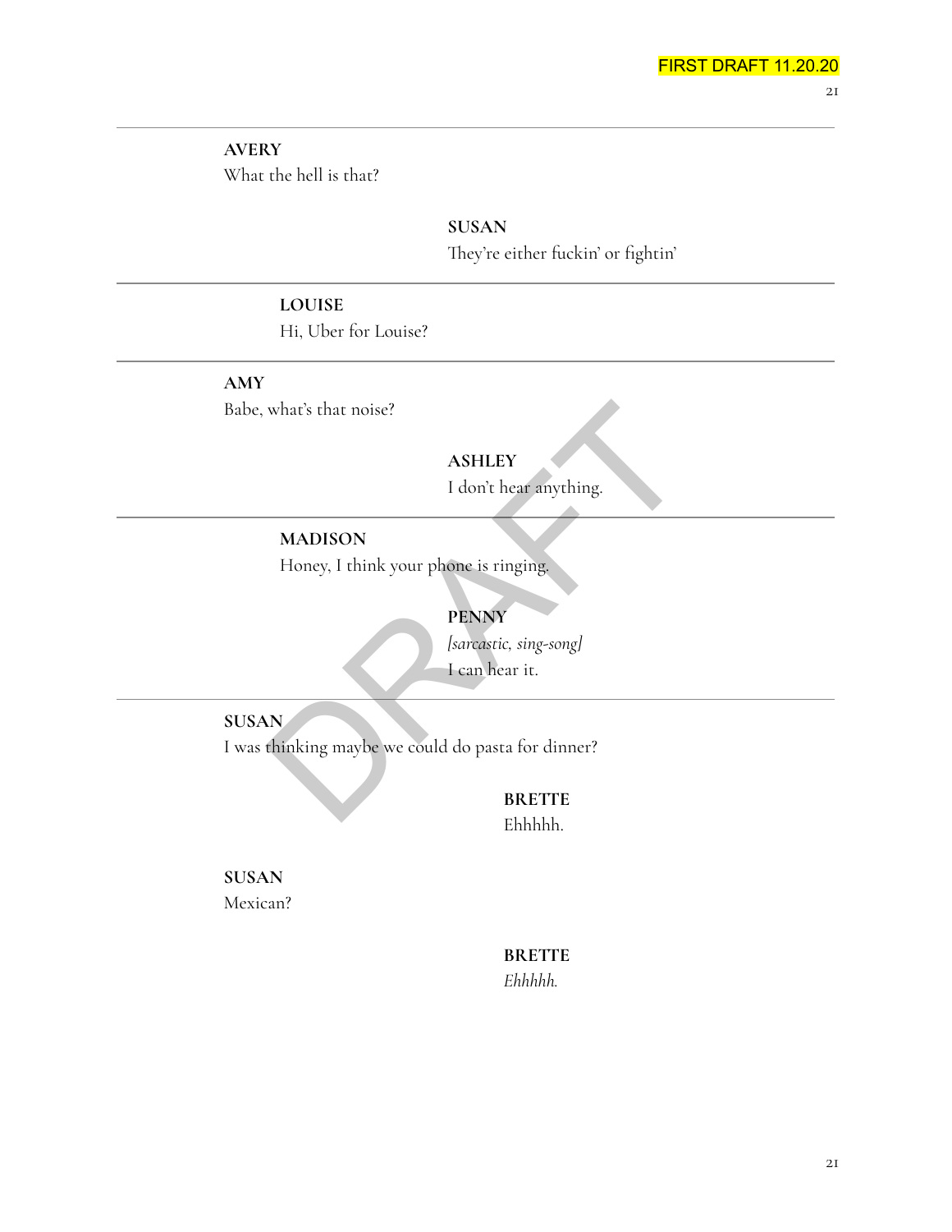---

**AVERY**
What the hell is that?

**SUSAN**
They're either fuckin' or fightin'

---

**LOUISE**
Hi, Uber for Louise?

---

**AMY**
Babe, what's that noise?

**ASHLEY**
I don't hear anything.

---

**MADISON**
Honey, I think your phone is ringing.

**PENNY**
*[sarcastic, sing-song]*
I can hear it.

---

**SUSAN**
I was thinking maybe we could do pasta for dinner?

**BRETTE**
Ehhhhh.

**SUSAN**
Mexican?

**BRETTE**
*Ehhhhh.*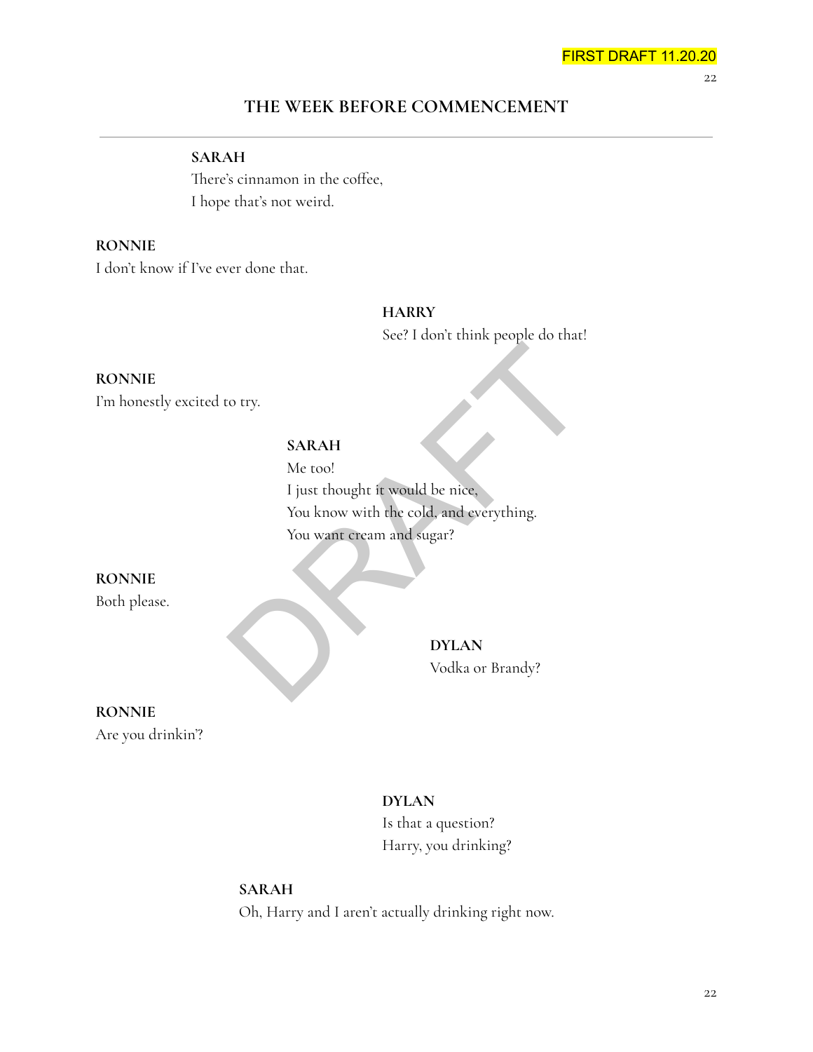## THE WEEK BEFORE COMMENCEMENT

**SARAH**
There's cinnamon in the coffee,
I hope that's not weird.

**RONNIE**
I don't know if I've ever done that.

**HARRY**
See? I don't think people do that!

**RONNIE**
I'm honestly excited to try.

**SARAH**
Me too!
I just thought it would be nice,
You know with the cold, and everything.
You want cream and sugar?

**RONNIE**
Both please.

**DYLAN**
Vodka or Brandy?

**RONNIE**
Are you drinkin'?

**DYLAN**
Is that a question?
Harry, you drinking?

**SARAH**
Oh, Harry and I aren't actually drinking right now.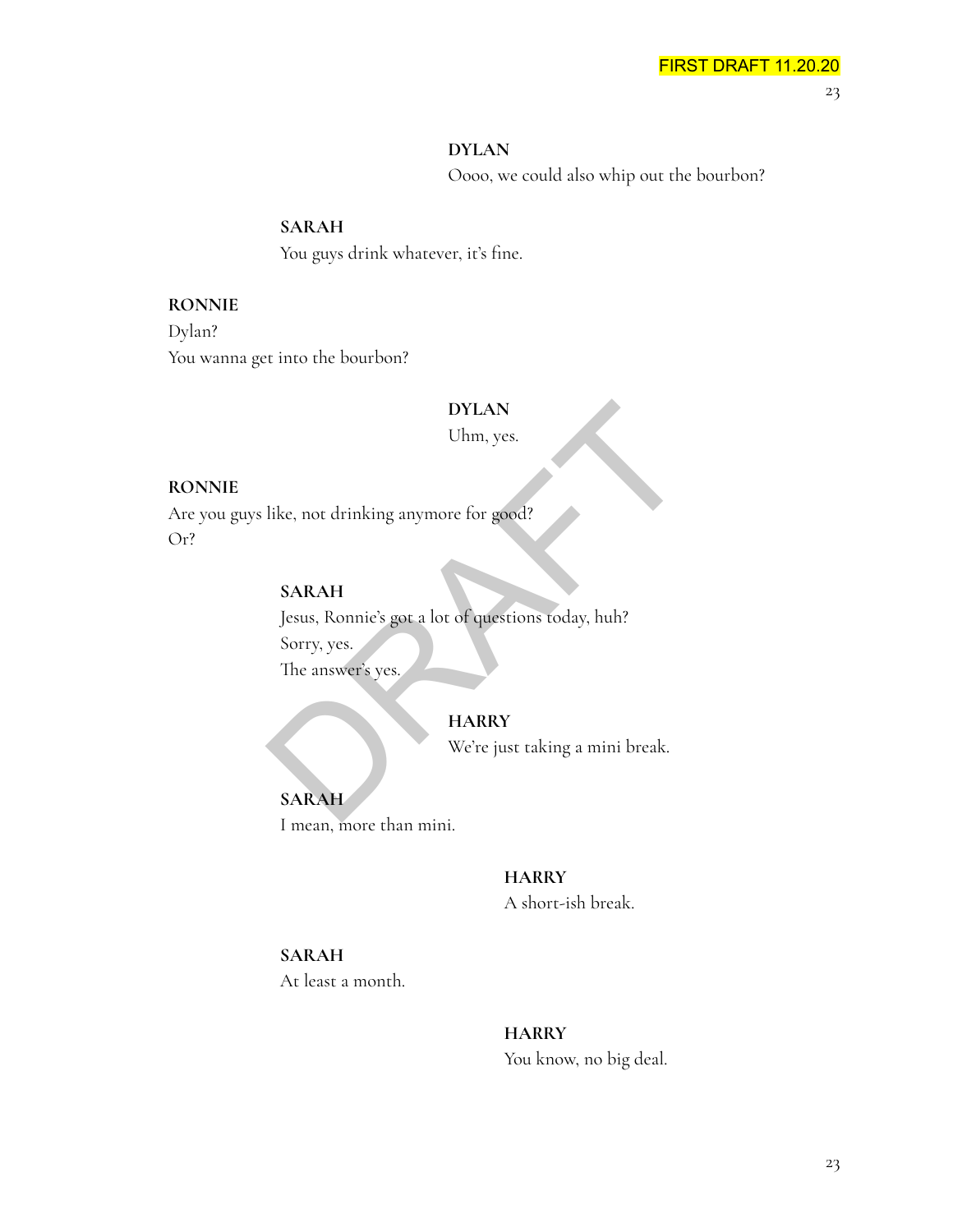**DYLAN**
Oooo, we could also whip out the bourbon?

**SARAH**
You guys drink whatever, it's fine.

**RONNIE**
Dylan?
You wanna get into the bourbon?

**DYLAN**
Uhm, yes.

**RONNIE**
Are you guys like, not drinking anymore for good?
Or?

**SARAH**
Jesus, Ronnie's got a lot of questions today, huh?
Sorry, yes.
The answer's yes.

**HARRY**
We're just taking a mini break.

**SARAH**
I mean, more than mini.

**HARRY**
A short-ish break.

**SARAH**
At least a month.

**HARRY**
You know, no big deal.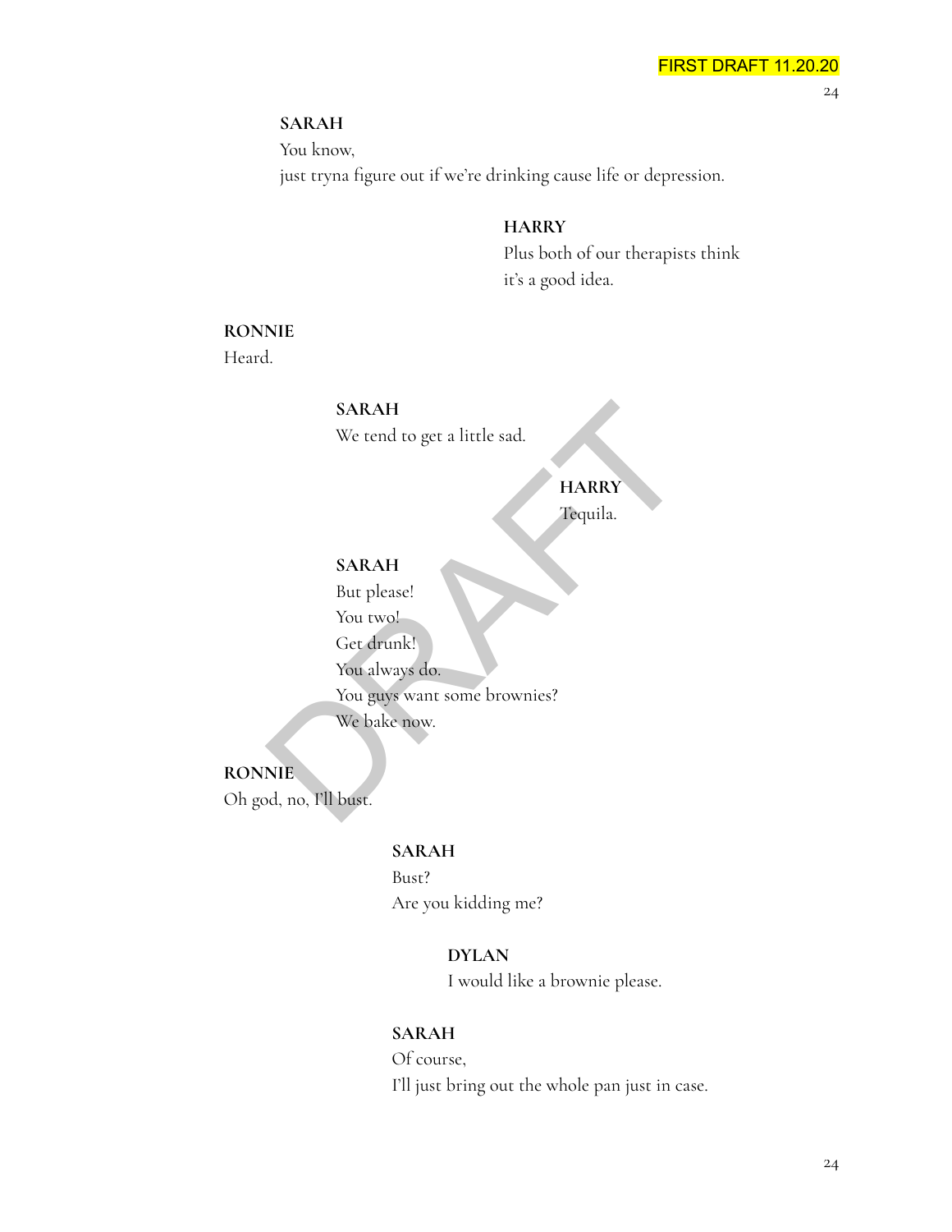**SARAH**
You know,
just tryna figure out if we're drinking cause life or depression.

**HARRY**
Plus both of our therapists think
it's a good idea.

**RONNIE**
Heard.

**SARAH**
We tend to get a little sad.

**HARRY**
Tequila.

**SARAH**
But please!
You two!
Get drunk!
You always do.
You guys want some brownies?
We bake now.

**RONNIE**
Oh god, no, I'll bust.

**SARAH**
Bust?
Are you kidding me?

**DYLAN**
I would like a brownie please.

**SARAH**
Of course,
I'll just bring out the whole pan just in case.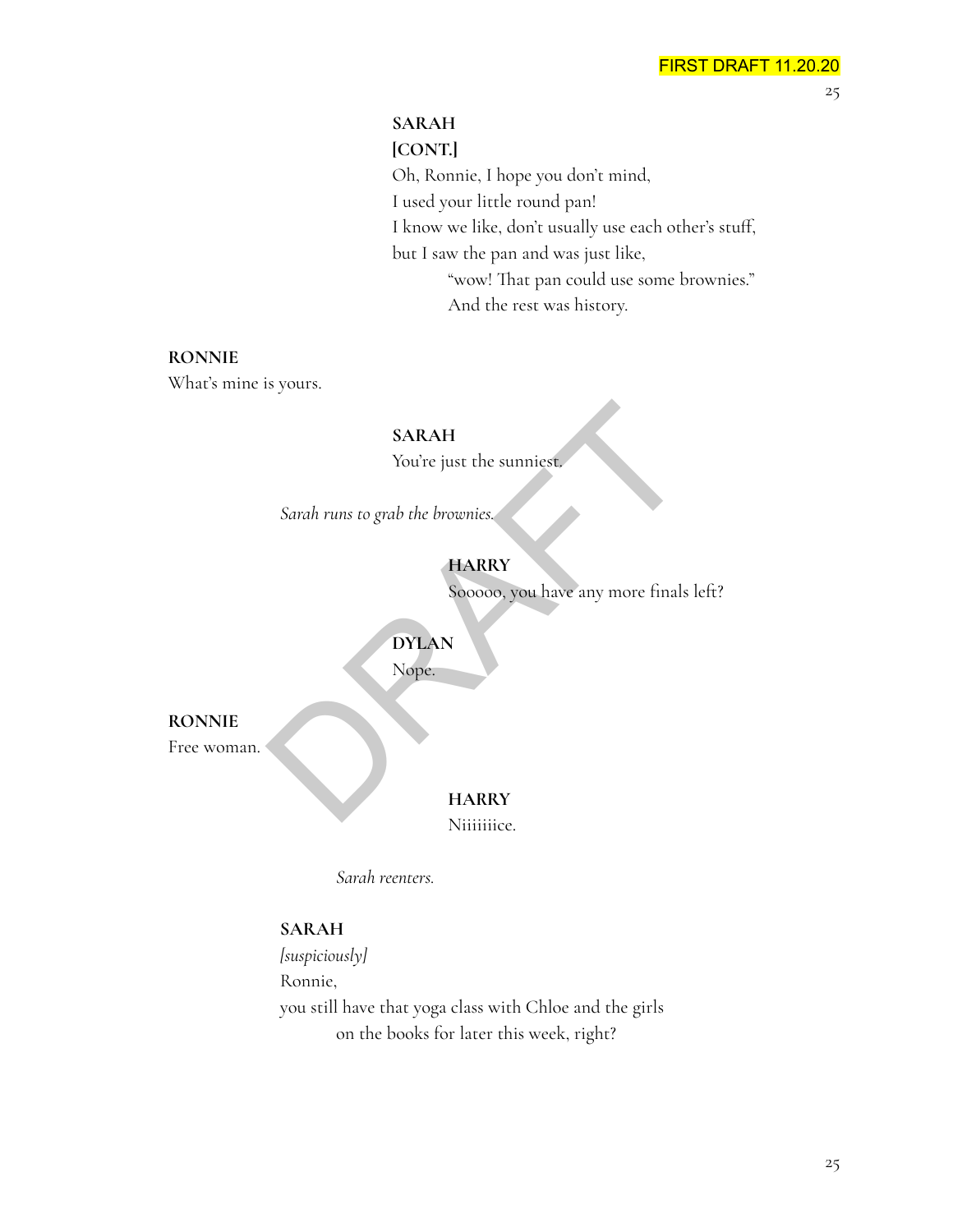**SARAH**
**[CONT.]**
Oh, Ronnie, I hope you don't mind,
I used your little round pan!
I know we like, don't usually use each other's stuff,
but I saw the pan and was just like,
"wow! That pan could use some brownies."
And the rest was history.

**RONNIE**
What's mine is yours.

**SARAH**
You're just the sunniest.

*Sarah runs to grab the brownies.*

**HARRY**
Sooooo, you have any more finals left?

**DYLAN**
Nope.

**RONNIE**
Free woman.

**HARRY**
Niiiiiiice.

*Sarah reenters.*

**SARAH**
*[suspiciously]*
Ronnie,
you still have that yoga class with Chloe and the girls
on the books for later this week, right?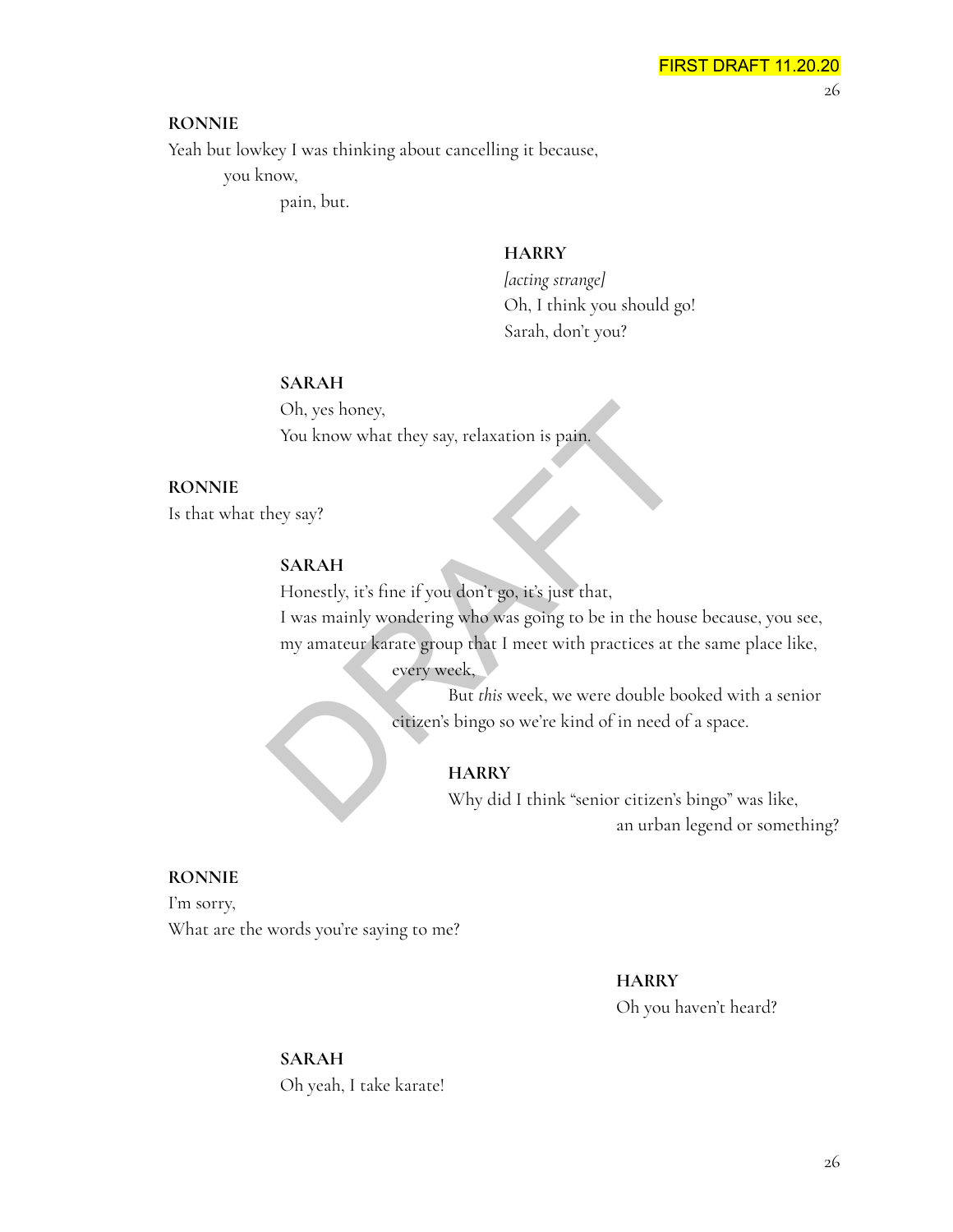**RONNIE**
Yeah but lowkey I was thinking about cancelling it because,
you know,
pain, but.

**HARRY**
*[acting strange]*
Oh, I think you should go!
Sarah, don't you?

**SARAH**
Oh, yes honey,
You know what they say, relaxation is pain.

**RONNIE**
Is that what they say?

**SARAH**
Honestly, it's fine if you don't go, it's just that,
I was mainly wondering who was going to be in the house because, you see,
my amateur karate group that I meet with practices at the same place like,
every week,
But *this* week, we were double booked with a senior citizen's bingo so we're kind of in need of a space.

**HARRY**
Why did I think "senior citizen's bingo" was like,
an urban legend or something?

**RONNIE**
I'm sorry,
What are the words you're saying to me?

**HARRY**
Oh you haven't heard?

**SARAH**
Oh yeah, I take karate!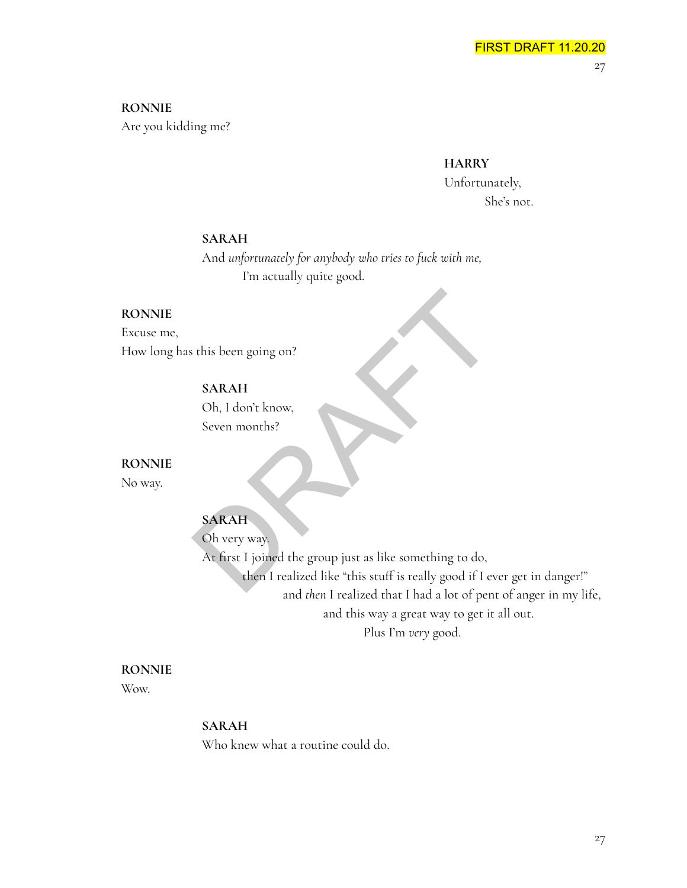**RONNIE**
Are you kidding me?

**HARRY**
Unfortunately,
She's not.

**SARAH**
And *unfortunately for anybody who tries to fuck with me,*
I'm actually quite good.

**RONNIE**
Excuse me,
How long has this been going on?

**SARAH**
Oh, I don't know,
Seven months?

**RONNIE**
No way.

**SARAH**
Oh very way.
At first I joined the group just as like something to do,
then I realized like "this stuff is really good if I ever get in danger!"
and *then* I realized that I had a lot of pent of anger in my life,
and this way a great way to get it all out.
Plus I'm *very* good.

**RONNIE**
Wow.

**SARAH**
Who knew what a routine could do.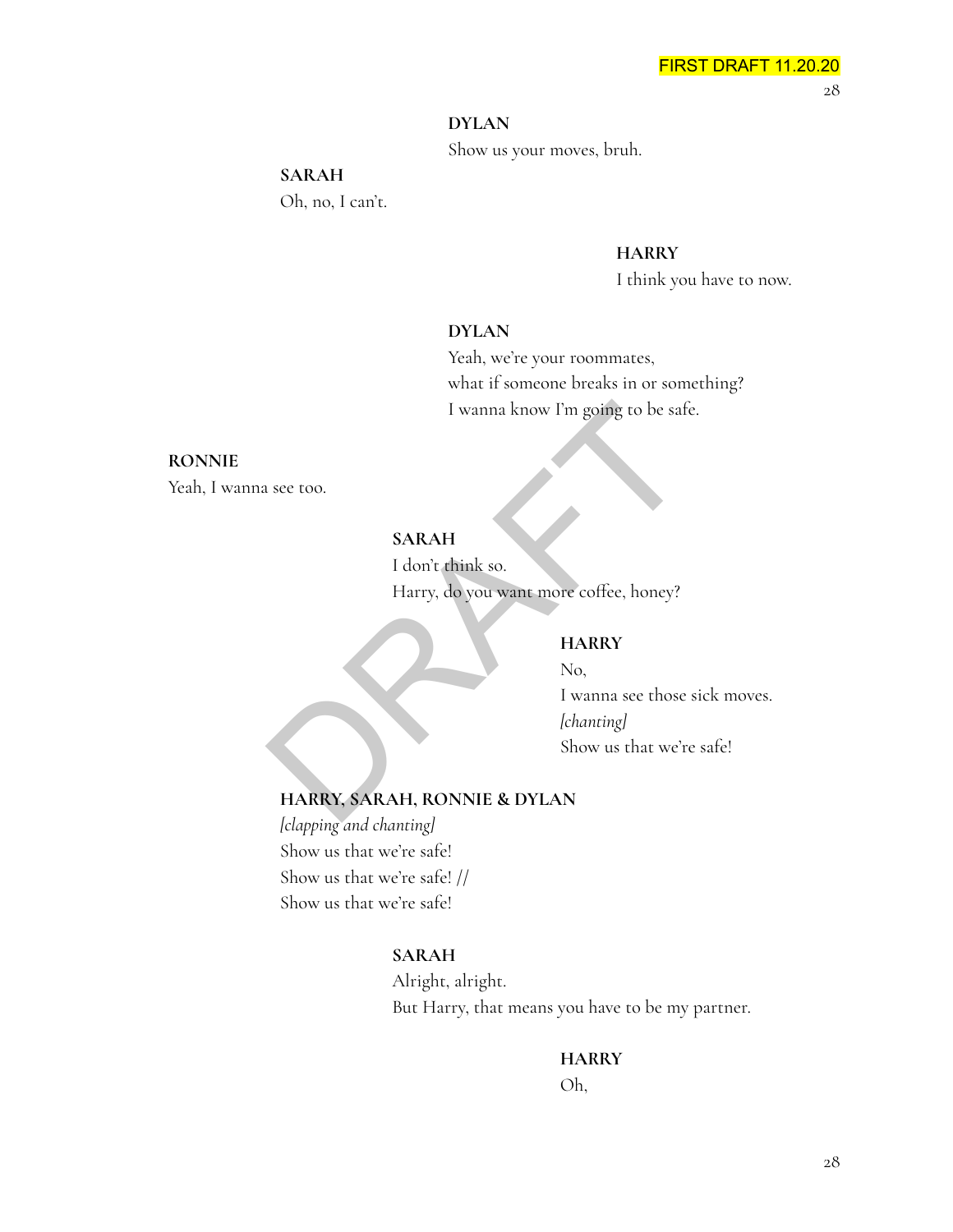**DYLAN**
Show us your moves, bruh.

**SARAH**
Oh, no, I can't.

**HARRY**
I think you have to now.

**DYLAN**
Yeah, we're your roommates,
what if someone breaks in or something?
I wanna know I'm going to be safe.

**RONNIE**
Yeah, I wanna see too.

**SARAH**
I don't think so.
Harry, do you want more coffee, honey?

**HARRY**
No,
I wanna see those sick moves.
*[chanting]*
Show us that we're safe!

**HARRY, SARAH, RONNIE & DYLAN**
*[clapping and chanting]*
Show us that we're safe!
Show us that we're safe! //
Show us that we're safe!

**SARAH**
Alright, alright.
But Harry, that means you have to be my partner.

**HARRY**
Oh,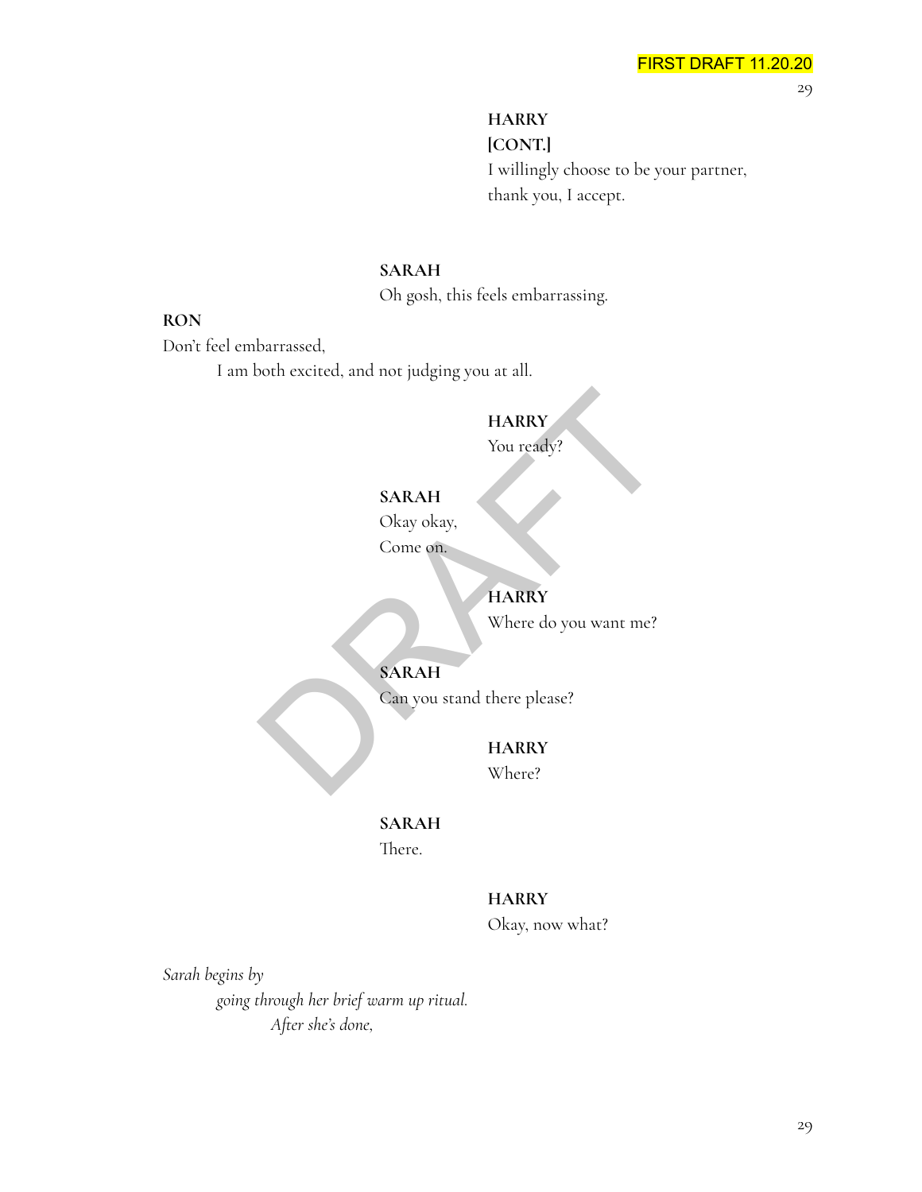**HARRY**
**[CONT.]**
I willingly choose to be your partner,
thank you, I accept.

**SARAH**
Oh gosh, this feels embarrassing.

**RON**
Don't feel embarrassed,
I am both excited, and not judging you at all.

**HARRY**
You ready?

**SARAH**
Okay okay,
Come on.

**HARRY**
Where do you want me?

**SARAH**
Can you stand there please?

**HARRY**
Where?

**SARAH**
There.

**HARRY**
Okay, now what?

*Sarah begins by*
*going through her brief warm up ritual.*
*After she's done,*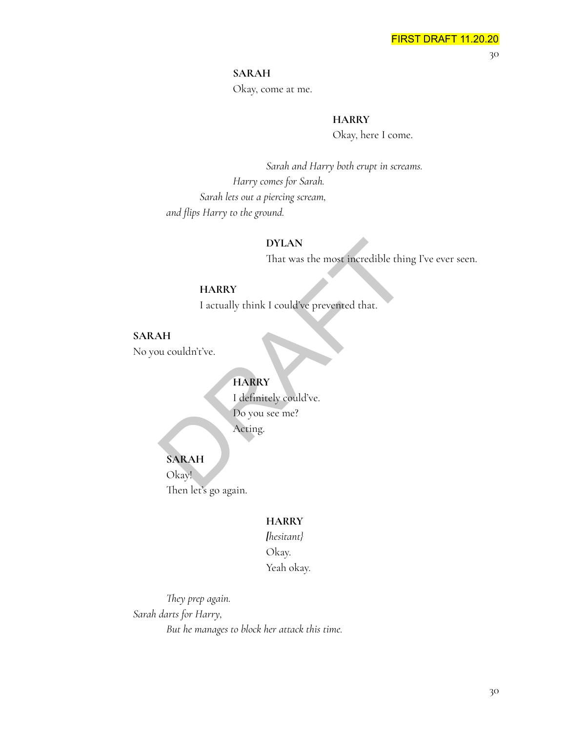**SARAH**
Okay, come at me.

**HARRY**
Okay, here I come.

*Sarah and Harry both erupt in screams.*
*Harry comes for Sarah.*
*Sarah lets out a piercing scream,*
*and flips Harry to the ground.*

**DYLAN**
That was the most incredible thing I've ever seen.

**HARRY**
I actually think I could've prevented that.

**SARAH**
No you couldn't've.

**HARRY**
I definitely could've.
Do you see me?
Acting.

**SARAH**
Okay!
Then let's go again.

**HARRY**
*[hesitant}*
Okay.
Yeah okay.

*They prep again.*
*Sarah darts for Harry,*
*But he manages to block her attack this time.*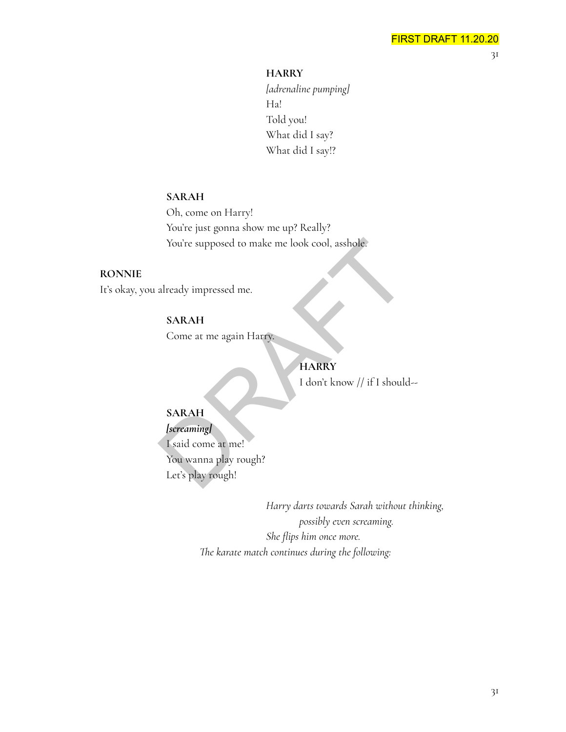FIRST DRAFT 11.20.20

**HARRY**
*[adrenaline pumping]*
Ha!
Told you!
What did I say?
What did I say!?

**SARAH**
Oh, come on Harry!
You're just gonna show me up? Really?
You're supposed to make me look cool, asshole.

**RONNIE**
It's okay, you already impressed me.

**SARAH**
Come at me again Harry.

**HARRY**
I don't know // if I should--

**SARAH**
***[screaming]***
I said come at me!
You wanna play rough?
Let's play rough!

*Harry darts towards Sarah without thinking,*
*possibly even screaming.*
*She flips him once more.*
*The karate match continues during the following:*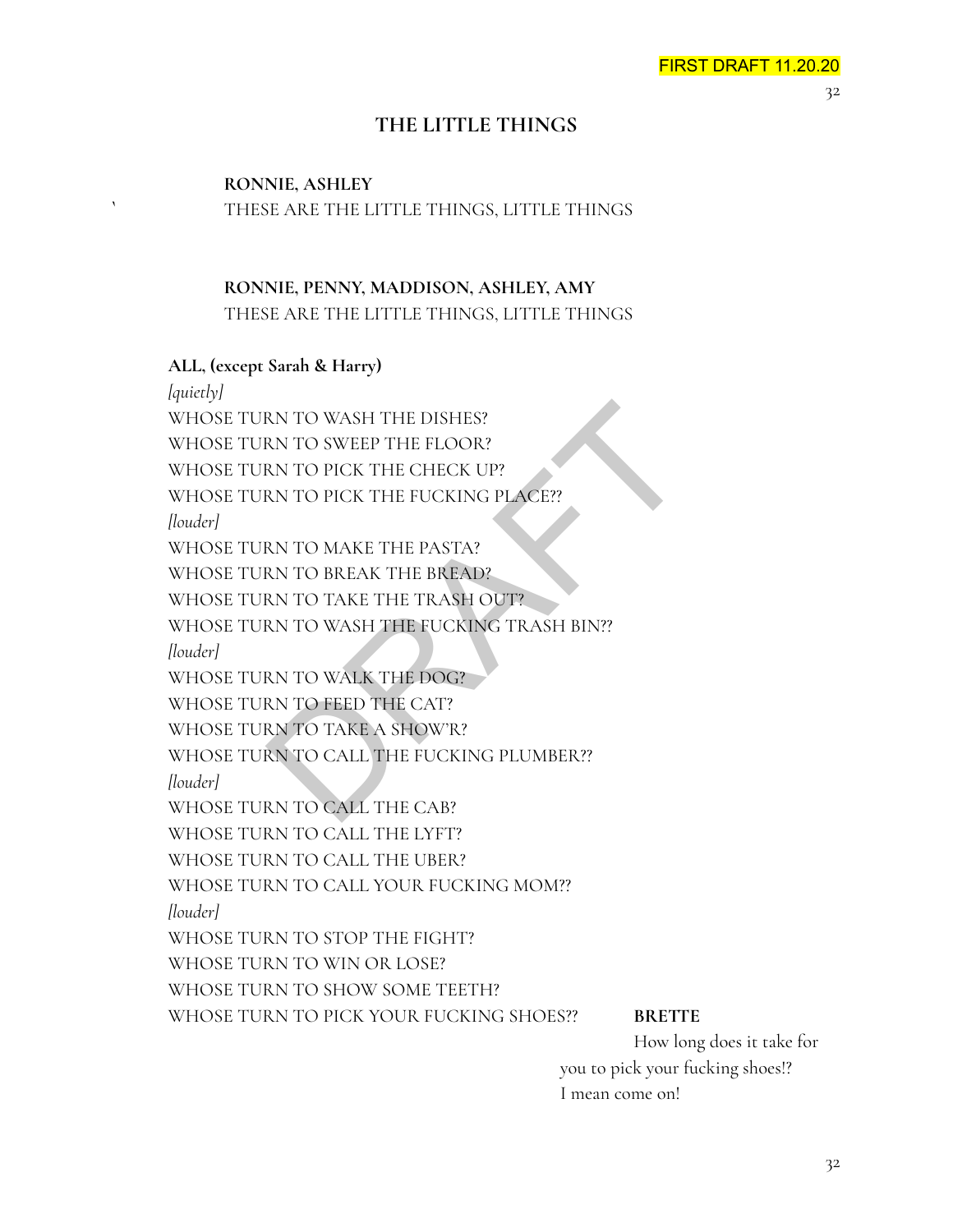## THE LITTLE THINGS

**RONNIE, ASHLEY**
THESE ARE THE LITTLE THINGS, LITTLE THINGS

**RONNIE, PENNY, MADDISON, ASHLEY, AMY**
THESE ARE THE LITTLE THINGS, LITTLE THINGS

**ALL, (except Sarah & Harry)**
*[quietly]*
WHOSE TURN TO WASH THE DISHES?
WHOSE TURN TO SWEEP THE FLOOR?
WHOSE TURN TO PICK THE CHECK UP?
WHOSE TURN TO PICK THE FUCKING PLACE??
*[louder]*
WHOSE TURN TO MAKE THE PASTA?
WHOSE TURN TO BREAK THE BREAD?
WHOSE TURN TO TAKE THE TRASH OUT?
WHOSE TURN TO WASH THE FUCKING TRASH BIN??
*[louder]*
WHOSE TURN TO WALK THE DOG?
WHOSE TURN TO FEED THE CAT?
WHOSE TURN TO TAKE A SHOW'R?
WHOSE TURN TO CALL THE FUCKING PLUMBER??
*[louder]*
WHOSE TURN TO CALL THE CAB?
WHOSE TURN TO CALL THE LYFT?
WHOSE TURN TO CALL THE UBER?
WHOSE TURN TO CALL YOUR FUCKING MOM??
*[louder]*
WHOSE TURN TO STOP THE FIGHT?
WHOSE TURN TO WIN OR LOSE?
WHOSE TURN TO SHOW SOME TEETH?
WHOSE TURN TO PICK YOUR FUCKING SHOES??

**BRETTE**
How long does it take for you to pick your fucking shoes!? I mean come on!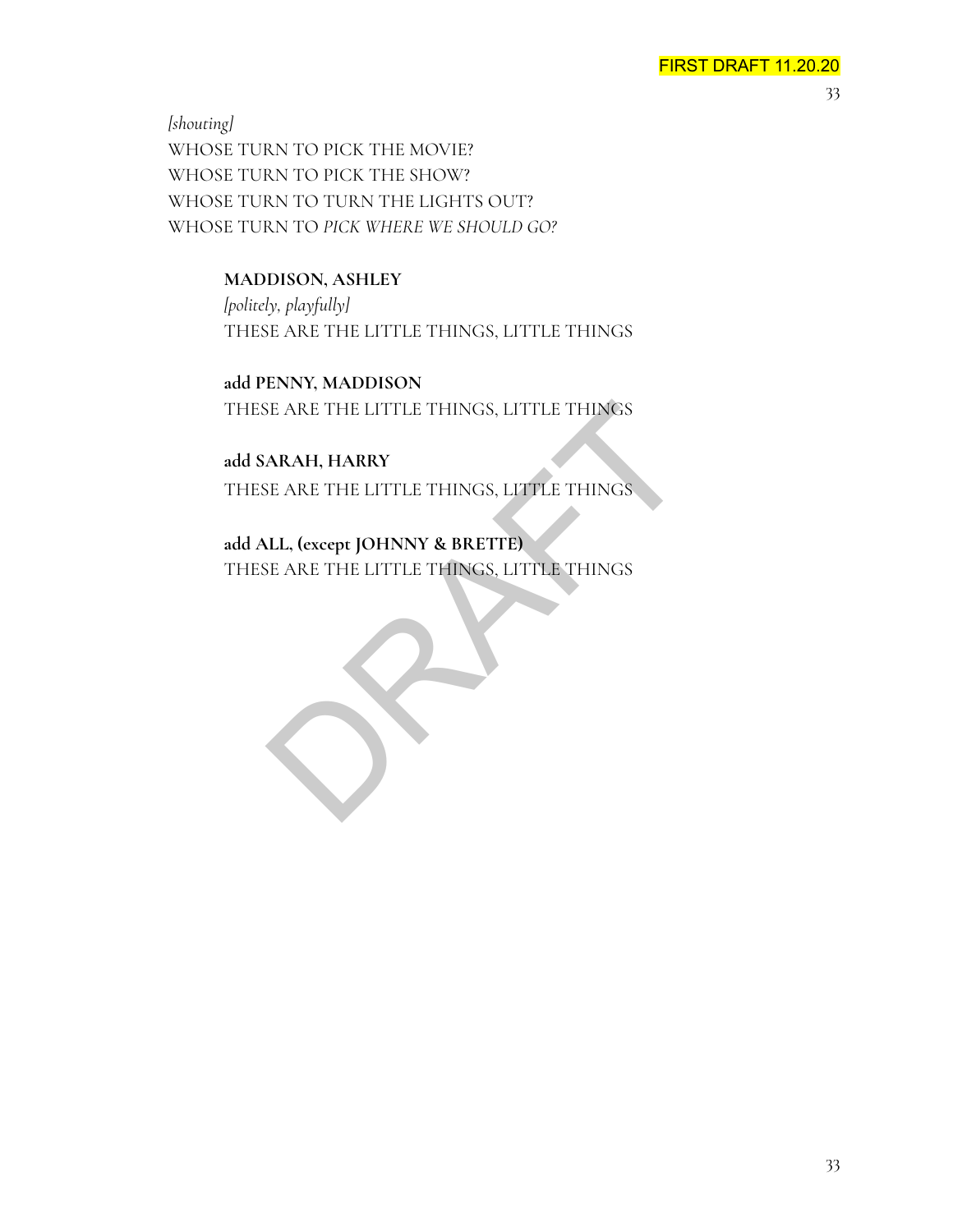*[shouting]*
WHOSE TURN TO PICK THE MOVIE?
WHOSE TURN TO PICK THE SHOW?
WHOSE TURN TO TURN THE LIGHTS OUT?
WHOSE TURN TO *PICK WHERE WE SHOULD GO?*

**MADDISON, ASHLEY**
*[politely, playfully]*
THESE ARE THE LITTLE THINGS, LITTLE THINGS

**add PENNY, MADDISON**
THESE ARE THE LITTLE THINGS, LITTLE THINGS

**add SARAH, HARRY**
THESE ARE THE LITTLE THINGS, LITTLE THINGS

**add ALL, (except JOHNNY & BRETTE)**
THESE ARE THE LITTLE THINGS, LITTLE THINGS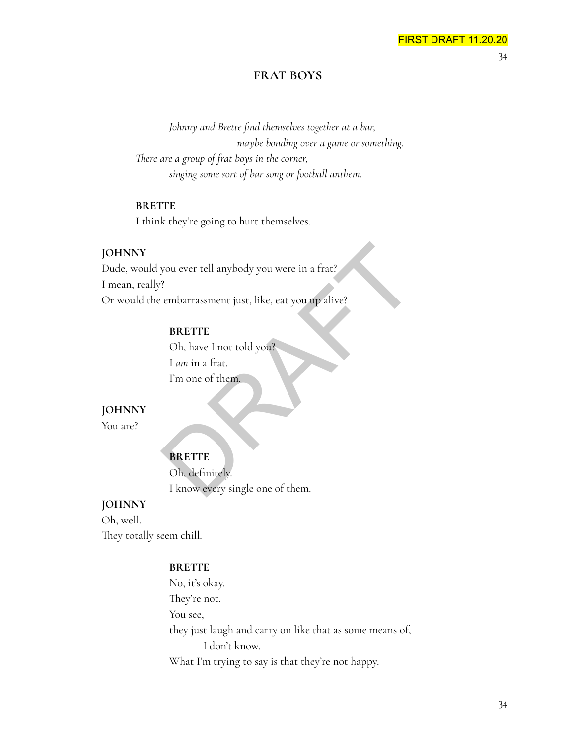## FRAT BOYS

*Johnny and Brette find themselves together at a bar,*
*maybe bonding over a game or something.*
*There are a group of frat boys in the corner,*
*singing some sort of bar song or football anthem.*

**BRETTE**
I think they're going to hurt themselves.

**JOHNNY**
Dude, would you ever tell anybody you were in a frat?
I mean, really?
Or would the embarrassment just, like, eat you up alive?

**BRETTE**
Oh, have I not told you?
I *am* in a frat.
I'm one of them.

**JOHNNY**
You are?

**BRETTE**
Oh, definitely.
I know every single one of them.

**JOHNNY**
Oh, well.
They totally seem chill.

**BRETTE**
No, it's okay.
They're not.
You see,
they just laugh and carry on like that as some means of,
I don't know.
What I'm trying to say is that they're not happy.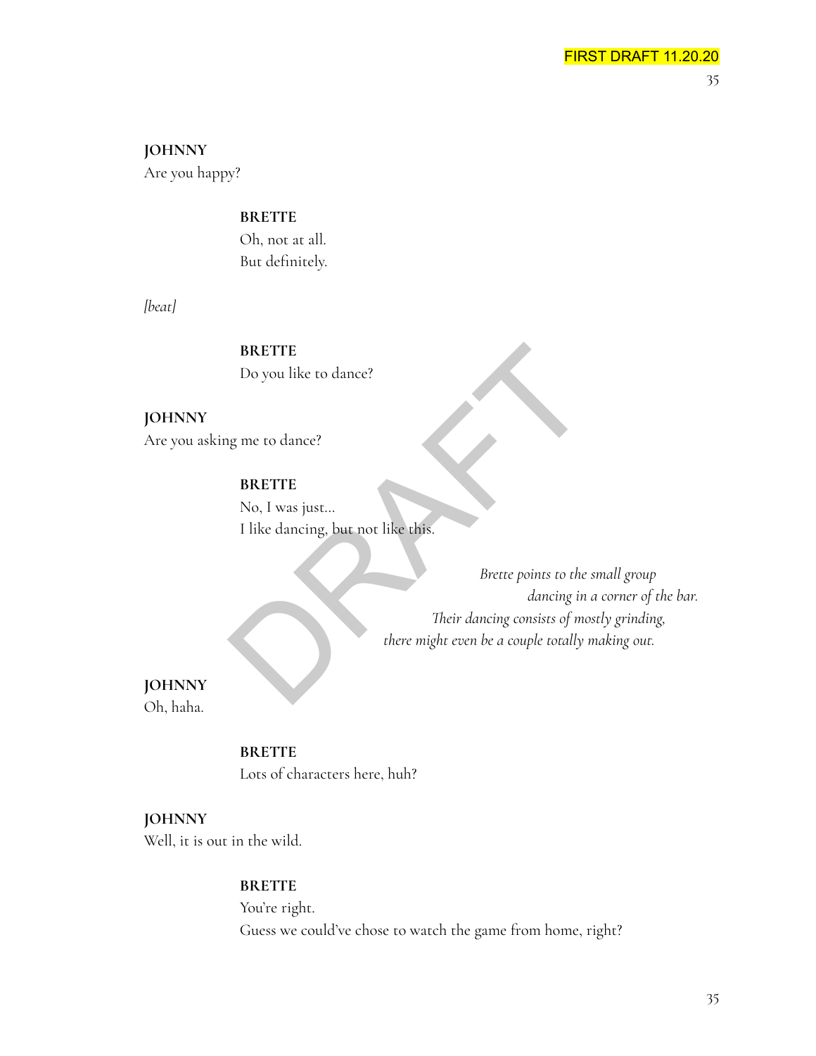**JOHNNY**
Are you happy?

**BRETTE**
Oh, not at all.
But definitely.

*[beat]*

**BRETTE**
Do you like to dance?

**JOHNNY**
Are you asking me to dance?

**BRETTE**
No, I was just...
I like dancing, but not like this.

*Brette points to the small group dancing in a corner of the bar. Their dancing consists of mostly grinding, there might even be a couple totally making out.*

**JOHNNY**
Oh, haha.

**BRETTE**
Lots of characters here, huh?

**JOHNNY**
Well, it is out in the wild.

**BRETTE**
You're right.
Guess we could've chose to watch the game from home, right?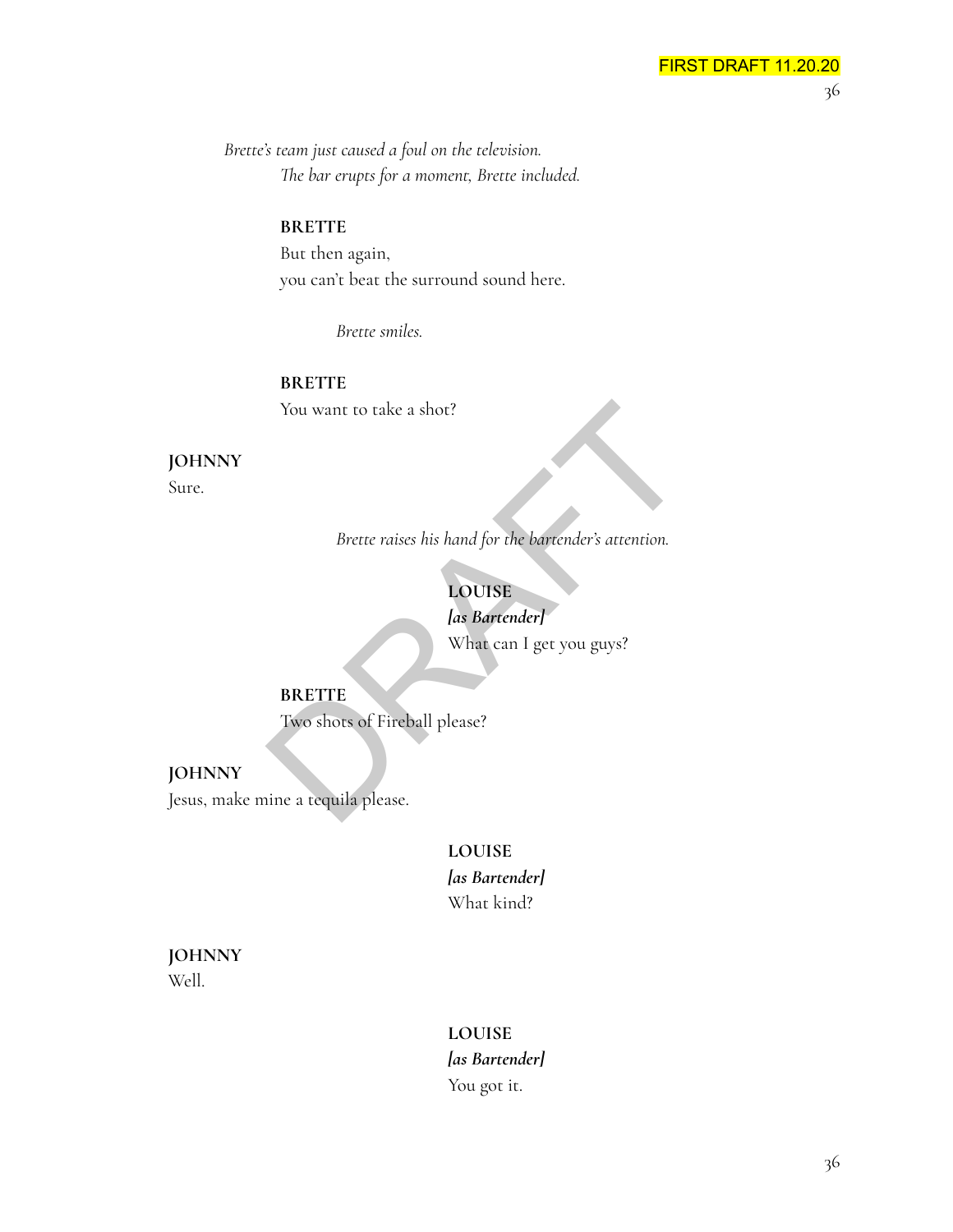*Brette's team just caused a foul on the television.*
*The bar erupts for a moment, Brette included.*

**BRETTE**
But then again,
you can't beat the surround sound here.

*Brette smiles.*

**BRETTE**
You want to take a shot?

**JOHNNY**
Sure.

*Brette raises his hand for the bartender's attention.*

**LOUISE**
***[as Bartender]***
What can I get you guys?

**BRETTE**
Two shots of Fireball please?

**JOHNNY**
Jesus, make mine a tequila please.

**LOUISE**
***[as Bartender]***
What kind?

**JOHNNY**
Well.

**LOUISE**
***[as Bartender]***
You got it.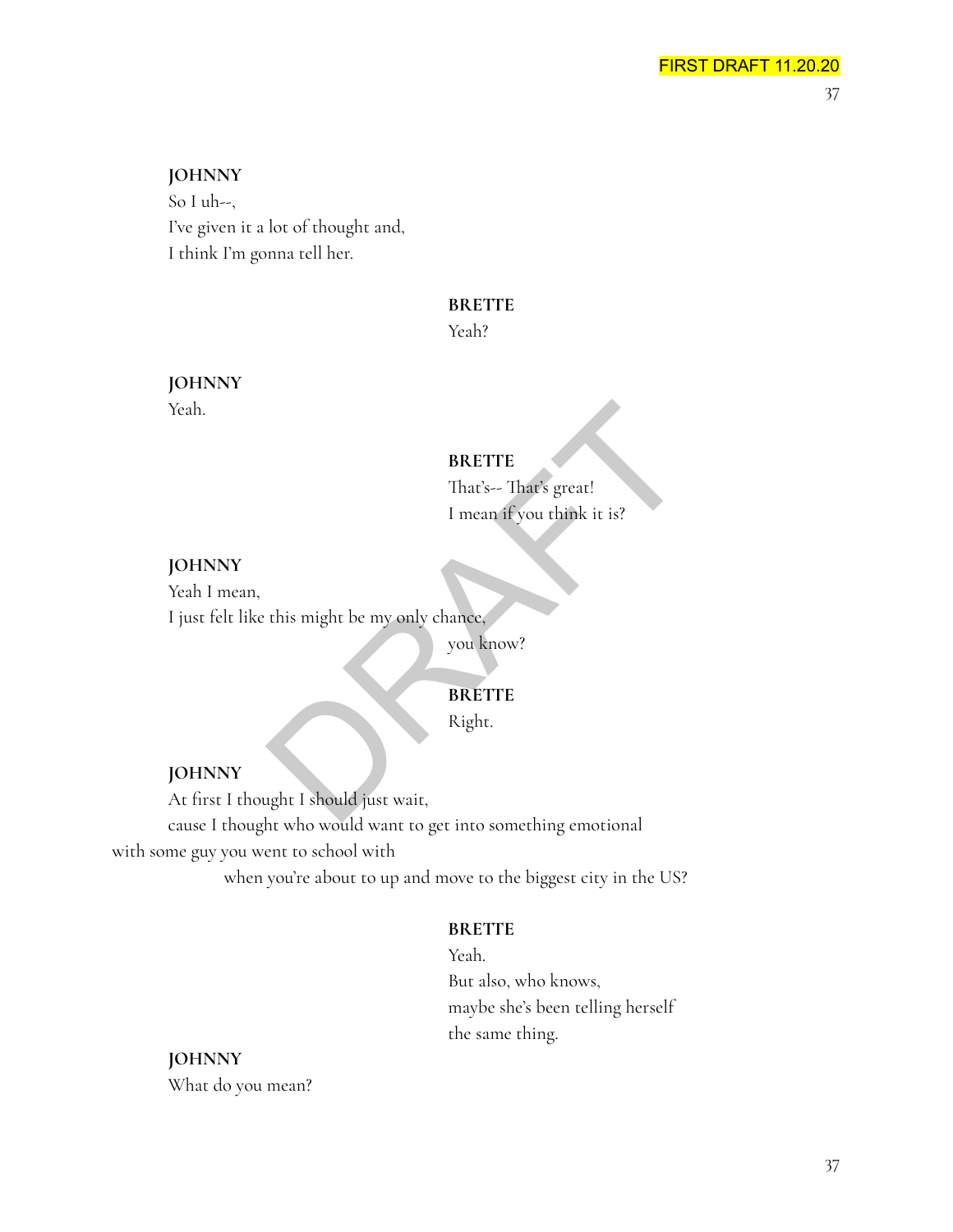**JOHNNY**
So I uh--,
I've given it a lot of thought and,
I think I'm gonna tell her.

**BRETTE**
Yeah?

**JOHNNY**
Yeah.

**BRETTE**
That's-- That's great!
I mean if you think it is?

**JOHNNY**
Yeah I mean,
I just felt like this might be my only chance,
you know?

**BRETTE**
Right.

**JOHNNY**
At first I thought I should just wait,
cause I thought who would want to get into something emotional
with some guy you went to school with
when you're about to up and move to the biggest city in the US?

**BRETTE**
Yeah.
But also, who knows,
maybe she's been telling herself
the same thing.

**JOHNNY**
What do you mean?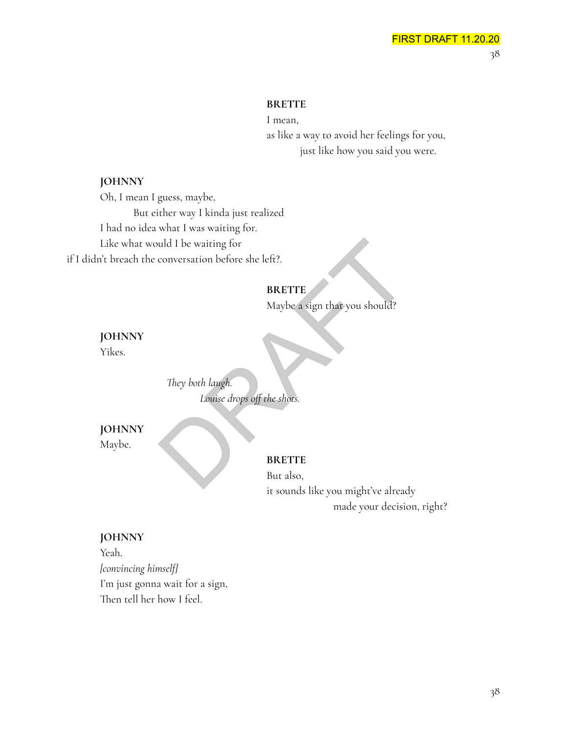**BRETTE**

I mean,
as like a way to avoid her feelings for you,
just like how you said you were.

**JOHNNY**

Oh, I mean I guess, maybe,
But either way I kinda just realized
I had no idea what I was waiting for.
Like what would I be waiting for
if I didn't breach the conversation before she left?.

**BRETTE**

Maybe a sign that you should?

**JOHNNY**

Yikes.

*They both laugh.*
*Louise drops off the shots.*

**JOHNNY**

Maybe.

**BRETTE**

But also,
it sounds like you might've already
made your decision, right?

**JOHNNY**

Yeah.
*[convincing himself]*
I'm just gonna wait for a sign,
Then tell her how I feel.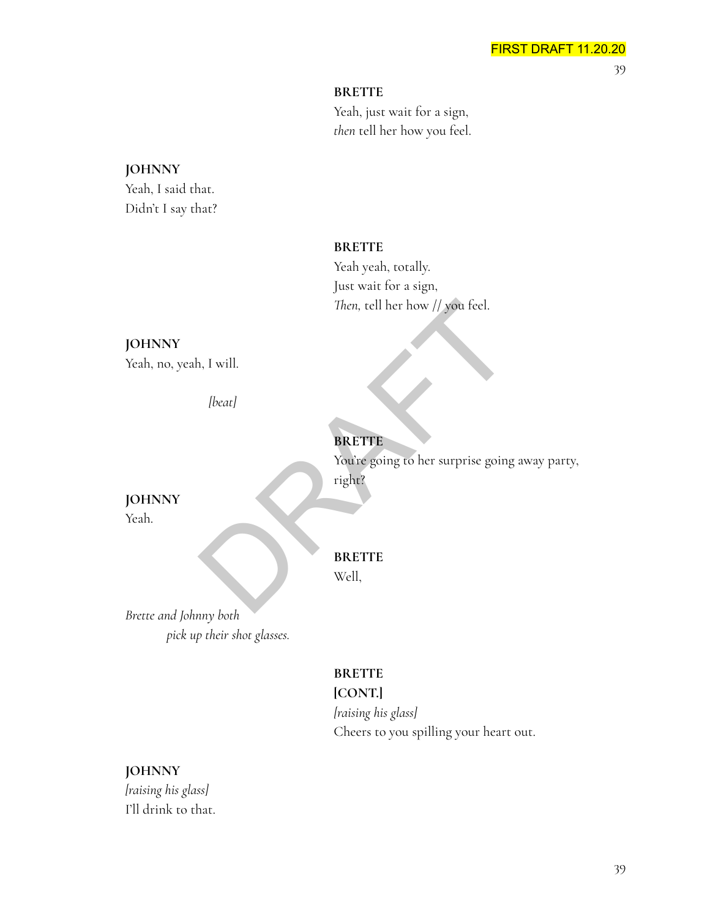**BRETTE**
Yeah, just wait for a sign,
*then* tell her how you feel.

**JOHNNY**
Yeah, I said that.
Didn't I say that?

**BRETTE**
Yeah yeah, totally.
Just wait for a sign,
*Then,* tell her how // you feel.

**JOHNNY**
Yeah, no, yeah, I will.

*[beat]*

**BRETTE**
You're going to her surprise going away party,
right?

**JOHNNY**
Yeah.

**BRETTE**
Well,

*Brette and Johnny both*
*pick up their shot glasses.*

**BRETTE**
**[CONT.]**
*[raising his glass]*
Cheers to you spilling your heart out.

**JOHNNY**
*[raising his glass]*
I'll drink to that.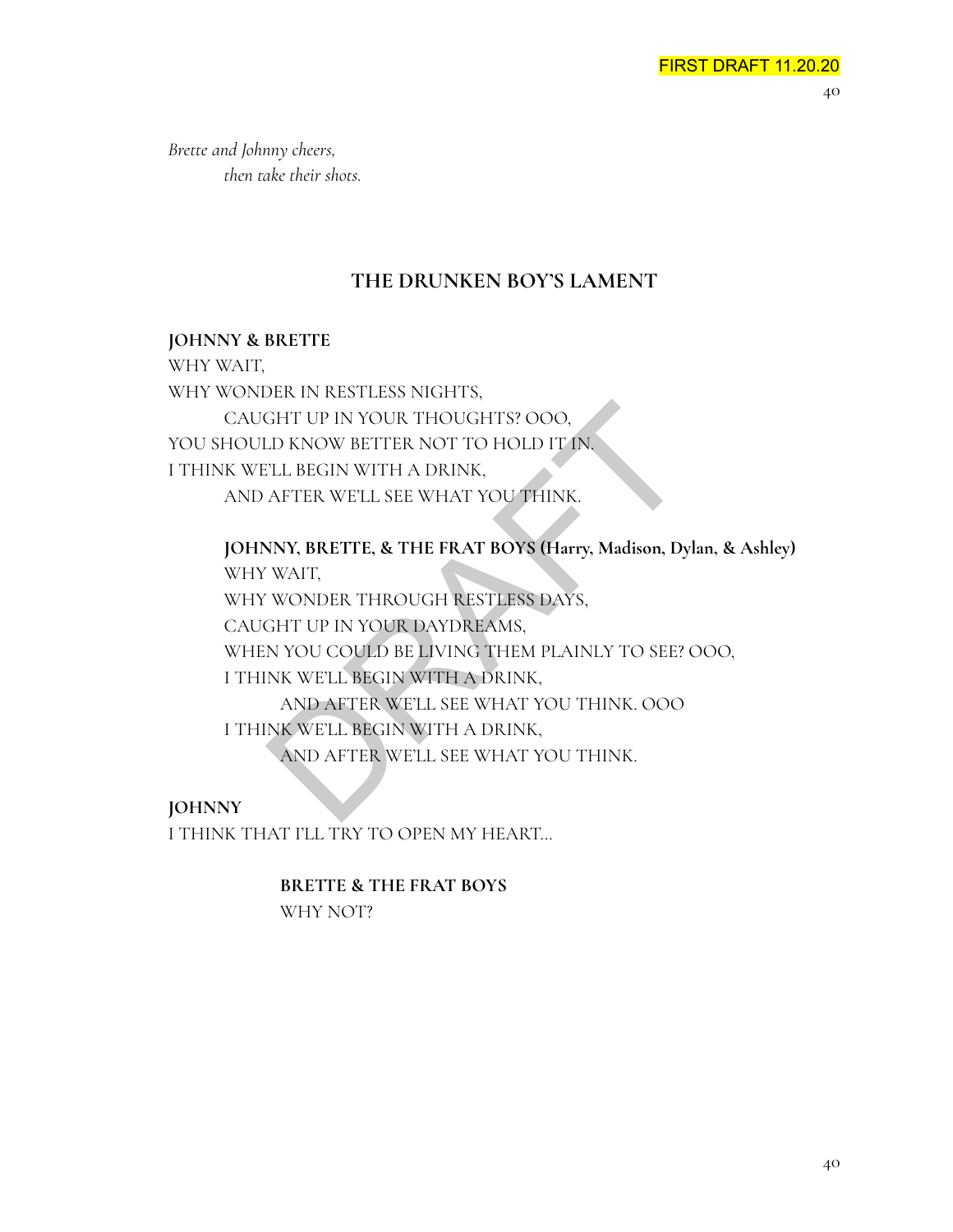*Brette and Johnny cheers,*
*then take their shots.*

## THE DRUNKEN BOY'S LAMENT

**JOHNNY & BRETTE**
WHY WAIT,
WHY WONDER IN RESTLESS NIGHTS,
CAUGHT UP IN YOUR THOUGHTS? OOO,
YOU SHOULD KNOW BETTER NOT TO HOLD IT IN.
I THINK WE'LL BEGIN WITH A DRINK,
AND AFTER WE'LL SEE WHAT YOU THINK.

**JOHNNY, BRETTE, & THE FRAT BOYS (Harry, Madison, Dylan, & Ashley)**
WHY WAIT,
WHY WONDER THROUGH RESTLESS DAYS,
CAUGHT UP IN YOUR DAYDREAMS,
WHEN YOU COULD BE LIVING THEM PLAINLY TO SEE? OOO,
I THINK WE'LL BEGIN WITH A DRINK,
AND AFTER WE'LL SEE WHAT YOU THINK. OOO
I THINK WE'LL BEGIN WITH A DRINK,
AND AFTER WE'LL SEE WHAT YOU THINK.

**JOHNNY**
I THINK THAT I'LL TRY TO OPEN MY HEART...

**BRETTE & THE FRAT BOYS**
WHY NOT?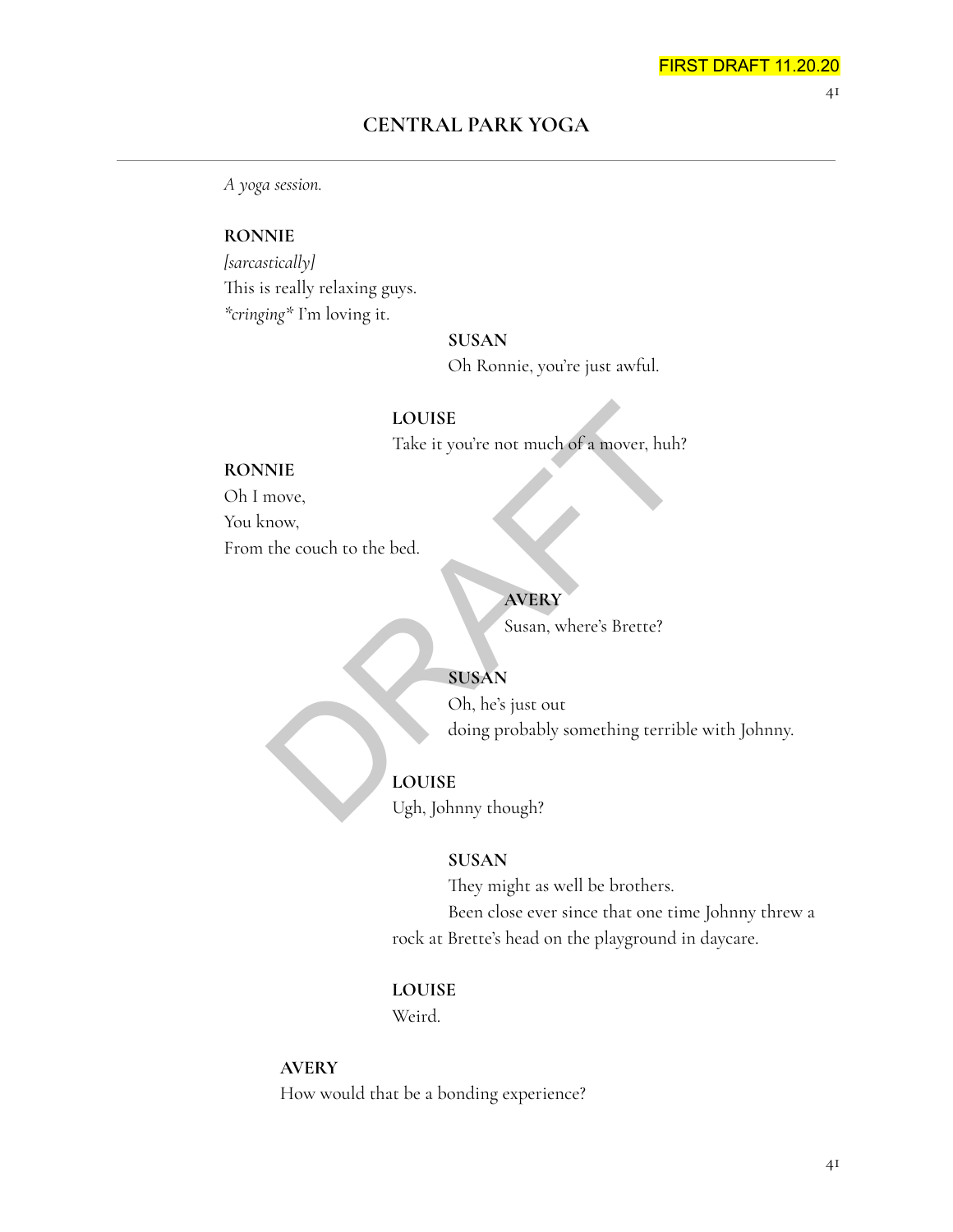## CENTRAL PARK YOGA

*A yoga session.*

**RONNIE**
*[sarcastically]*
This is really relaxing guys.
*\*cringing\** I'm loving it.

**SUSAN**
Oh Ronnie, you're just awful.

**LOUISE**
Take it you're not much of a mover, huh?

**RONNIE**
Oh I move,
You know,
From the couch to the bed.

**AVERY**
Susan, where's Brette?

**SUSAN**
Oh, he's just out
doing probably something terrible with Johnny.

**LOUISE**
Ugh, Johnny though?

**SUSAN**
They might as well be brothers.
Been close ever since that one time Johnny threw a rock at Brette's head on the playground in daycare.

**LOUISE**
Weird.

**AVERY**
How would that be a bonding experience?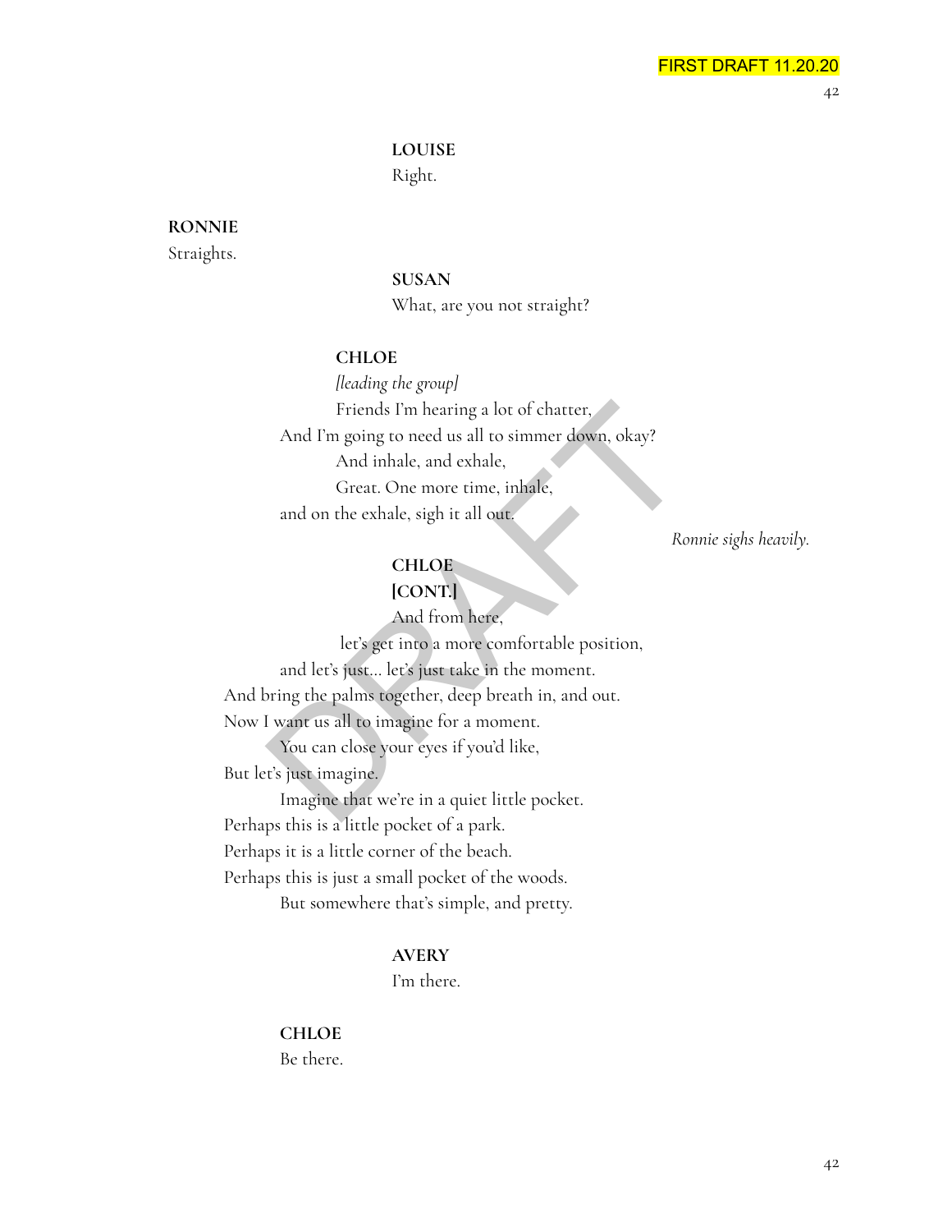**LOUISE**
Right.

**RONNIE**
Straights.

**SUSAN**
What, are you not straight?

**CHLOE**
*[leading the group]*
Friends I'm hearing a lot of chatter,
And I'm going to need us all to simmer down, okay?
And inhale, and exhale,
Great. One more time, inhale,
and on the exhale, sigh it all out.

*Ronnie sighs heavily.*

**CHLOE**
**[CONT.]**
And from here,
let's get into a more comfortable position,
and let's just... let's just take in the moment.
And bring the palms together, deep breath in, and out.
Now I want us all to imagine for a moment.
You can close your eyes if you'd like,
But let's just imagine.
Imagine that we're in a quiet little pocket.
Perhaps this is a little pocket of a park.
Perhaps it is a little corner of the beach.
Perhaps this is just a small pocket of the woods.
But somewhere that's simple, and pretty.

**AVERY**
I'm there.

**CHLOE**
Be there.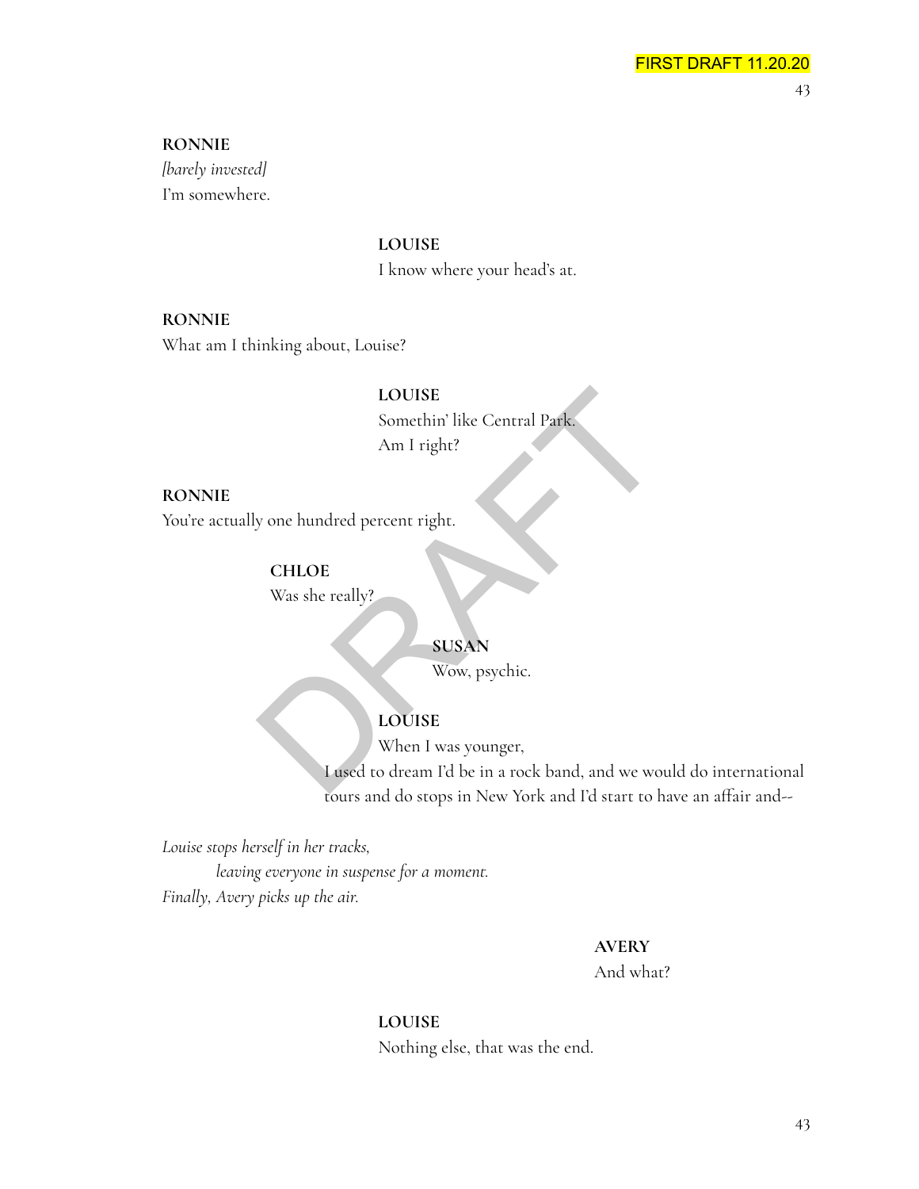**RONNIE**
*[barely invested]*
I'm somewhere.

**LOUISE**
I know where your head's at.

**RONNIE**
What am I thinking about, Louise?

**LOUISE**
Somethin' like Central Park.
Am I right?

**RONNIE**
You're actually one hundred percent right.

**CHLOE**
Was she really?

**SUSAN**
Wow, psychic.

**LOUISE**
When I was younger,
I used to dream I'd be in a rock band, and we would do international tours and do stops in New York and I'd start to have an affair and--

*Louise stops herself in her tracks,*
*leaving everyone in suspense for a moment.*
*Finally, Avery picks up the air.*

**AVERY**
And what?

**LOUISE**
Nothing else, that was the end.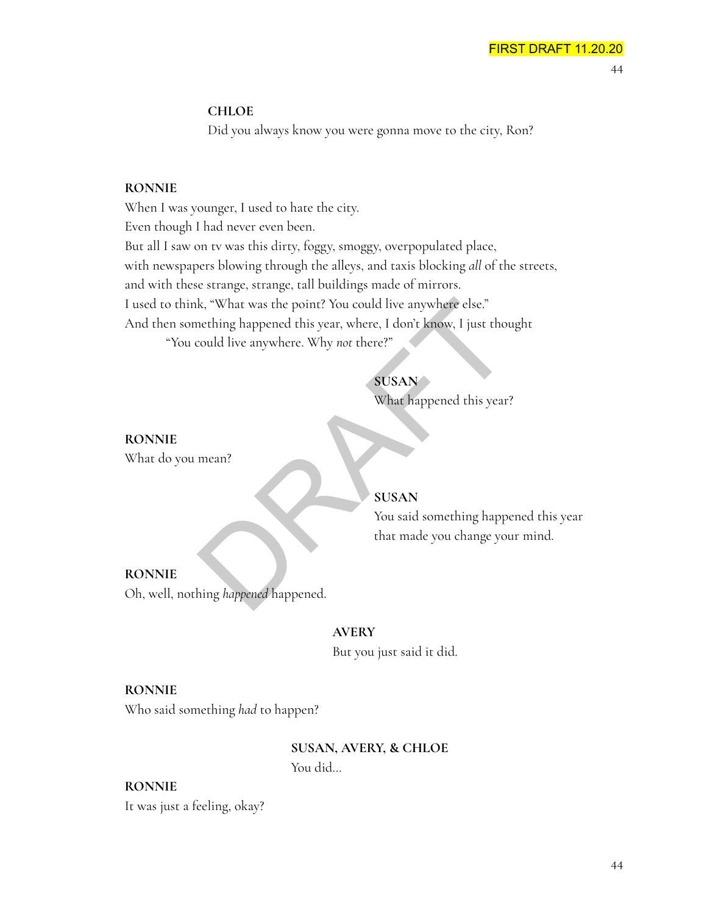**CHLOE**
Did you always know you were gonna move to the city, Ron?

**RONNIE**
When I was younger, I used to hate the city.
Even though I had never even been.
But all I saw on tv was this dirty, foggy, smoggy, overpopulated place,
with newspapers blowing through the alleys, and taxis blocking *all* of the streets,
and with these strange, strange, tall buildings made of mirrors.
I used to think, "What was the point? You could live anywhere else."
And then something happened this year, where, I don't know, I just thought
"You could live anywhere. Why *not* there?"

**SUSAN**
What happened this year?

**RONNIE**
What do you mean?

**SUSAN**
You said something happened this year
that made you change your mind.

**RONNIE**
Oh, well, nothing *happened* happened.

**AVERY**
But you just said it did.

**RONNIE**
Who said something *had* to happen?

**SUSAN, AVERY, & CHLOE**
You did...

**RONNIE**
It was just a feeling, okay?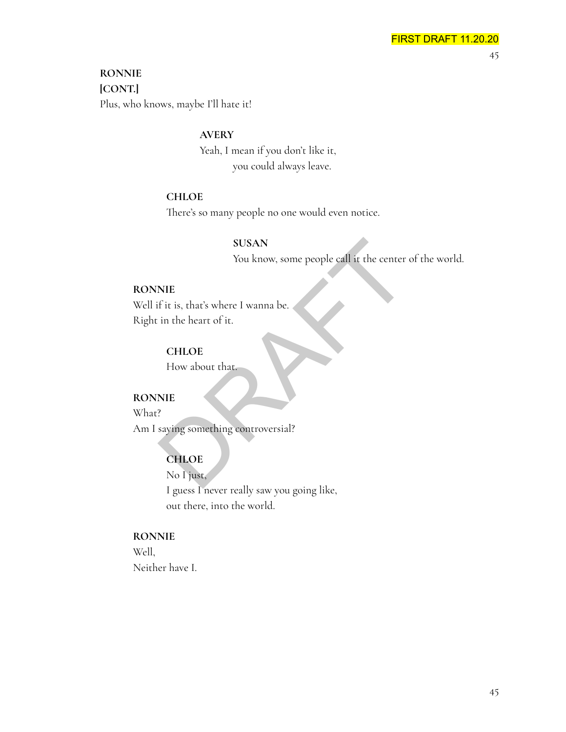**RONNIE**
**[CONT.]**
Plus, who knows, maybe I'll hate it!

**AVERY**
Yeah, I mean if you don't like it,
you could always leave.

**CHLOE**
There's so many people no one would even notice.

**SUSAN**
You know, some people call it the center of the world.

**RONNIE**
Well if it is, that's where I wanna be.
Right in the heart of it.

**CHLOE**
How about that.

**RONNIE**
What?
Am I saying something controversial?

**CHLOE**
No I just,
I guess I never really saw you going like,
out there, into the world.

**RONNIE**
Well,
Neither have I.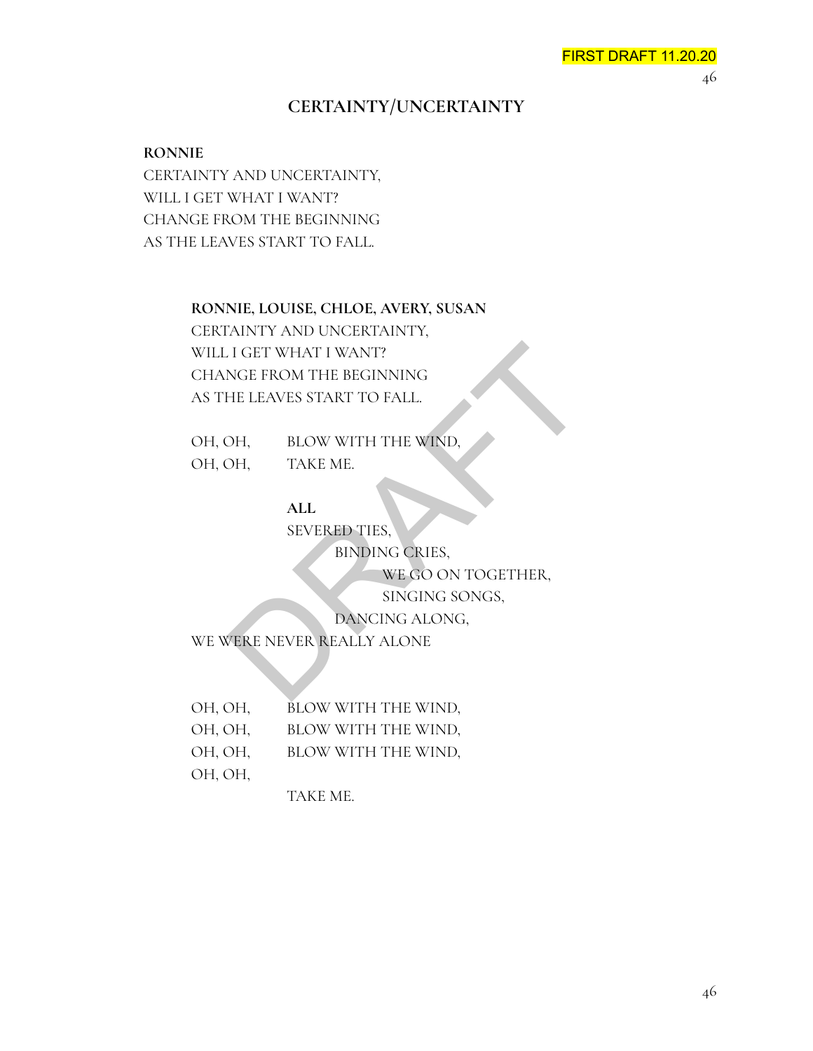## CERTAINTY/UNCERTAINTY

**RONNIE**

CERTAINTY AND UNCERTAINTY,
WILL I GET WHAT I WANT?
CHANGE FROM THE BEGINNING
AS THE LEAVES START TO FALL.

**RONNIE, LOUISE, CHLOE, AVERY, SUSAN**

CERTAINTY AND UNCERTAINTY,
WILL I GET WHAT I WANT?
CHANGE FROM THE BEGINNING
AS THE LEAVES START TO FALL.

OH, OH, BLOW WITH THE WIND,
OH, OH, TAKE ME.

**ALL**

SEVERED TIES,
BINDING CRIES,
WE GO ON TOGETHER,
SINGING SONGS,
DANCING ALONG,
WE WERE NEVER REALLY ALONE

OH, OH, BLOW WITH THE WIND,
OH, OH, BLOW WITH THE WIND,
OH, OH, BLOW WITH THE WIND,
OH, OH,
TAKE ME.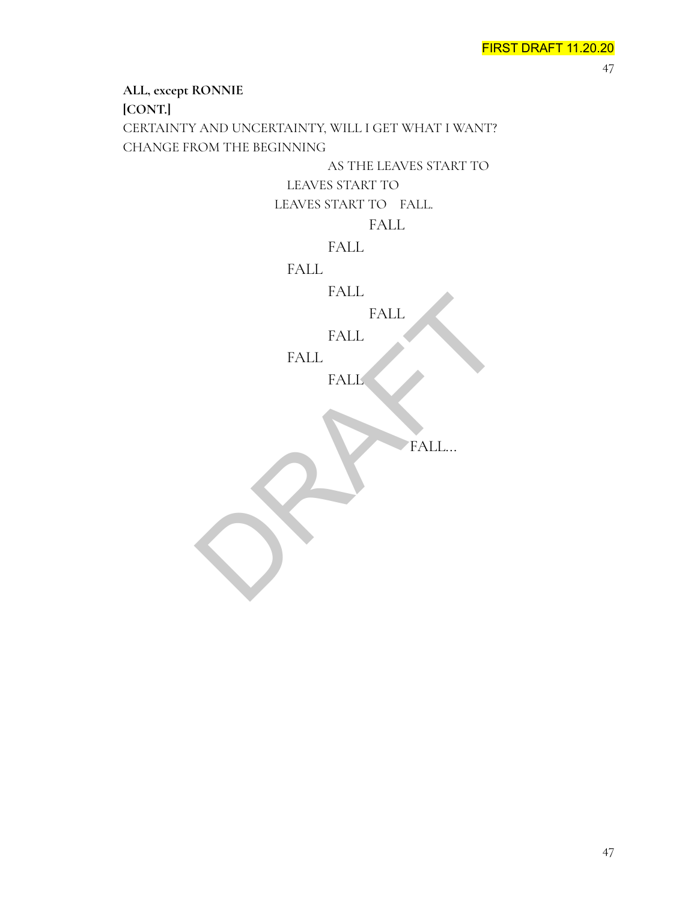**ALL, except RONNIE**

**[CONT.]**

CERTAINTY AND UNCERTAINTY, WILL I GET WHAT I WANT?

CHANGE FROM THE BEGINNING

AS THE LEAVES START TO

LEAVES START TO

LEAVES START TO    FALL.

FALL

FALL

FALL

FALL

FALL

FALL

FALL

FALL

FALL...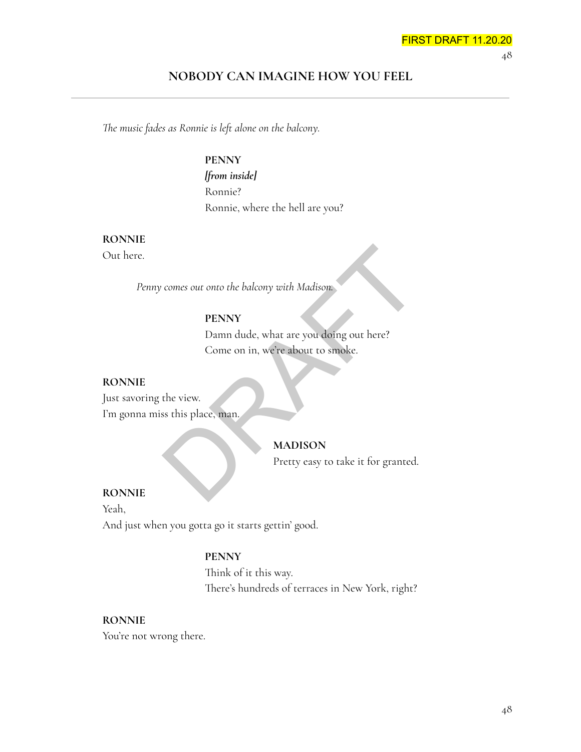## NOBODY CAN IMAGINE HOW YOU FEEL

*The music fades as Ronnie is left alone on the balcony.*

**PENNY**
***[from inside]***
Ronnie?
Ronnie, where the hell are you?

**RONNIE**
Out here.

*Penny comes out onto the balcony with Madison.*

**PENNY**
Damn dude, what are you doing out here?
Come on in, we're about to smoke.

**RONNIE**
Just savoring the view.
I'm gonna miss this place, man.

**MADISON**
Pretty easy to take it for granted.

**RONNIE**
Yeah,
And just when you gotta go it starts gettin' good.

**PENNY**
Think of it this way.
There's hundreds of terraces in New York, right?

**RONNIE**
You're not wrong there.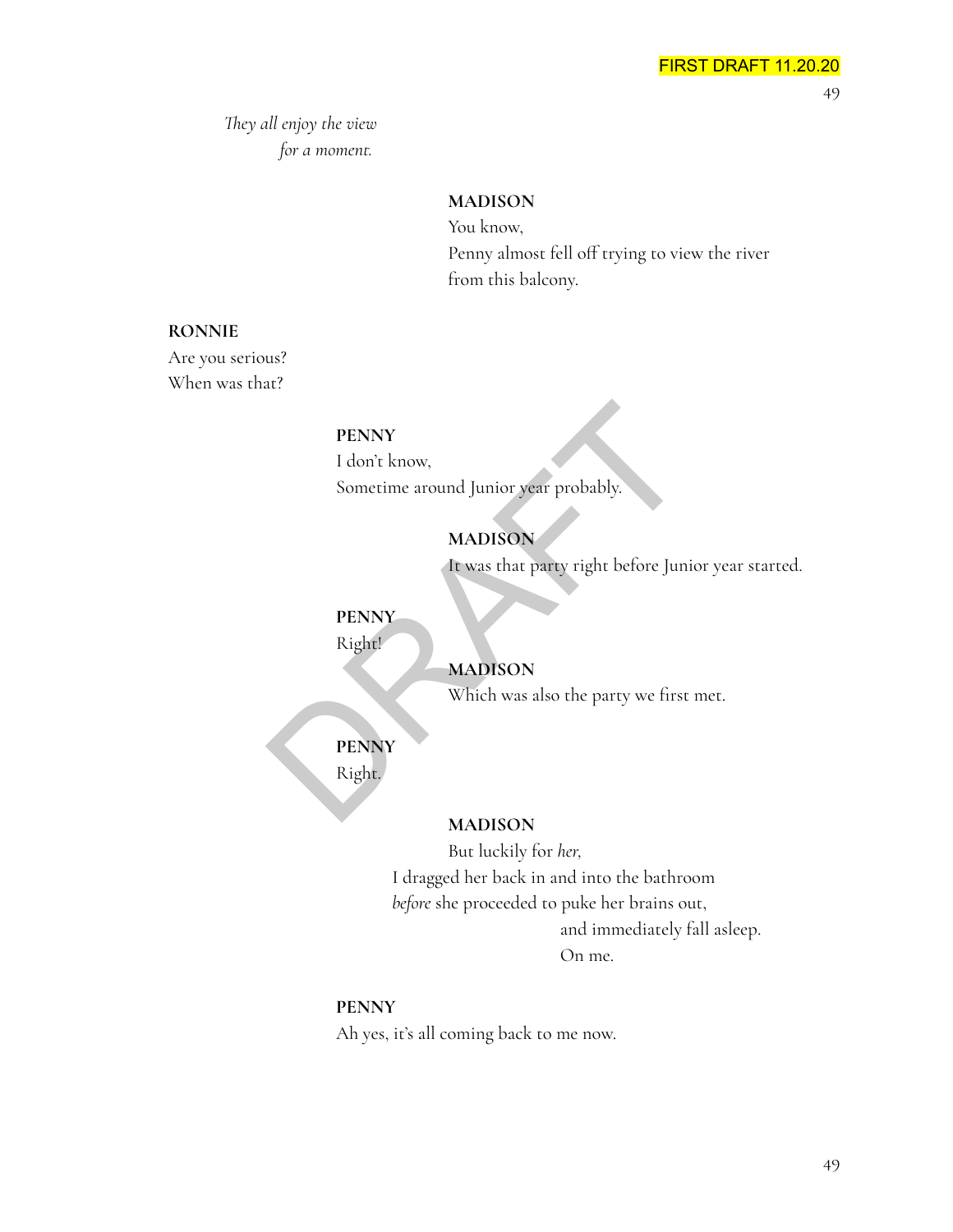*They all enjoy the view*
*for a moment.*

**MADISON**
You know,
Penny almost fell off trying to view the river
from this balcony.

**RONNIE**
Are you serious?
When was that?

**PENNY**
I don't know,
Sometime around Junior year probably.

**MADISON**
It was that party right before Junior year started.

**PENNY**
Right!

**MADISON**
Which was also the party we first met.

**PENNY**
Right.

**MADISON**
But luckily for *her*,
I dragged her back in and into the bathroom
*before* she proceeded to puke her brains out,
and immediately fall asleep.
On me.

**PENNY**
Ah yes, it's all coming back to me now.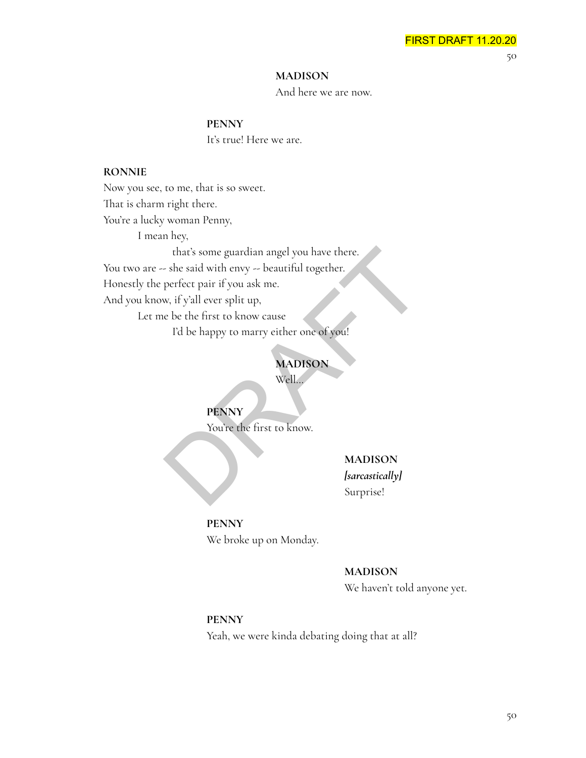**MADISON**

And here we are now.

**PENNY**

It's true! Here we are.

**RONNIE**

Now you see, to me, that is so sweet.
That is charm right there.
You're a lucky woman Penny,
    I mean hey,
        that's some guardian angel you have there.
You two are -- she said with envy -- beautiful together.
Honestly the perfect pair if you ask me.
And you know, if y'all ever split up,
    Let me be the first to know cause
        I'd be happy to marry either one of you!

**MADISON**

Well...

**PENNY**

You're the first to know.

**MADISON**

*[sarcastically]*

Surprise!

**PENNY**

We broke up on Monday.

**MADISON**

We haven't told anyone yet.

**PENNY**

Yeah, we were kinda debating doing that at all?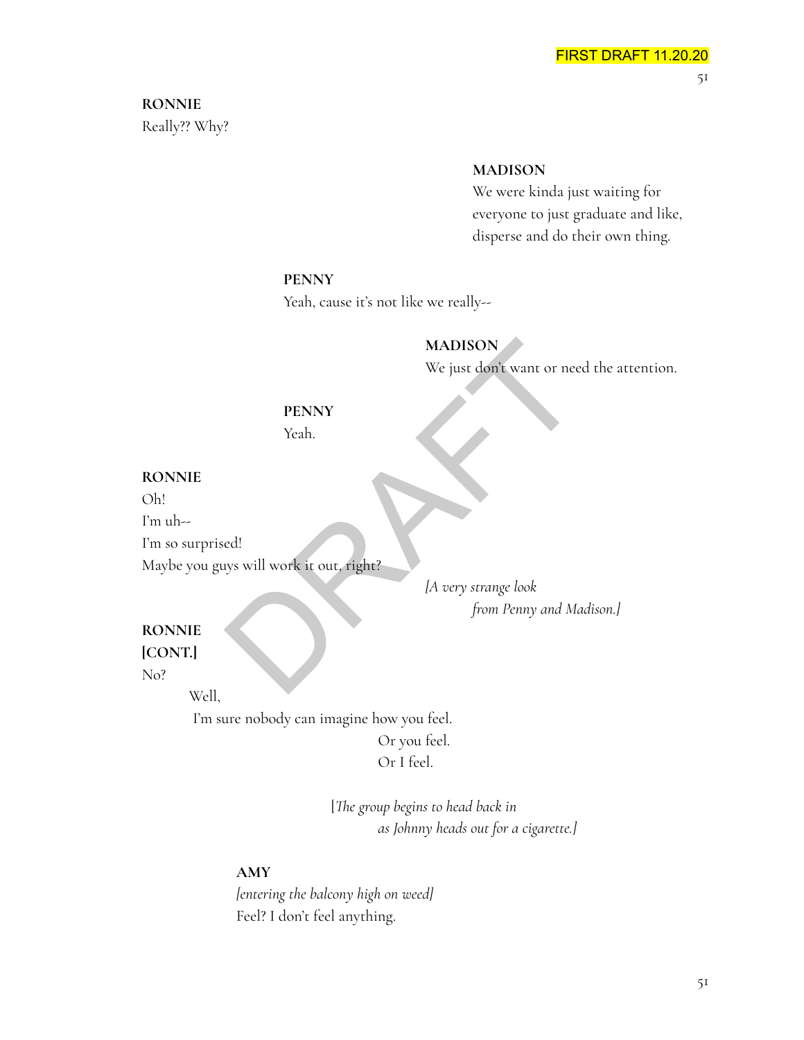**RONNIE**
Really?? Why?

**MADISON**
We were kinda just waiting for everyone to just graduate and like, disperse and do their own thing.

**PENNY**
Yeah, cause it's not like we really--

**MADISON**
We just don't want or need the attention.

**PENNY**
Yeah.

**RONNIE**
Oh!
I'm uh--
I'm so surprised!
Maybe you guys will work it out, right?

*[A very strange look from Penny and Madison.]*

**RONNIE**
**[CONT.]**
No?
Well,
I'm sure nobody can imagine how you feel.
Or you feel.
Or I feel.

*[The group begins to head back in as Johnny heads out for a cigarette.]*

**AMY**
*[entering the balcony high on weed]*
Feel? I don't feel anything.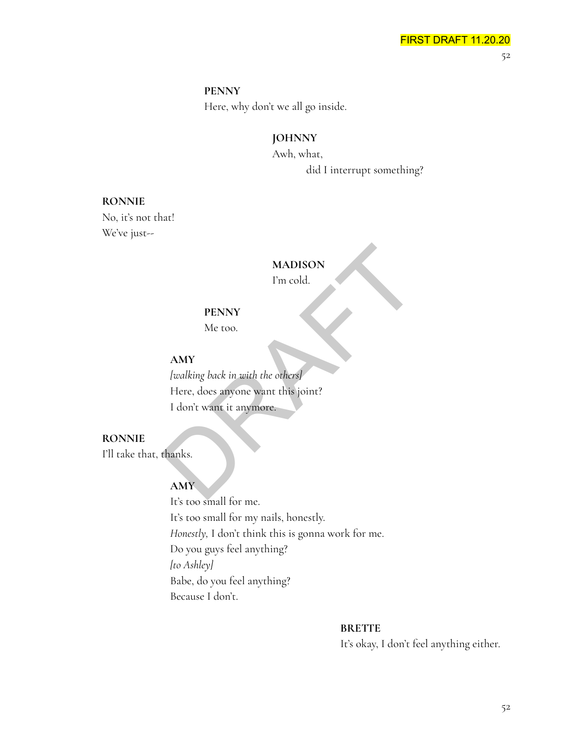**PENNY**
Here, why don't we all go inside.

**JOHNNY**
Awh, what,
did I interrupt something?

**RONNIE**
No, it's not that!
We've just--

**MADISON**
I'm cold.

**PENNY**
Me too.

**AMY**
*[walking back in with the others]*
Here, does anyone want this joint?
I don't want it anymore.

**RONNIE**
I'll take that, thanks.

**AMY**
It's too small for me.
It's too small for my nails, honestly.
*Honestly,* I don't think this is gonna work for me.
Do you guys feel anything?
*[to Ashley]*
Babe, do you feel anything?
Because I don't.

**BRETTE**
It's okay, I don't feel anything either.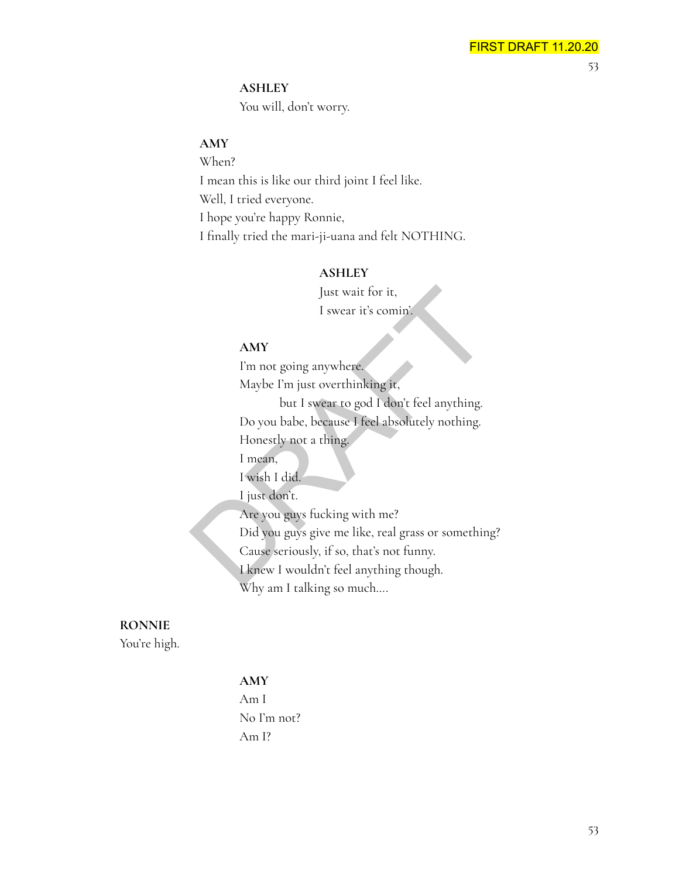**ASHLEY**
You will, don't worry.

**AMY**
When?
I mean this is like our third joint I feel like.
Well, I tried everyone.
I hope you're happy Ronnie,
I finally tried the mari-ji-uana and felt NOTHING.

**ASHLEY**
Just wait for it,
I swear it's comin'.

**AMY**
I'm not going anywhere.
Maybe I'm just overthinking it,
but I swear to god I don't feel anything.
Do you babe, because I feel absolutely nothing.
Honestly not a thing.
I mean,
I wish I did.
I just don't.
Are you guys fucking with me?
Did you guys give me like, real grass or something?
Cause seriously, if so, that's not funny.
I knew I wouldn't feel anything though.
Why am I talking so much....

**RONNIE**
You're high.

**AMY**
Am I
No I'm not?
Am I?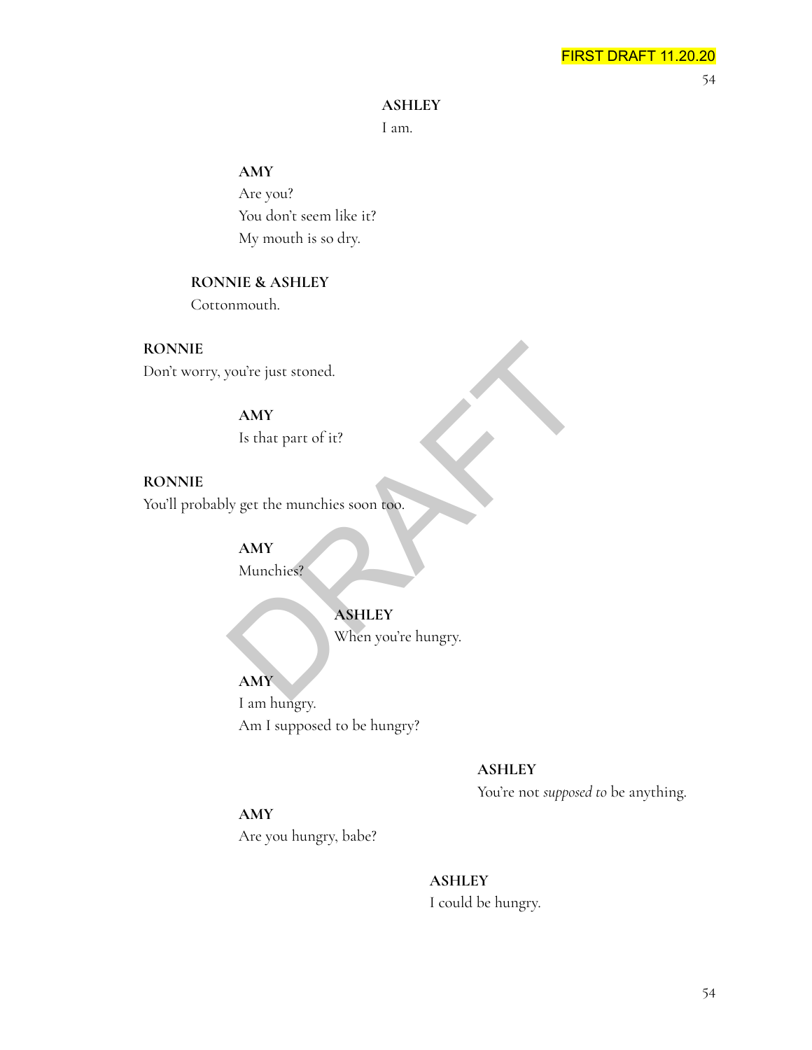**ASHLEY**
I am.

**AMY**
Are you?
You don't seem like it?
My mouth is so dry.

**RONNIE & ASHLEY**
Cottonmouth.

**RONNIE**
Don't worry, you're just stoned.

**AMY**
Is that part of it?

**RONNIE**
You'll probably get the munchies soon too.

**AMY**
Munchies?

**ASHLEY**
When you're hungry.

**AMY**
I am hungry.
Am I supposed to be hungry?

**ASHLEY**
You're not *supposed to* be anything.

**AMY**
Are you hungry, babe?

**ASHLEY**
I could be hungry.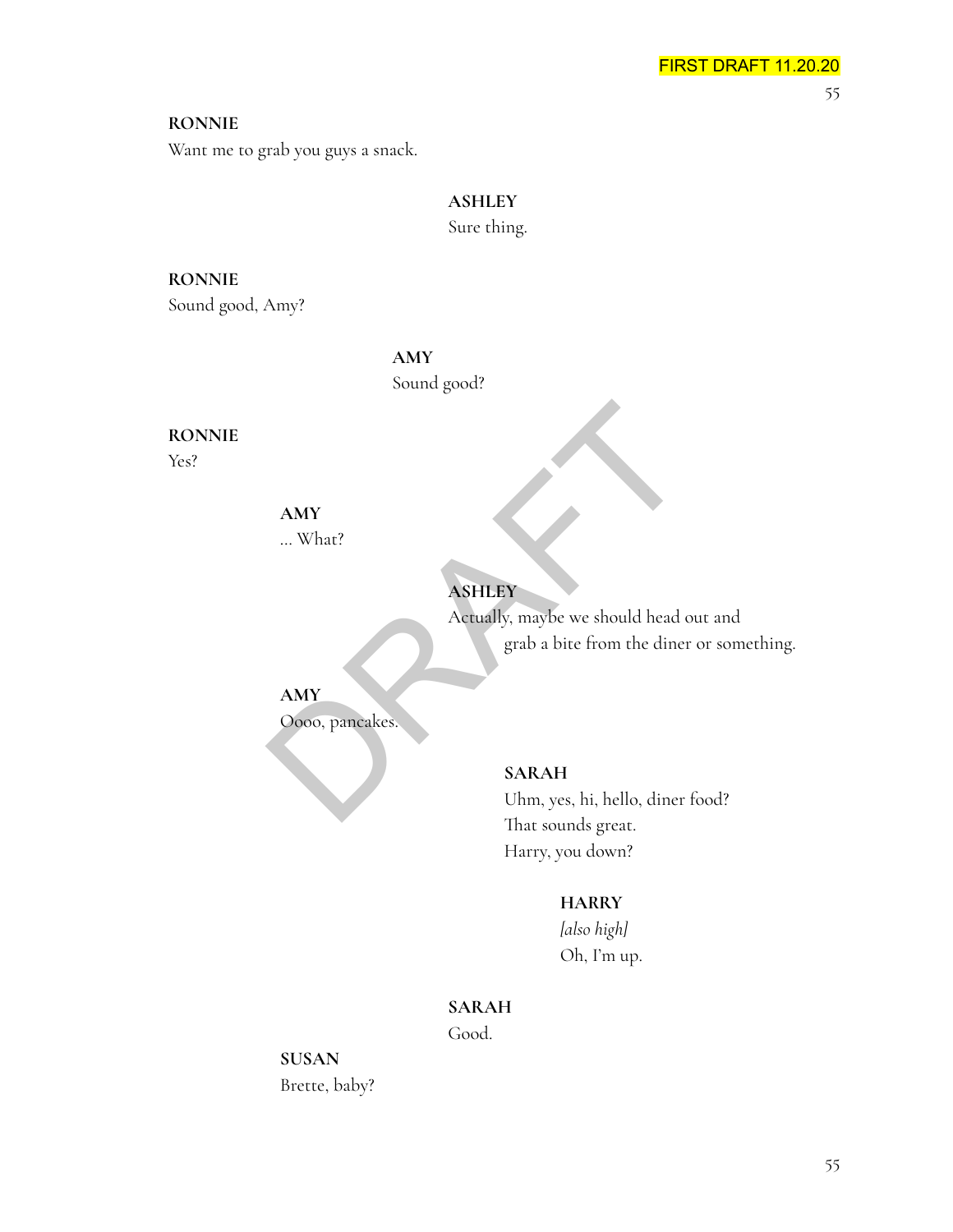**RONNIE**
Want me to grab you guys a snack.

**ASHLEY**
Sure thing.

**RONNIE**
Sound good, Amy?

**AMY**
Sound good?

**RONNIE**
Yes?

**AMY**
... What?

**ASHLEY**
Actually, maybe we should head out and
grab a bite from the diner or something.

**AMY**
Oooo, pancakes.

**SARAH**
Uhm, yes, hi, hello, diner food?
That sounds great.
Harry, you down?

**HARRY**
*[also high]*
Oh, I'm up.

**SARAH**
Good.

**SUSAN**
Brette, baby?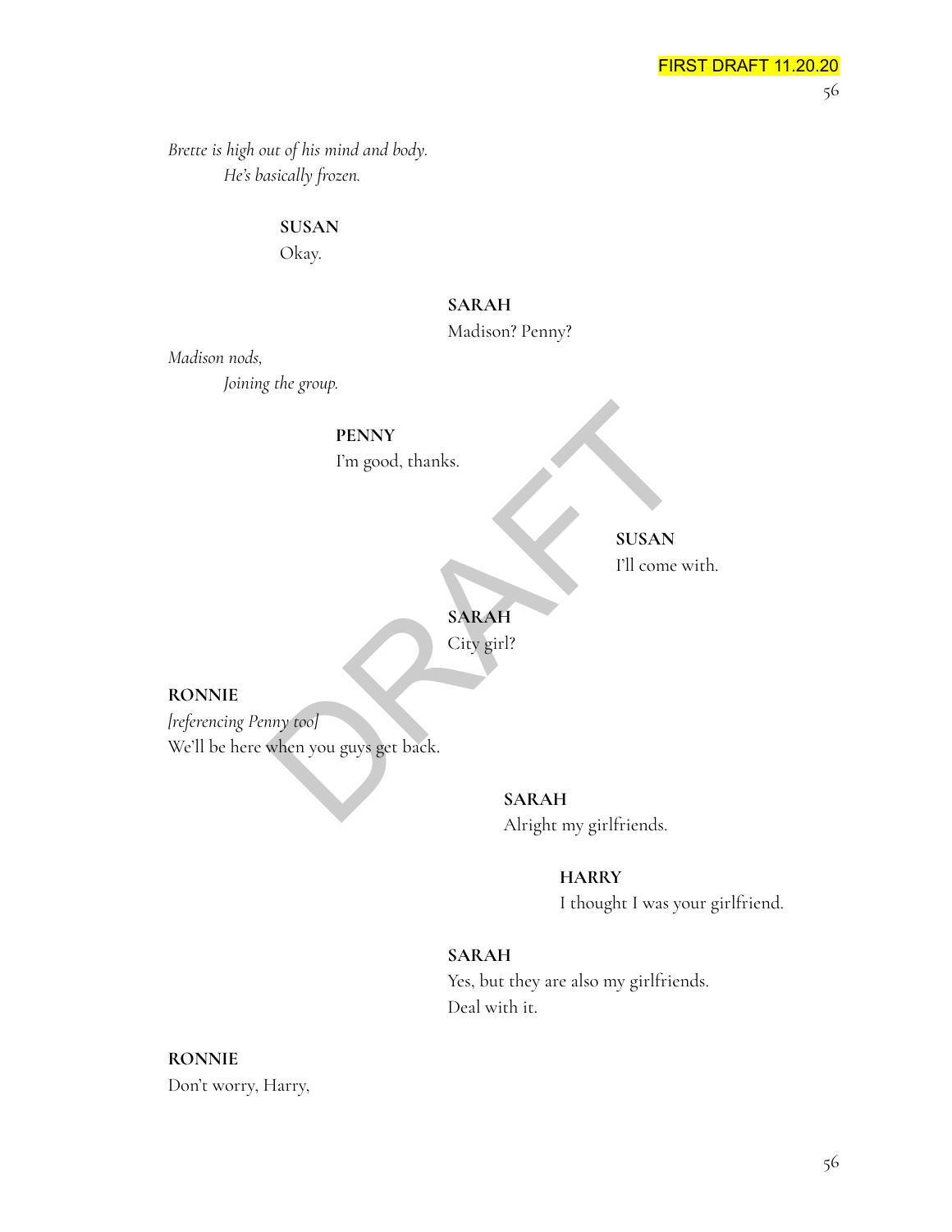*Brette is high out of his mind and body.*
*He's basically frozen.*

**SUSAN**
Okay.

**SARAH**
Madison? Penny?

*Madison nods,*
*Joining the group.*

**PENNY**
I'm good, thanks.

**SUSAN**
I'll come with.

**SARAH**
City girl?

**RONNIE**
*[referencing Penny too]*
We'll be here when you guys get back.

**SARAH**
Alright my girlfriends.

**HARRY**
I thought I was your girlfriend.

**SARAH**
Yes, but they are also my girlfriends.
Deal with it.

**RONNIE**
Don't worry, Harry,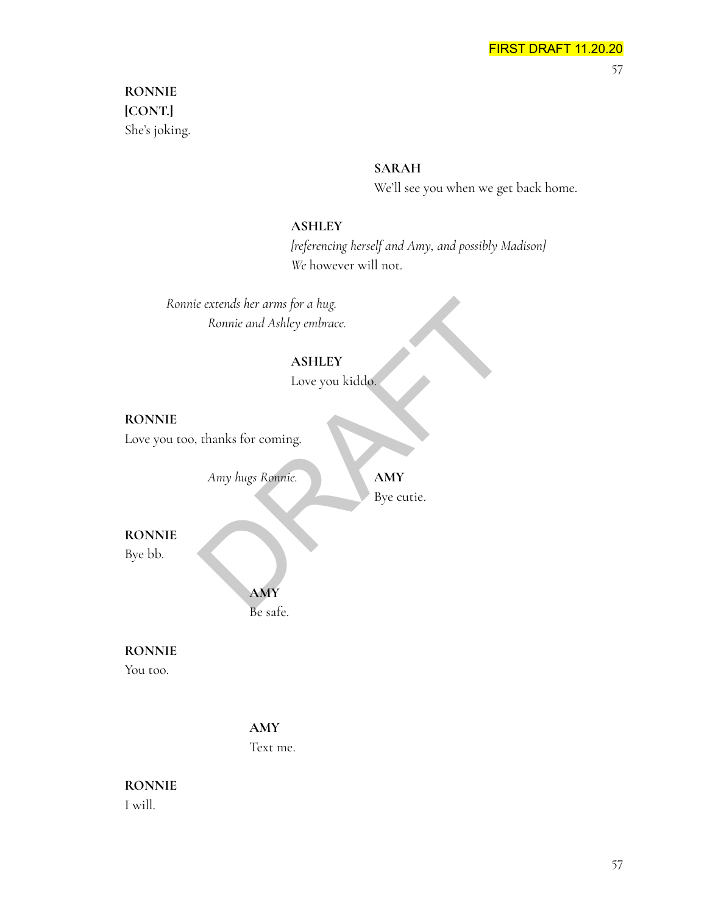**RONNIE**
**[CONT.]**
She's joking.

**SARAH**
We'll see you when we get back home.

**ASHLEY**
*[referencing herself and Amy, and possibly Madison]*
*We* however will not.

*Ronnie extends her arms for a hug.*
*Ronnie and Ashley embrace.*

**ASHLEY**
Love you kiddo.

**RONNIE**
Love you too, thanks for coming.

*Amy hugs Ronnie.*

**AMY**
Bye cutie.

**RONNIE**
Bye bb.

**AMY**
Be safe.

**RONNIE**
You too.

**AMY**
Text me.

**RONNIE**
I will.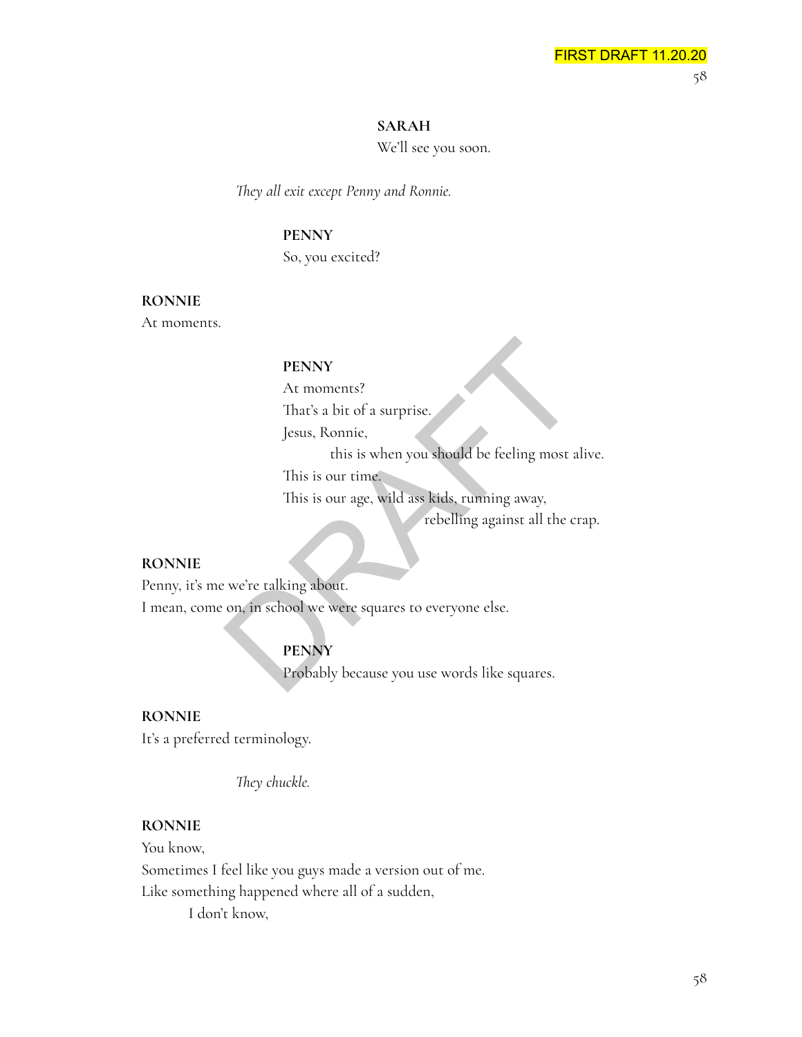**SARAH**

We'll see you soon.

*They all exit except Penny and Ronnie.*

**PENNY**

So, you excited?

**RONNIE**

At moments.

**PENNY**

At moments?
That's a bit of a surprise.
Jesus, Ronnie,
this is when you should be feeling most alive.
This is our time.
This is our age, wild ass kids, running away,
rebelling against all the crap.

**RONNIE**

Penny, it's me we're talking about.
I mean, come on, in school we were squares to everyone else.

**PENNY**

Probably because you use words like squares.

**RONNIE**

It's a preferred terminology.

*They chuckle.*

**RONNIE**

You know,
Sometimes I feel like you guys made a version out of me.
Like something happened where all of a sudden,
I don't know,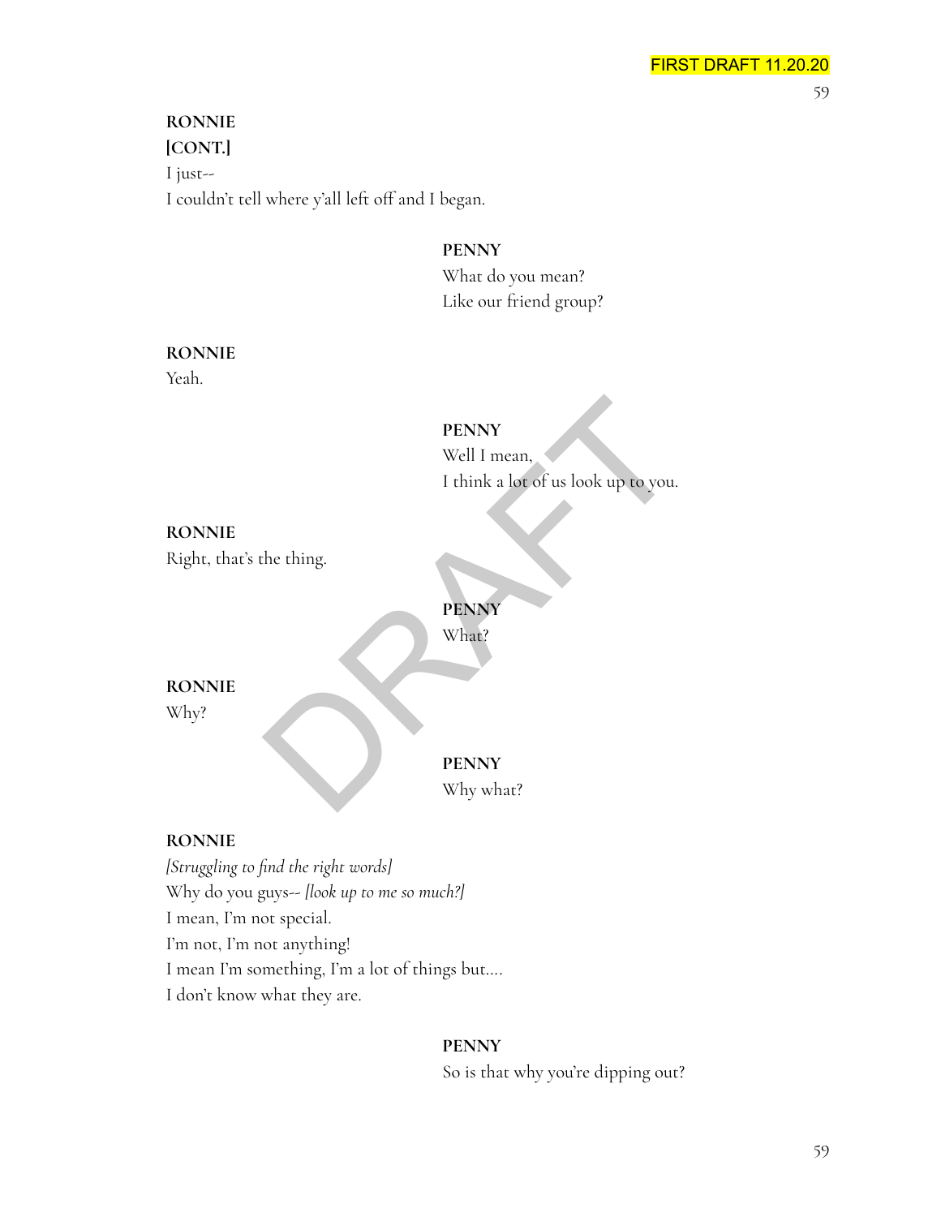**RONNIE**
**[CONT.]**
I just--
I couldn't tell where y'all left off and I began.

**PENNY**
What do you mean?
Like our friend group?

**RONNIE**
Yeah.

**PENNY**
Well I mean,
I think a lot of us look up to you.

**RONNIE**
Right, that's the thing.

**PENNY**
What?

**RONNIE**
Why?

**PENNY**
Why what?

**RONNIE**
*[Struggling to find the right words]*
Why do you guys-- *[look up to me so much?]*
I mean, I'm not special.
I'm not, I'm not anything!
I mean I'm something, I'm a lot of things but....
I don't know what they are.

**PENNY**
So is that why you're dipping out?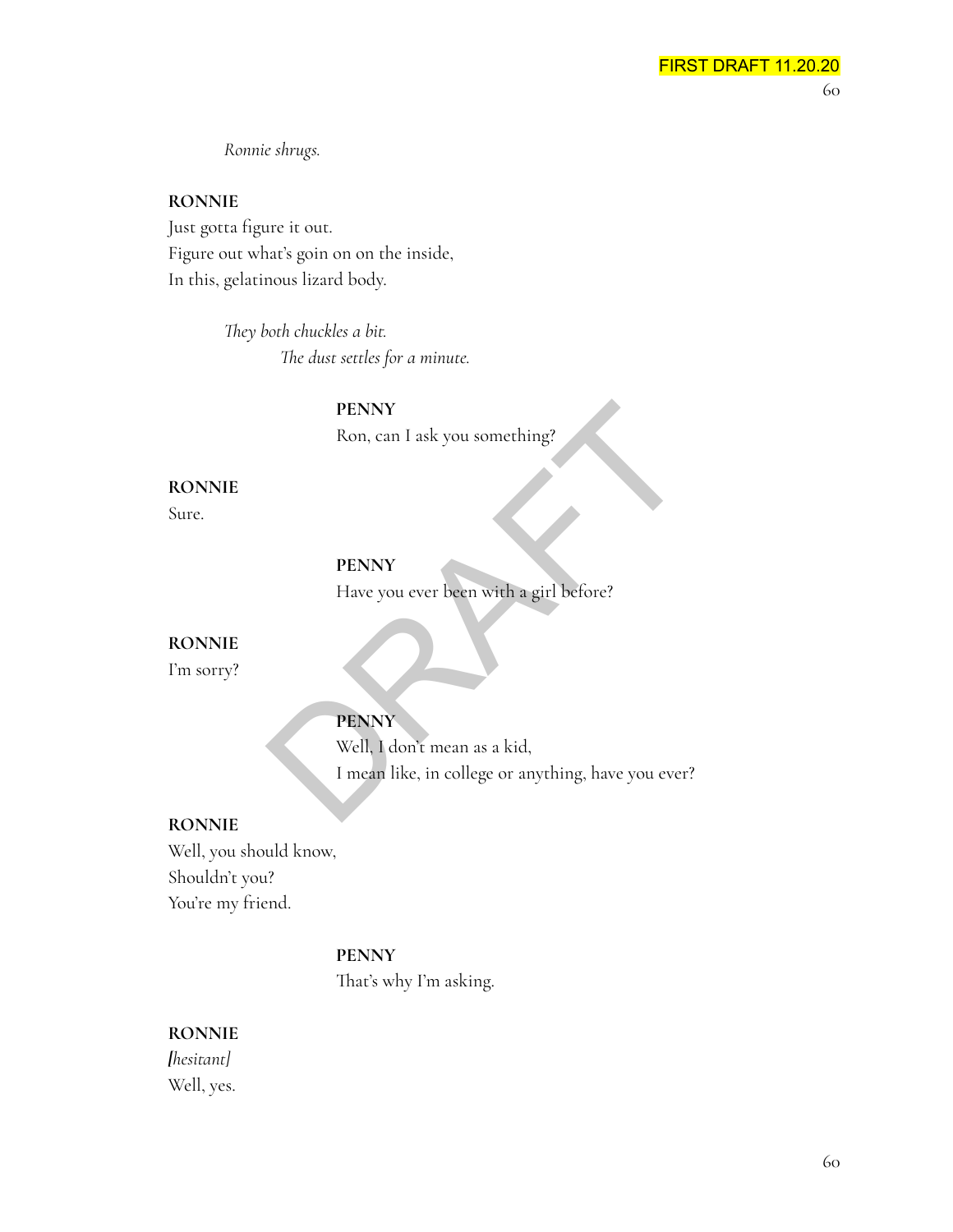*Ronnie shrugs.*

**RONNIE**
Just gotta figure it out.
Figure out what's goin on on the inside,
In this, gelatinous lizard body.

*They both chuckles a bit.*
*The dust settles for a minute.*

**PENNY**
Ron, can I ask you something?

**RONNIE**
Sure.

**PENNY**
Have you ever been with a girl before?

**RONNIE**
I'm sorry?

**PENNY**
Well, I don't mean as a kid,
I mean like, in college or anything, have you ever?

**RONNIE**
Well, you should know,
Shouldn't you?
You're my friend.

**PENNY**
That's why I'm asking.

**RONNIE**
*[hesitant]*
Well, yes.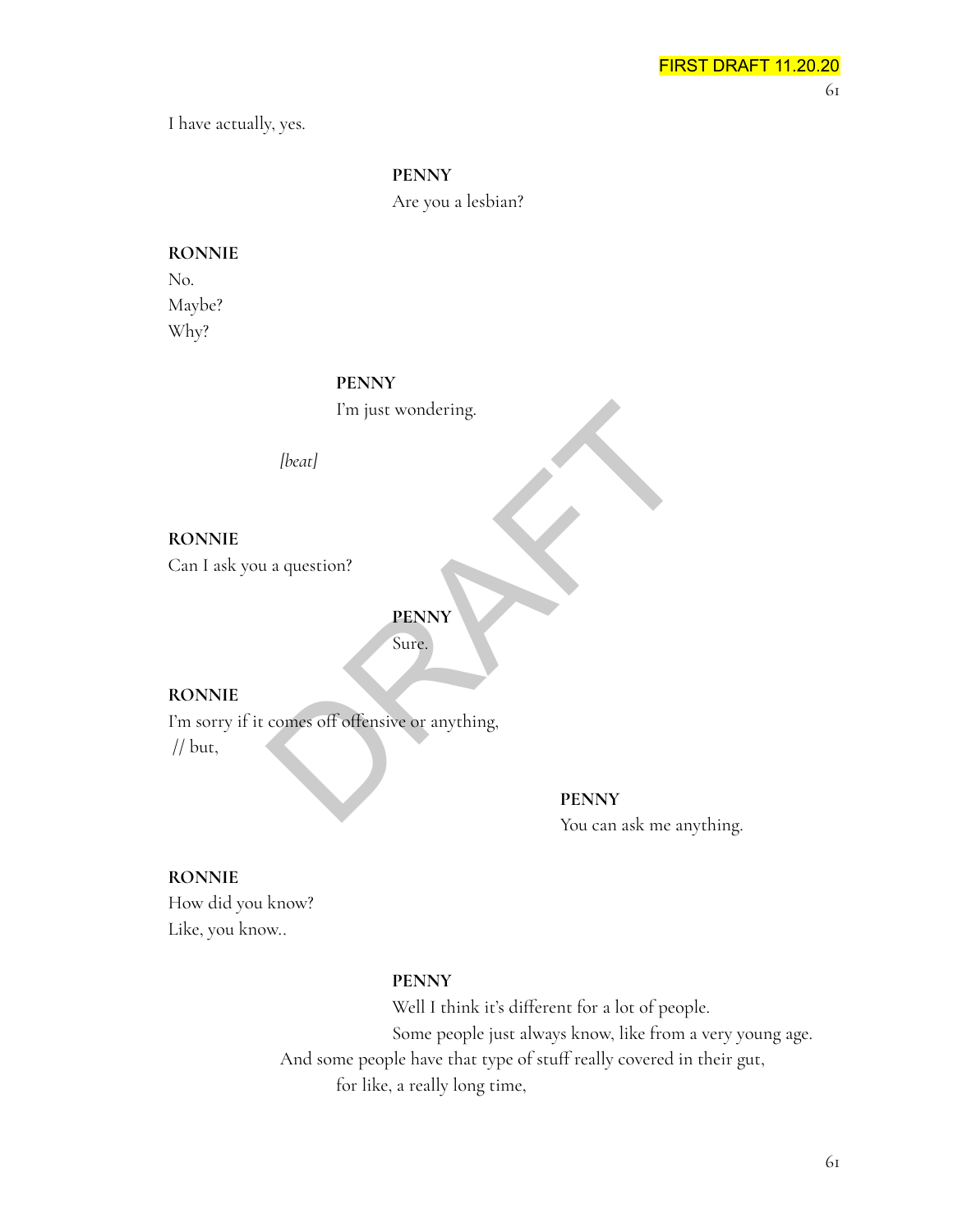I have actually, yes.

**PENNY**
Are you a lesbian?

**RONNIE**
No.
Maybe?
Why?

**PENNY**
I'm just wondering.

*[beat]*

**RONNIE**
Can I ask you a question?

**PENNY**
Sure.

**RONNIE**
I'm sorry if it comes off offensive or anything,
// but,

**PENNY**
You can ask me anything.

**RONNIE**
How did you know?
Like, you know..

**PENNY**
Well I think it's different for a lot of people.
Some people just always know, like from a very young age.
And some people have that type of stuff really covered in their gut,
for like, a really long time,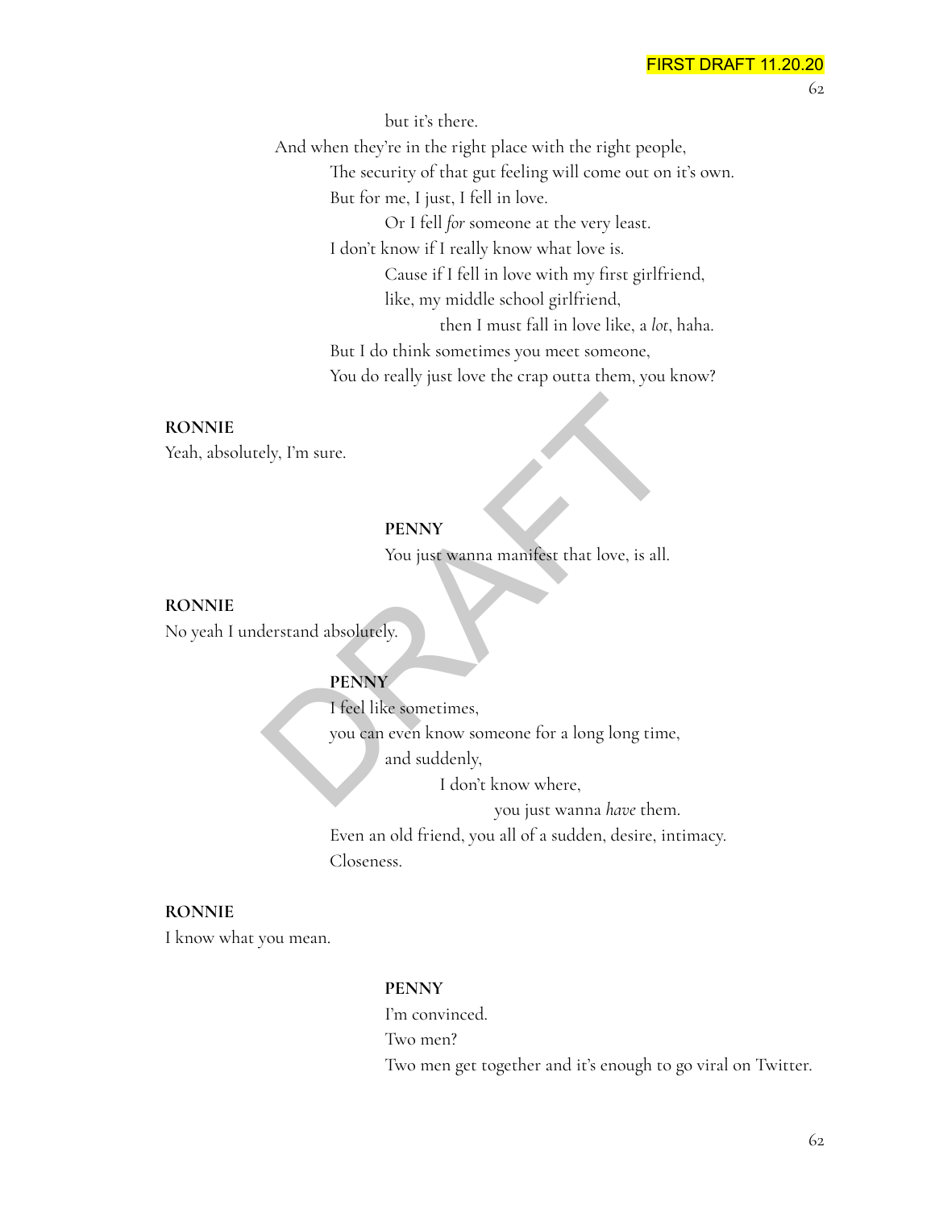but it's there.
And when they're in the right place with the right people,
The security of that gut feeling will come out on it's own.
But for me, I just, I fell in love.
Or I fell *for* someone at the very least.
I don't know if I really know what love is.
Cause if I fell in love with my first girlfriend,
like, my middle school girlfriend,
then I must fall in love like, a *lot*, haha.
But I do think sometimes you meet someone,
You do really just love the crap outta them, you know?

**RONNIE**
Yeah, absolutely, I'm sure.

**PENNY**
You just wanna manifest that love, is all.

**RONNIE**
No yeah I understand absolutely.

**PENNY**
I feel like sometimes,
you can even know someone for a long long time,
and suddenly,
I don't know where,
you just wanna *have* them.
Even an old friend, you all of a sudden, desire, intimacy.
Closeness.

**RONNIE**
I know what you mean.

**PENNY**
I'm convinced.
Two men?
Two men get together and it's enough to go viral on Twitter.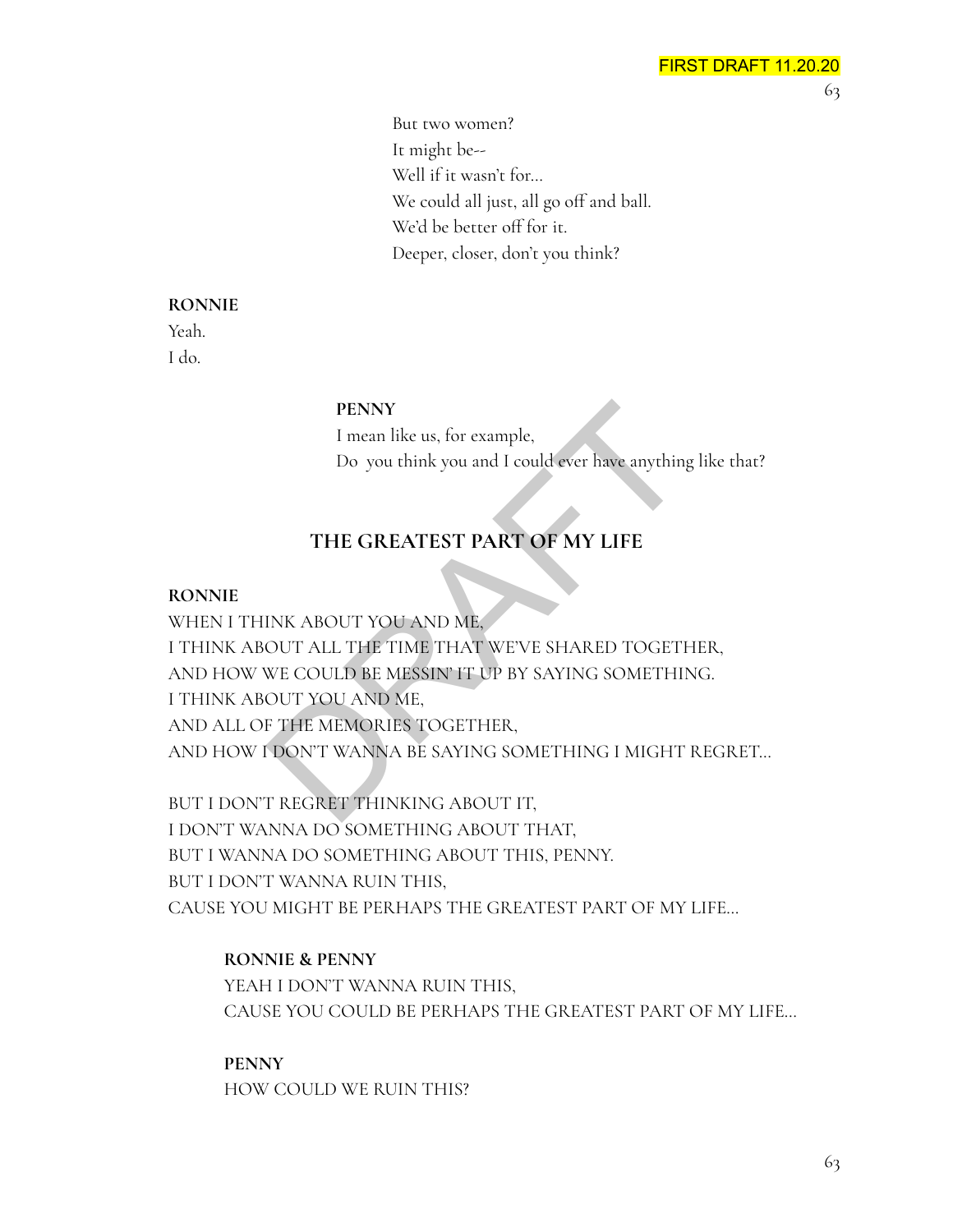But two women?
It might be--
Well if it wasn't for...
We could all just, all go off and ball.
We'd be better off for it.
Deeper, closer, don't you think?

**RONNIE**
Yeah.
I do.

**PENNY**
I mean like us, for example,
Do you think you and I could ever have anything like that?

## THE GREATEST PART OF MY LIFE

**RONNIE**
WHEN I THINK ABOUT YOU AND ME,
I THINK ABOUT ALL THE TIME THAT WE'VE SHARED TOGETHER,
AND HOW WE COULD BE MESSIN' IT UP BY SAYING SOMETHING.
I THINK ABOUT YOU AND ME,
AND ALL OF THE MEMORIES TOGETHER,
AND HOW I DON'T WANNA BE SAYING SOMETHING I MIGHT REGRET...

BUT I DON'T REGRET THINKING ABOUT IT,
I DON'T WANNA DO SOMETHING ABOUT THAT,
BUT I WANNA DO SOMETHING ABOUT THIS, PENNY.
BUT I DON'T WANNA RUIN THIS,
CAUSE YOU MIGHT BE PERHAPS THE GREATEST PART OF MY LIFE...

**RONNIE & PENNY**
YEAH I DON'T WANNA RUIN THIS,
CAUSE YOU COULD BE PERHAPS THE GREATEST PART OF MY LIFE...

**PENNY**
HOW COULD WE RUIN THIS?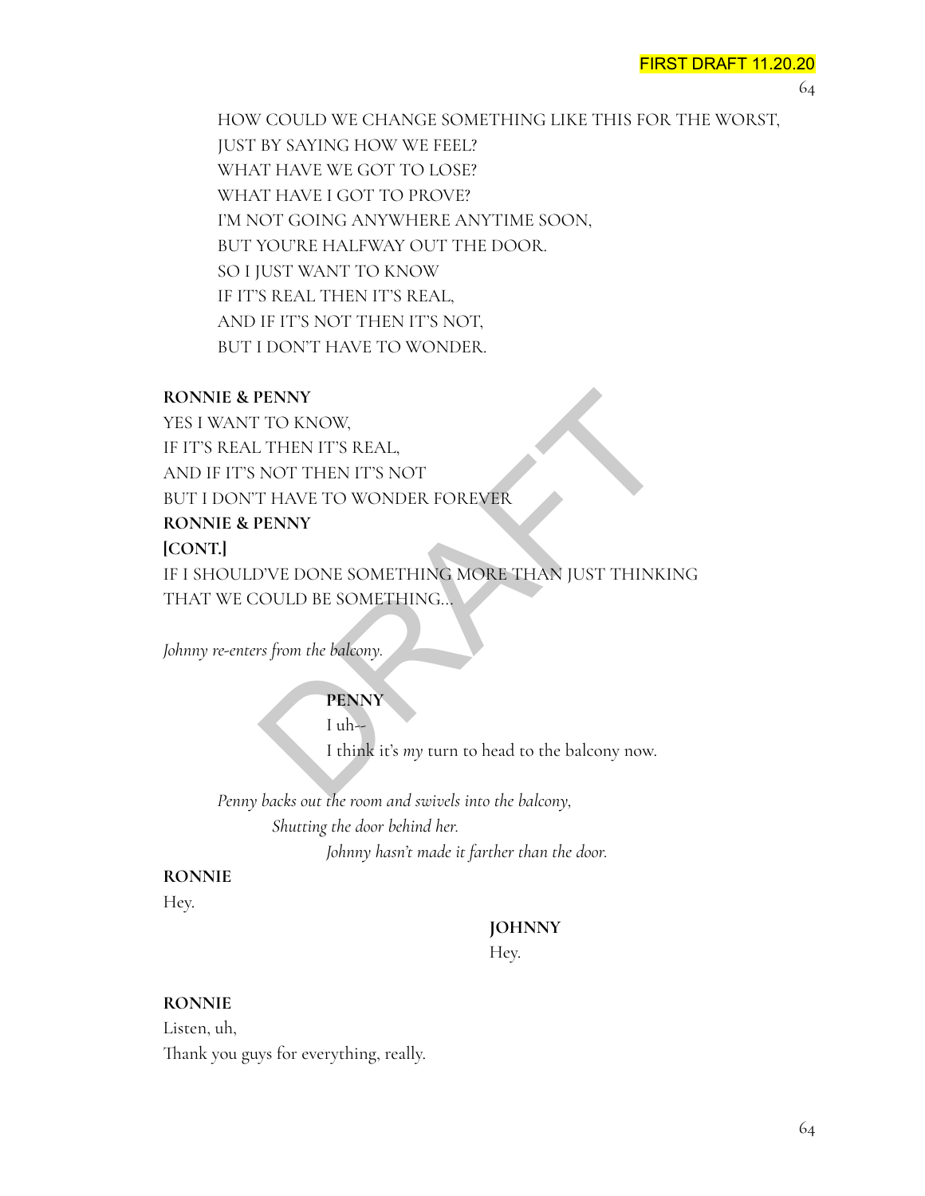HOW COULD WE CHANGE SOMETHING LIKE THIS FOR THE WORST,
JUST BY SAYING HOW WE FEEL?
WHAT HAVE WE GOT TO LOSE?
WHAT HAVE I GOT TO PROVE?
I'M NOT GOING ANYWHERE ANYTIME SOON,
BUT YOU'RE HALFWAY OUT THE DOOR.
SO I JUST WANT TO KNOW
IF IT'S REAL THEN IT'S REAL,
AND IF IT'S NOT THEN IT'S NOT,
BUT I DON'T HAVE TO WONDER.

**RONNIE & PENNY**
YES I WANT TO KNOW,
IF IT'S REAL THEN IT'S REAL,
AND IF IT'S NOT THEN IT'S NOT
BUT I DON'T HAVE TO WONDER FOREVER
**RONNIE & PENNY**
**[CONT.]**
IF I SHOULD'VE DONE SOMETHING MORE THAN JUST THINKING
THAT WE COULD BE SOMETHING...

*Johnny re-enters from the balcony.*

**PENNY**
I uh--
I think it's *my* turn to head to the balcony now.

*Penny backs out the room and swivels into the balcony,*
*Shutting the door behind her.*
*Johnny hasn't made it farther than the door.*

**RONNIE**
Hey.

**JOHNNY**
Hey.

**RONNIE**
Listen, uh,
Thank you guys for everything, really.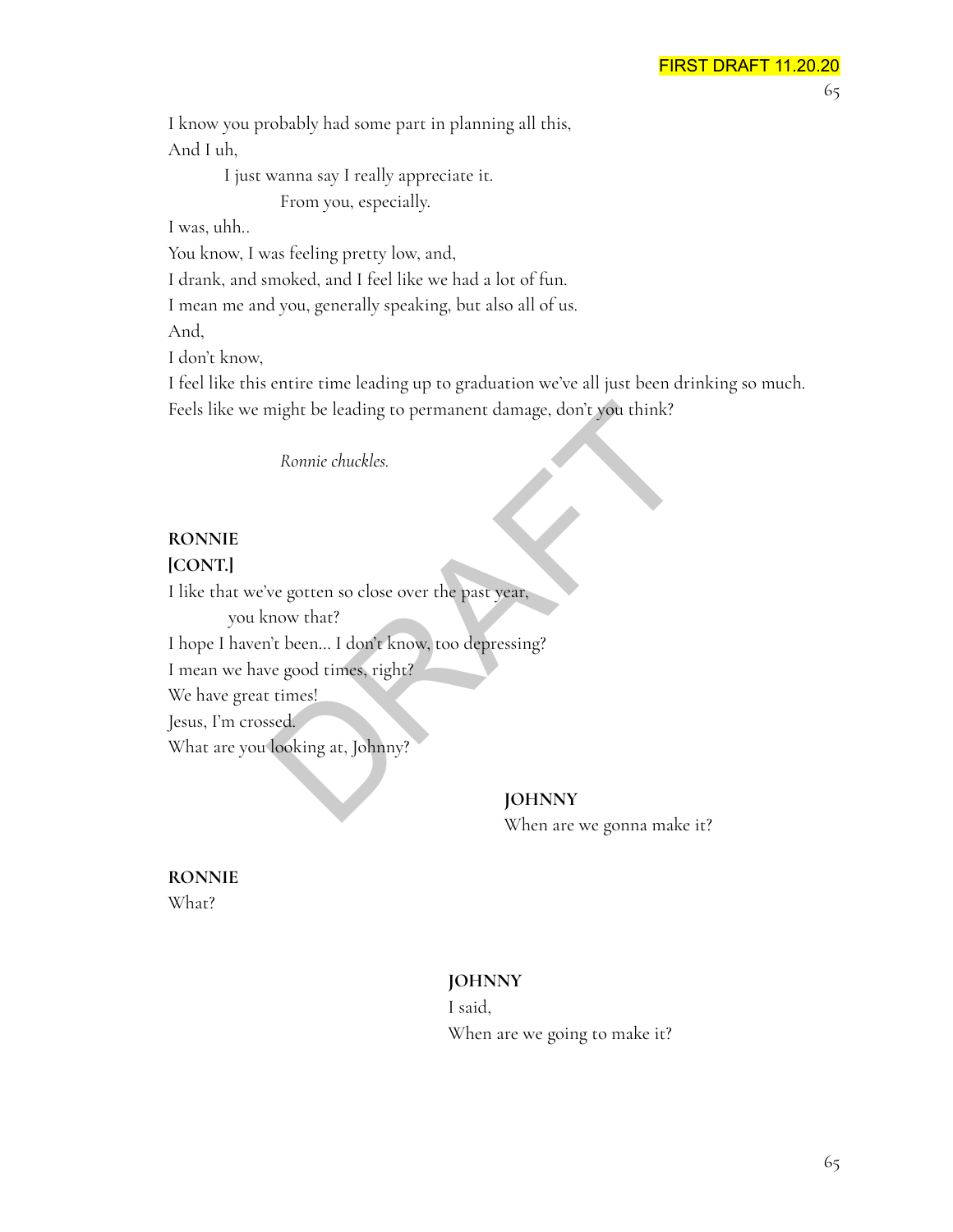I know you probably had some part in planning all this,
And I uh,
    I just wanna say I really appreciate it.
        From you, especially.
I was, uhh..
You know, I was feeling pretty low, and,
I drank, and smoked, and I feel like we had a lot of fun.
I mean me and you, generally speaking, but also all of us.
And,
I don't know,
I feel like this entire time leading up to graduation we've all just been drinking so much.
Feels like we might be leading to permanent damage, don't you think?

*Ronnie chuckles.*

**RONNIE**
**[CONT.]**
I like that we've gotten so close over the past year,
    you know that?
I hope I haven't been... I don't know, too depressing?
I mean we have good times, right?
We have great times!
Jesus, I'm crossed.
What are you looking at, Johnny?

**JOHNNY**
When are we gonna make it?

**RONNIE**
What?

**JOHNNY**
I said,
When are we going to make it?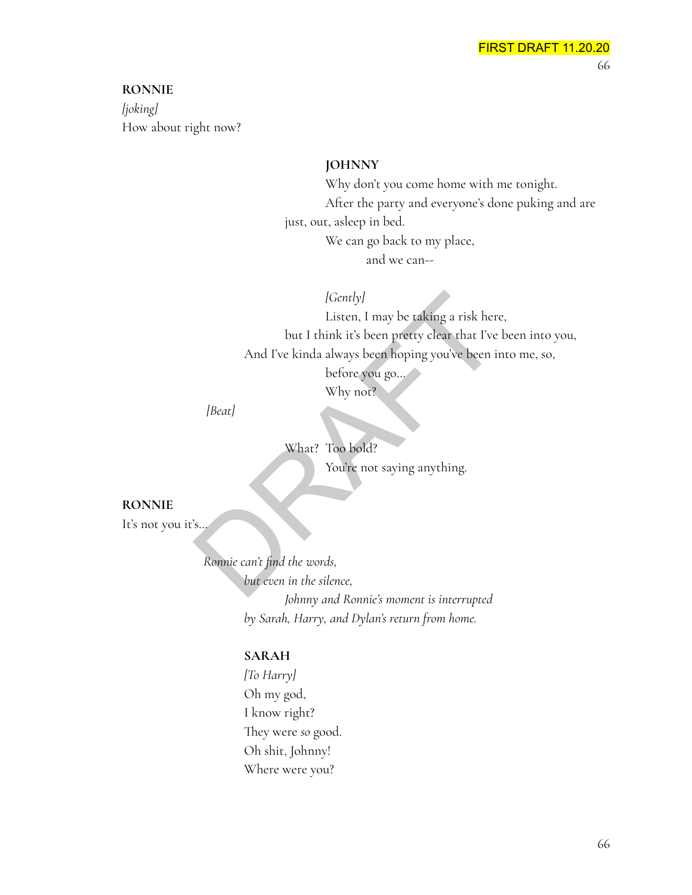**RONNIE**
*[joking]*
How about right now?

**JOHNNY**
Why don't you come home with me tonight.
After the party and everyone's done puking and are just, out, asleep in bed.
We can go back to my place,
and we can--

*[Gently]*
Listen, I may be taking a risk here,
but I think it's been pretty clear that I've been into you,
And I've kinda always been hoping you've been into me, so,
before you go...
Why not?

*[Beat]*

What? Too bold?
You're not saying anything.

**RONNIE**
It's not you it's...

*Ronnie can't find the words,*
*but even in the silence,*
*Johnny and Ronnie's moment is interrupted*
*by Sarah, Harry, and Dylan's return from home.*

**SARAH**
*[To Harry]*
Oh my god,
I know right?
They were *so* good.
Oh shit, Johnny!
Where were you?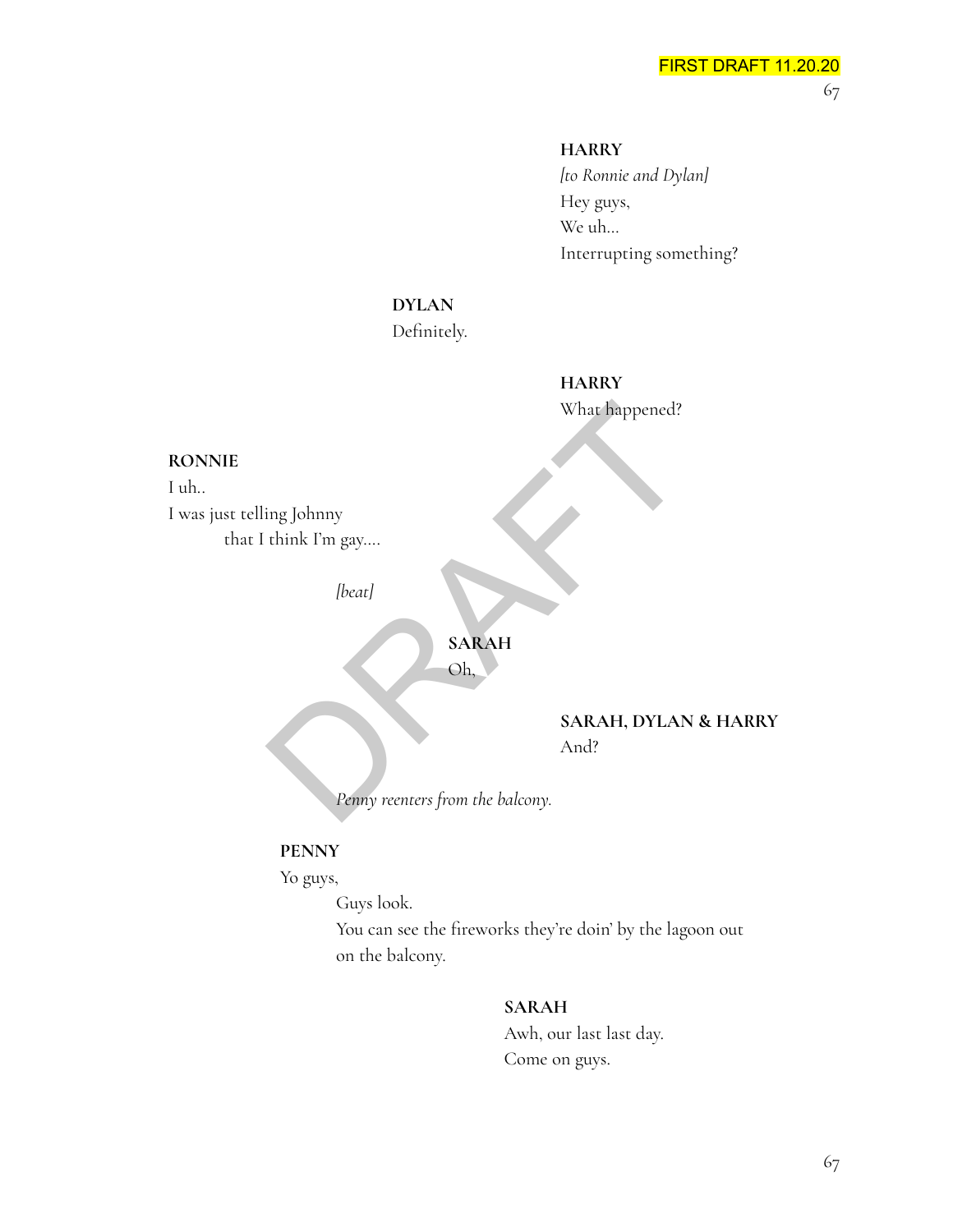**HARRY**
*[to Ronnie and Dylan]*
Hey guys,
We uh...
Interrupting something?

**DYLAN**
Definitely.

**HARRY**
What happened?

**RONNIE**
I uh..
I was just telling Johnny
that I think I'm gay....

*[beat]*

**SARAH**
Oh,

**SARAH, DYLAN & HARRY**
And?

*Penny reenters from the balcony.*

**PENNY**
Yo guys,
Guys look.
You can see the fireworks they're doin' by the lagoon out on the balcony.

**SARAH**
Awh, our last last day.
Come on guys.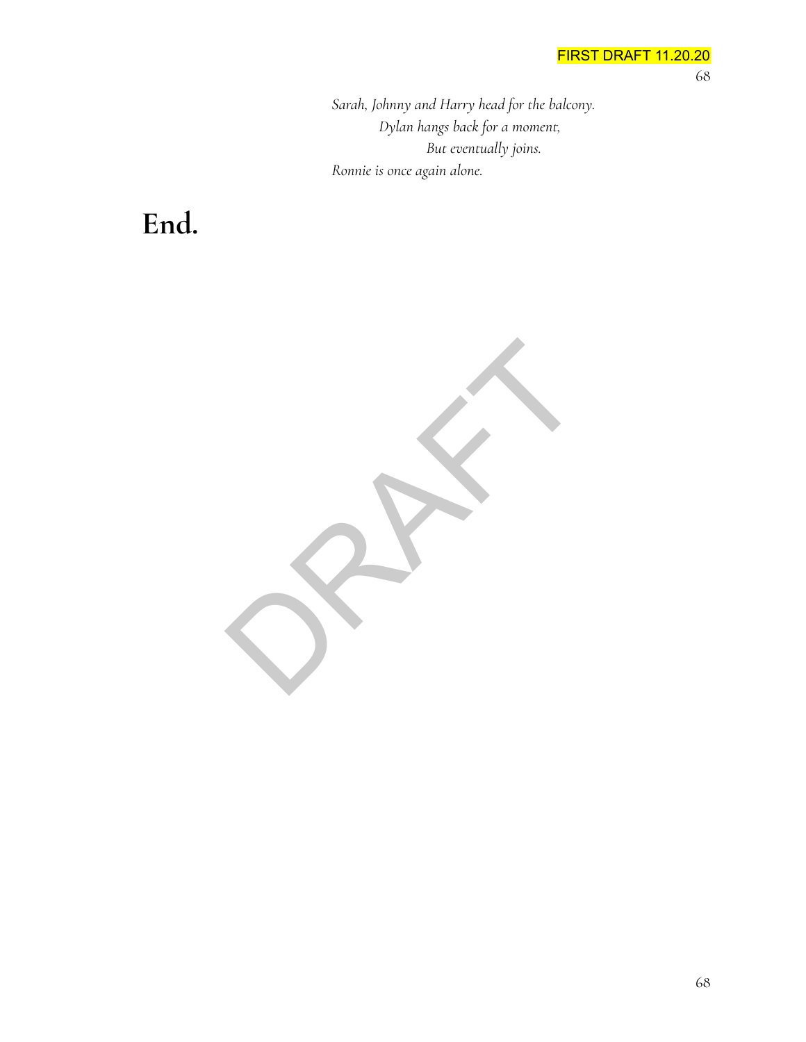*Sarah, Johnny and Harry head for the balcony.*
*Dylan hangs back for a moment,*
*But eventually joins.*
*Ronnie is once again alone.*

# End.